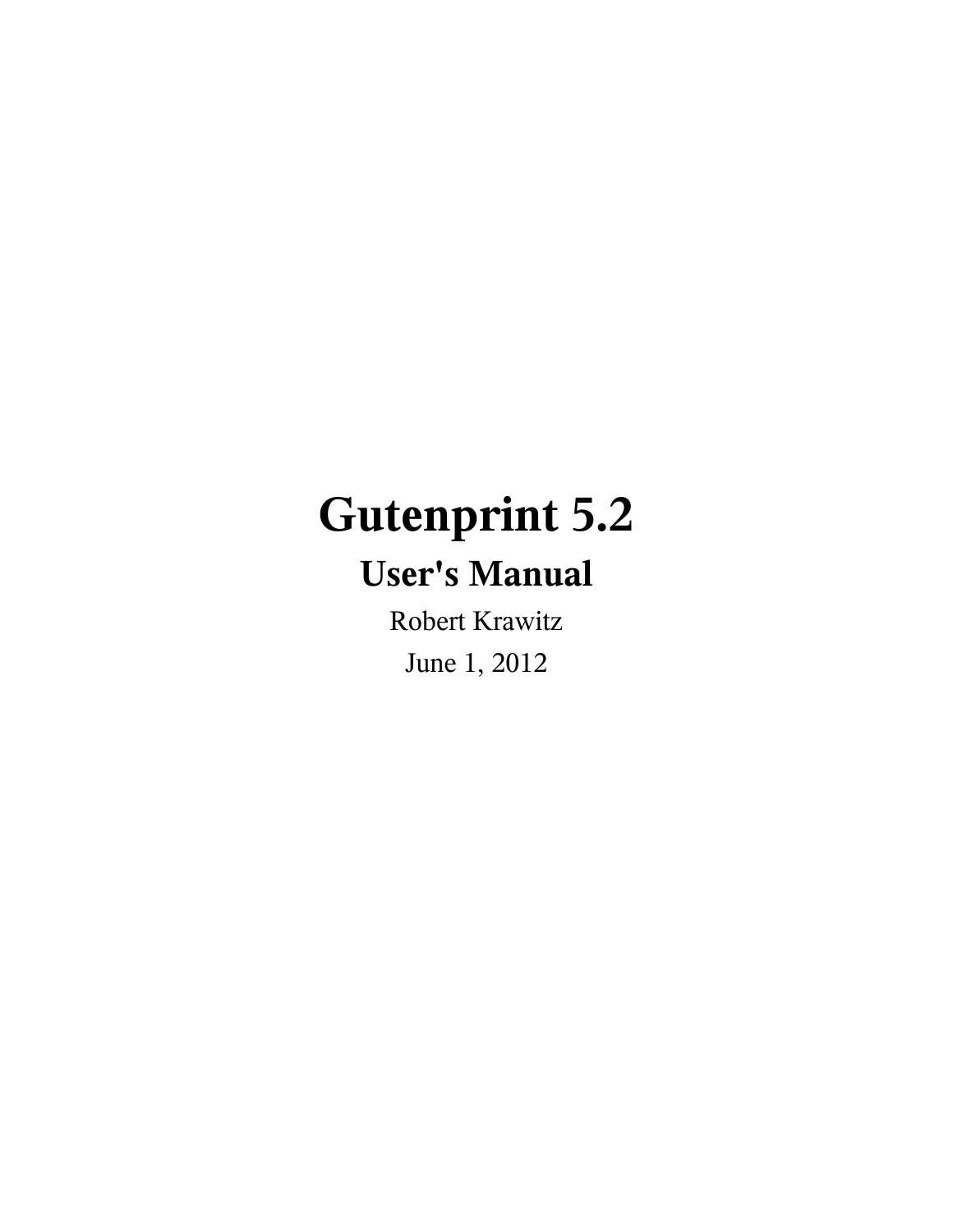# Gutenprint 5.2

## User's Manual

Robert Krawitz

June 1, 2012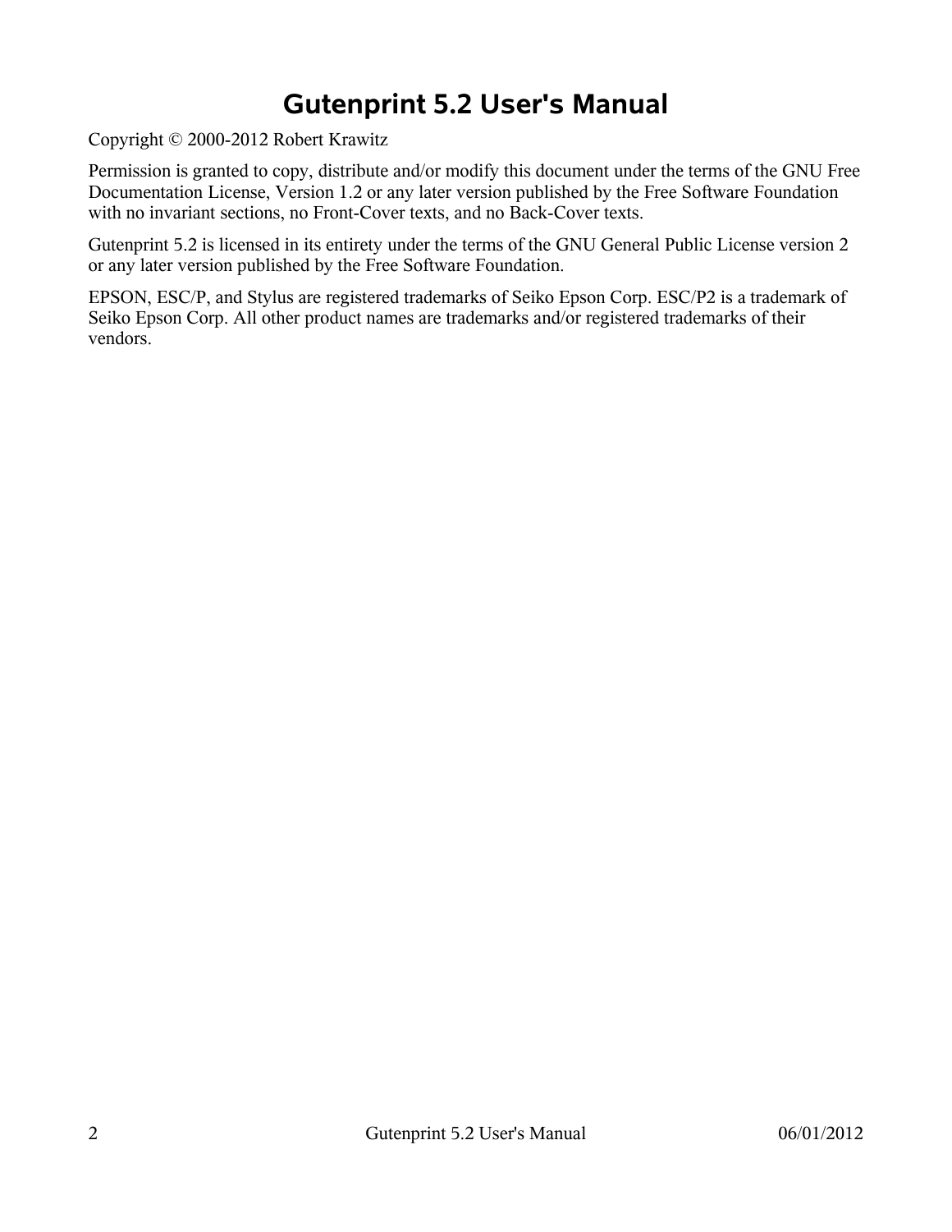# Gutenprint 5.2 User's Manual

Copyright © 2000-2012 Robert Krawitz

Permission is granted to copy, distribute and/or modify this document under the terms of the GNU Free Documentation License, Version 1.2 or any later version published by the Free Software Foundation with no invariant sections, no Front-Cover texts, and no Back-Cover texts.

Gutenprint 5.2 is licensed in its entirety under the terms of the GNU General Public License version 2 or any later version published by the Free Software Foundation.

EPSON, ESC/P, and Stylus are registered trademarks of Seiko Epson Corp. ESC/P2 is a trademark of Seiko Epson Corp. All other product names are trademarks and/or registered trademarks of their vendors.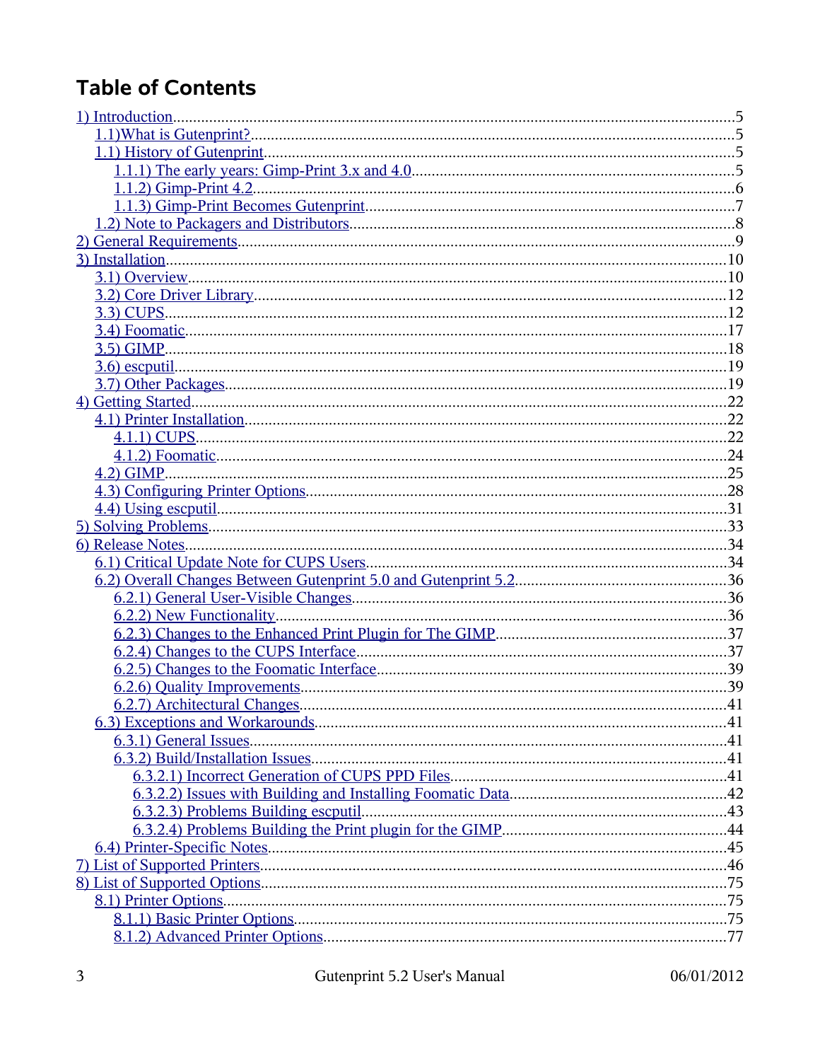# Table of Contents

- 1) Introduction .....5
  - 1.1)What is Gutenprint? .....5
  - 1.1) History of Gutenprint .....5
    - 1.1.1) The early years: Gimp-Print 3.x and 4.0 .....5
    - 1.1.2) Gimp-Print 4.2 .....6
    - 1.1.3) Gimp-Print Becomes Gutenprint .....7
  - 1.2) Note to Packagers and Distributors .....8
- 2) General Requirements .....9
- 3) Installation .....10
  - 3.1) Overview .....10
  - 3.2) Core Driver Library .....12
  - 3.3) CUPS .....12
  - 3.4) Foomatic .....17
  - 3.5) GIMP .....18
  - 3.6) escputil .....19
  - 3.7) Other Packages .....19
- 4) Getting Started .....22
  - 4.1) Printer Installation .....22
    - 4.1.1) CUPS .....22
    - 4.1.2) Foomatic .....24
  - 4.2) GIMP .....25
  - 4.3) Configuring Printer Options .....28
  - 4.4) Using escputil .....31
- 5) Solving Problems .....33
- 6) Release Notes .....34
  - 6.1) Critical Update Note for CUPS Users .....34
  - 6.2) Overall Changes Between Gutenprint 5.0 and Gutenprint 5.2 .....36
    - 6.2.1) General User-Visible Changes .....36
    - 6.2.2) New Functionality .....36
    - 6.2.3) Changes to the Enhanced Print Plugin for The GIMP .....37
    - 6.2.4) Changes to the CUPS Interface .....37
    - 6.2.5) Changes to the Foomatic Interface .....39
    - 6.2.6) Quality Improvements .....39
    - 6.2.7) Architectural Changes .....41
  - 6.3) Exceptions and Workarounds .....41
    - 6.3.1) General Issues .....41
    - 6.3.2) Build/Installation Issues .....41
      - 6.3.2.1) Incorrect Generation of CUPS PPD Files .....41
      - 6.3.2.2) Issues with Building and Installing Foomatic Data .....42
      - 6.3.2.3) Problems Building escputil .....43
      - 6.3.2.4) Problems Building the Print plugin for the GIMP .....44
  - 6.4) Printer-Specific Notes .....45
- 7) List of Supported Printers .....46
- 8) List of Supported Options .....75
  - 8.1) Printer Options .....75
    - 8.1.1) Basic Printer Options .....75
    - 8.1.2) Advanced Printer Options .....77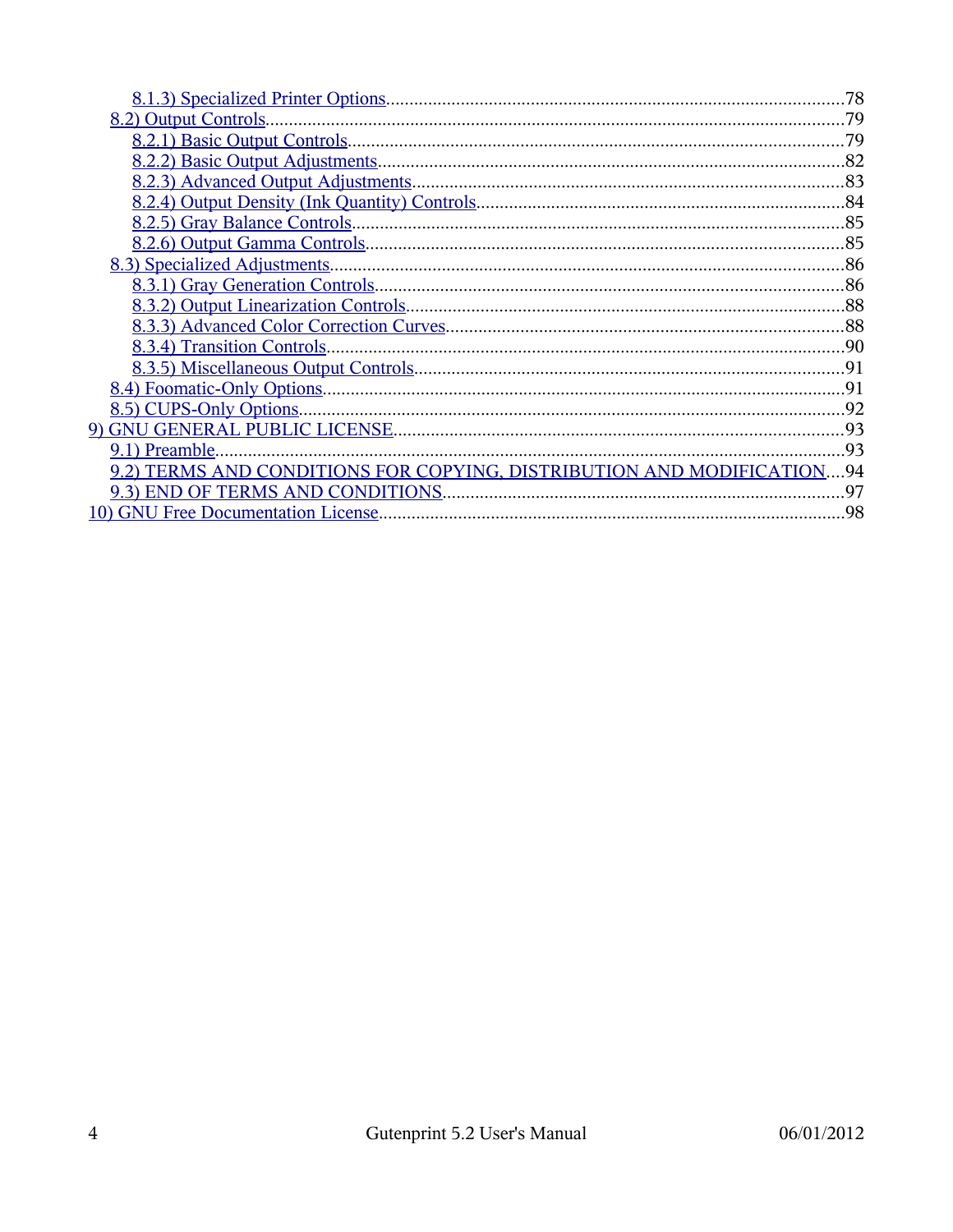- 8.1.3) Specialized Printer Options....78
- 8.2) Output Controls....79
  - 8.2.1) Basic Output Controls....79
  - 8.2.2) Basic Output Adjustments....82
  - 8.2.3) Advanced Output Adjustments....83
  - 8.2.4) Output Density (Ink Quantity) Controls....84
  - 8.2.5) Gray Balance Controls....85
  - 8.2.6) Output Gamma Controls....85
- 8.3) Specialized Adjustments....86
  - 8.3.1) Gray Generation Controls....86
  - 8.3.2) Output Linearization Controls....88
  - 8.3.3) Advanced Color Correction Curves....88
  - 8.3.4) Transition Controls....90
  - 8.3.5) Miscellaneous Output Controls....91
- 8.4) Foomatic-Only Options....91
- 8.5) CUPS-Only Options....92

9) GNU GENERAL PUBLIC LICENSE....93
- 9.1) Preamble....93
- 9.2) TERMS AND CONDITIONS FOR COPYING, DISTRIBUTION AND MODIFICATION....94
- 9.3) END OF TERMS AND CONDITIONS....97

10) GNU Free Documentation License....98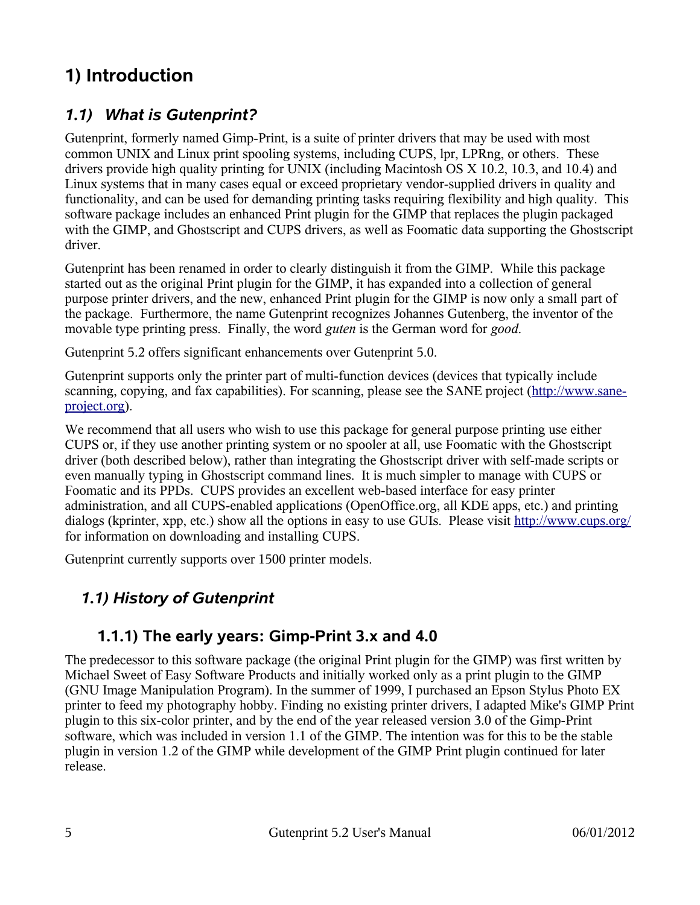# 1) Introduction

## *1.1) What is Gutenprint?*

Gutenprint, formerly named Gimp-Print, is a suite of printer drivers that may be used with most common UNIX and Linux print spooling systems, including CUPS, lpr, LPRng, or others. These drivers provide high quality printing for UNIX (including Macintosh OS X 10.2, 10.3, and 10.4) and Linux systems that in many cases equal or exceed proprietary vendor-supplied drivers in quality and functionality, and can be used for demanding printing tasks requiring flexibility and high quality. This software package includes an enhanced Print plugin for the GIMP that replaces the plugin packaged with the GIMP, and Ghostscript and CUPS drivers, as well as Foomatic data supporting the Ghostscript driver.

Gutenprint has been renamed in order to clearly distinguish it from the GIMP. While this package started out as the original Print plugin for the GIMP, it has expanded into a collection of general purpose printer drivers, and the new, enhanced Print plugin for the GIMP is now only a small part of the package. Furthermore, the name Gutenprint recognizes Johannes Gutenberg, the inventor of the movable type printing press. Finally, the word *guten* is the German word for *good*.

Gutenprint 5.2 offers significant enhancements over Gutenprint 5.0.

Gutenprint supports only the printer part of multi-function devices (devices that typically include scanning, copying, and fax capabilities). For scanning, please see the SANE project (http://www.sane-project.org).

We recommend that all users who wish to use this package for general purpose printing use either CUPS or, if they use another printing system or no spooler at all, use Foomatic with the Ghostscript driver (both described below), rather than integrating the Ghostscript driver with self-made scripts or even manually typing in Ghostscript command lines. It is much simpler to manage with CUPS or Foomatic and its PPDs. CUPS provides an excellent web-based interface for easy printer administration, and all CUPS-enabled applications (OpenOffice.org, all KDE apps, etc.) and printing dialogs (kprinter, xpp, etc.) show all the options in easy to use GUIs. Please visit http://www.cups.org/ for information on downloading and installing CUPS.

Gutenprint currently supports over 1500 printer models.

## *1.1) History of Gutenprint*

### 1.1.1) The early years: Gimp-Print 3.x and 4.0

The predecessor to this software package (the original Print plugin for the GIMP) was first written by Michael Sweet of Easy Software Products and initially worked only as a print plugin to the GIMP (GNU Image Manipulation Program). In the summer of 1999, I purchased an Epson Stylus Photo EX printer to feed my photography hobby. Finding no existing printer drivers, I adapted Mike's GIMP Print plugin to this six-color printer, and by the end of the year released version 3.0 of the Gimp-Print software, which was included in version 1.1 of the GIMP. The intention was for this to be the stable plugin in version 1.2 of the GIMP while development of the GIMP Print plugin continued for later release.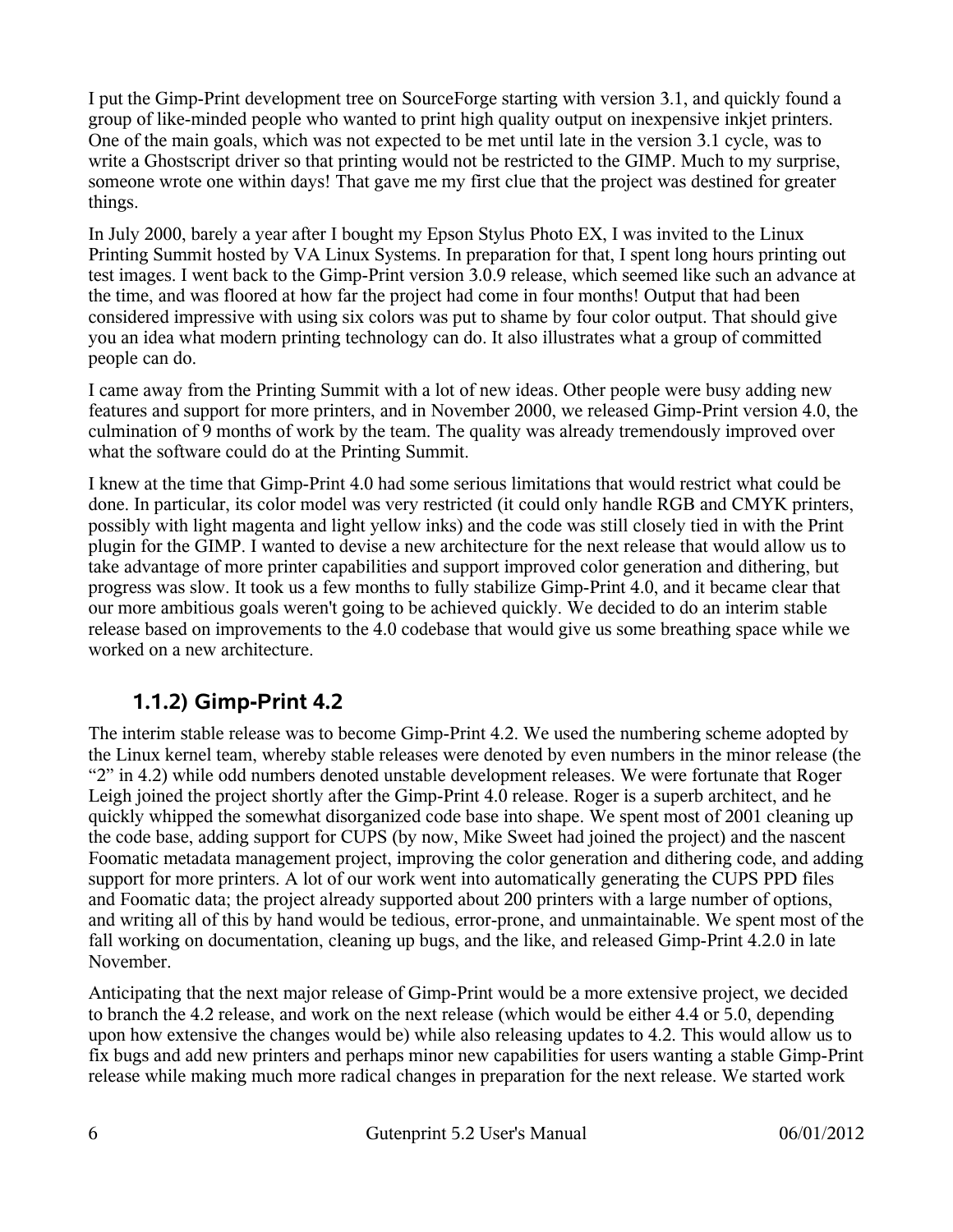I put the Gimp-Print development tree on SourceForge starting with version 3.1, and quickly found a group of like-minded people who wanted to print high quality output on inexpensive inkjet printers. One of the main goals, which was not expected to be met until late in the version 3.1 cycle, was to write a Ghostscript driver so that printing would not be restricted to the GIMP. Much to my surprise, someone wrote one within days! That gave me my first clue that the project was destined for greater things.

In July 2000, barely a year after I bought my Epson Stylus Photo EX, I was invited to the Linux Printing Summit hosted by VA Linux Systems. In preparation for that, I spent long hours printing out test images. I went back to the Gimp-Print version 3.0.9 release, which seemed like such an advance at the time, and was floored at how far the project had come in four months! Output that had been considered impressive with using six colors was put to shame by four color output. That should give you an idea what modern printing technology can do. It also illustrates what a group of committed people can do.

I came away from the Printing Summit with a lot of new ideas. Other people were busy adding new features and support for more printers, and in November 2000, we released Gimp-Print version 4.0, the culmination of 9 months of work by the team. The quality was already tremendously improved over what the software could do at the Printing Summit.

I knew at the time that Gimp-Print 4.0 had some serious limitations that would restrict what could be done. In particular, its color model was very restricted (it could only handle RGB and CMYK printers, possibly with light magenta and light yellow inks) and the code was still closely tied in with the Print plugin for the GIMP. I wanted to devise a new architecture for the next release that would allow us to take advantage of more printer capabilities and support improved color generation and dithering, but progress was slow. It took us a few months to fully stabilize Gimp-Print 4.0, and it became clear that our more ambitious goals weren't going to be achieved quickly. We decided to do an interim stable release based on improvements to the 4.0 codebase that would give us some breathing space while we worked on a new architecture.

### 1.1.2) Gimp-Print 4.2

The interim stable release was to become Gimp-Print 4.2. We used the numbering scheme adopted by the Linux kernel team, whereby stable releases were denoted by even numbers in the minor release (the "2" in 4.2) while odd numbers denoted unstable development releases. We were fortunate that Roger Leigh joined the project shortly after the Gimp-Print 4.0 release. Roger is a superb architect, and he quickly whipped the somewhat disorganized code base into shape. We spent most of 2001 cleaning up the code base, adding support for CUPS (by now, Mike Sweet had joined the project) and the nascent Foomatic metadata management project, improving the color generation and dithering code, and adding support for more printers. A lot of our work went into automatically generating the CUPS PPD files and Foomatic data; the project already supported about 200 printers with a large number of options, and writing all of this by hand would be tedious, error-prone, and unmaintainable. We spent most of the fall working on documentation, cleaning up bugs, and the like, and released Gimp-Print 4.2.0 in late November.

Anticipating that the next major release of Gimp-Print would be a more extensive project, we decided to branch the 4.2 release, and work on the next release (which would be either 4.4 or 5.0, depending upon how extensive the changes would be) while also releasing updates to 4.2. This would allow us to fix bugs and add new printers and perhaps minor new capabilities for users wanting a stable Gimp-Print release while making much more radical changes in preparation for the next release. We started work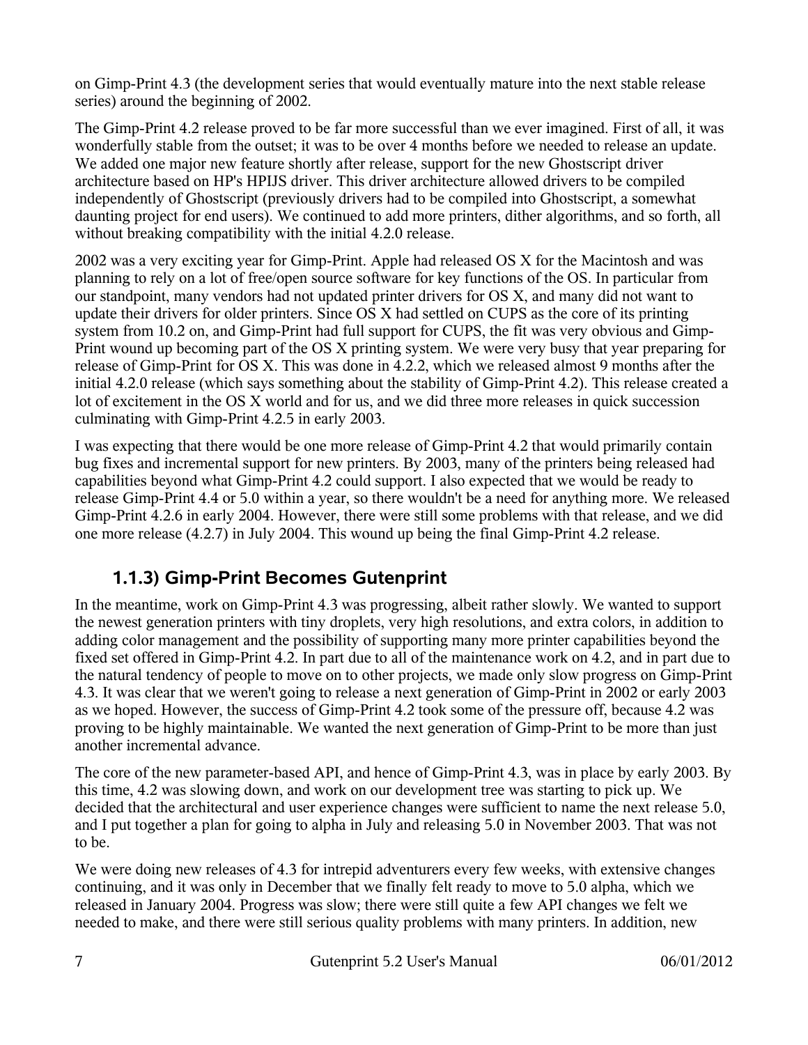on Gimp-Print 4.3 (the development series that would eventually mature into the next stable release series) around the beginning of 2002.

The Gimp-Print 4.2 release proved to be far more successful than we ever imagined. First of all, it was wonderfully stable from the outset; it was to be over 4 months before we needed to release an update. We added one major new feature shortly after release, support for the new Ghostscript driver architecture based on HP's HPIJS driver. This driver architecture allowed drivers to be compiled independently of Ghostscript (previously drivers had to be compiled into Ghostscript, a somewhat daunting project for end users). We continued to add more printers, dither algorithms, and so forth, all without breaking compatibility with the initial 4.2.0 release.

2002 was a very exciting year for Gimp-Print. Apple had released OS X for the Macintosh and was planning to rely on a lot of free/open source software for key functions of the OS. In particular from our standpoint, many vendors had not updated printer drivers for OS X, and many did not want to update their drivers for older printers. Since OS X had settled on CUPS as the core of its printing system from 10.2 on, and Gimp-Print had full support for CUPS, the fit was very obvious and Gimp-Print wound up becoming part of the OS X printing system. We were very busy that year preparing for release of Gimp-Print for OS X. This was done in 4.2.2, which we released almost 9 months after the initial 4.2.0 release (which says something about the stability of Gimp-Print 4.2). This release created a lot of excitement in the OS X world and for us, and we did three more releases in quick succession culminating with Gimp-Print 4.2.5 in early 2003.

I was expecting that there would be one more release of Gimp-Print 4.2 that would primarily contain bug fixes and incremental support for new printers. By 2003, many of the printers being released had capabilities beyond what Gimp-Print 4.2 could support. I also expected that we would be ready to release Gimp-Print 4.4 or 5.0 within a year, so there wouldn't be a need for anything more. We released Gimp-Print 4.2.6 in early 2004. However, there were still some problems with that release, and we did one more release (4.2.7) in July 2004. This wound up being the final Gimp-Print 4.2 release.

### 1.1.3) Gimp-Print Becomes Gutenprint

In the meantime, work on Gimp-Print 4.3 was progressing, albeit rather slowly. We wanted to support the newest generation printers with tiny droplets, very high resolutions, and extra colors, in addition to adding color management and the possibility of supporting many more printer capabilities beyond the fixed set offered in Gimp-Print 4.2. In part due to all of the maintenance work on 4.2, and in part due to the natural tendency of people to move on to other projects, we made only slow progress on Gimp-Print 4.3. It was clear that we weren't going to release a next generation of Gimp-Print in 2002 or early 2003 as we hoped. However, the success of Gimp-Print 4.2 took some of the pressure off, because 4.2 was proving to be highly maintainable. We wanted the next generation of Gimp-Print to be more than just another incremental advance.

The core of the new parameter-based API, and hence of Gimp-Print 4.3, was in place by early 2003. By this time, 4.2 was slowing down, and work on our development tree was starting to pick up. We decided that the architectural and user experience changes were sufficient to name the next release 5.0, and I put together a plan for going to alpha in July and releasing 5.0 in November 2003. That was not to be.

We were doing new releases of 4.3 for intrepid adventurers every few weeks, with extensive changes continuing, and it was only in December that we finally felt ready to move to 5.0 alpha, which we released in January 2004. Progress was slow; there were still quite a few API changes we felt we needed to make, and there were still serious quality problems with many printers. In addition, new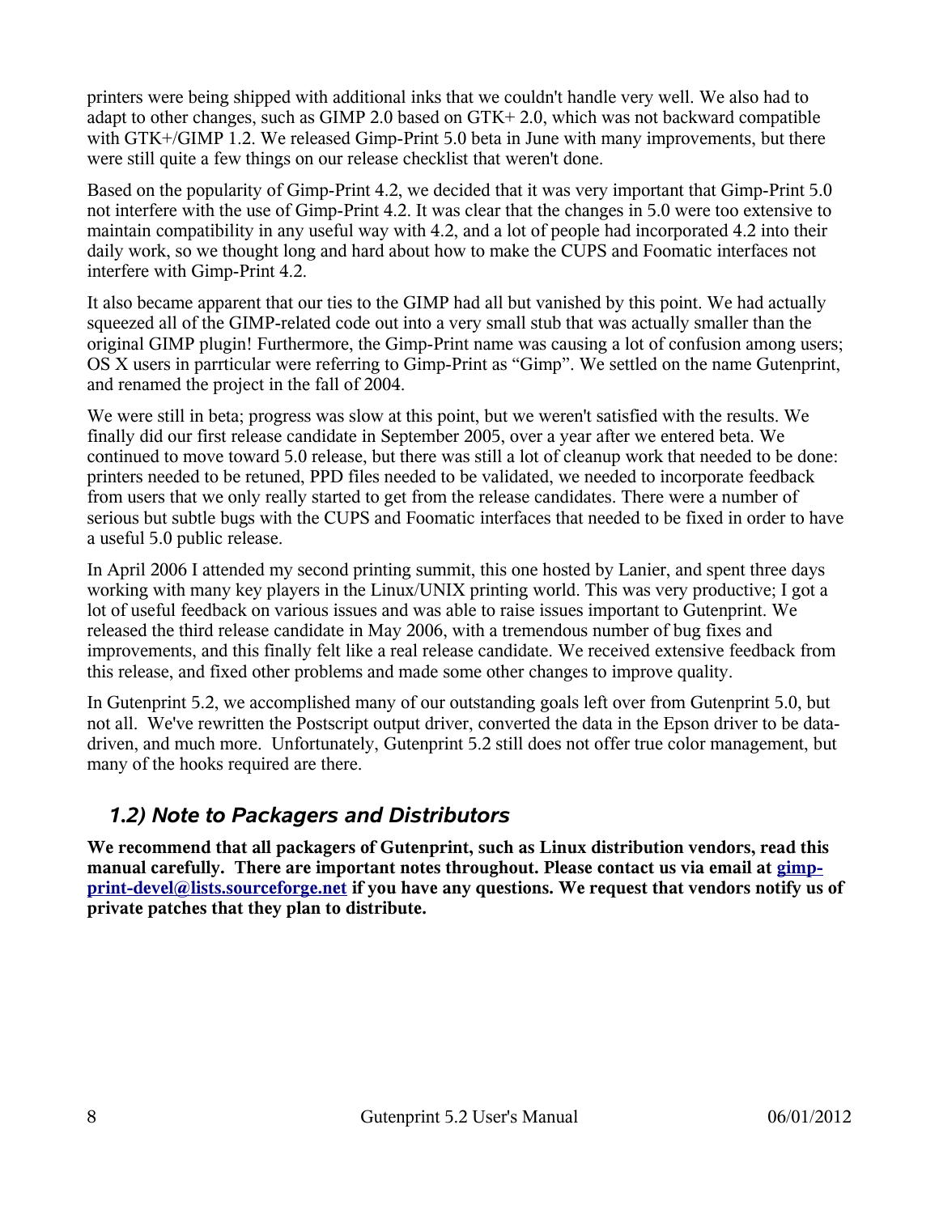printers were being shipped with additional inks that we couldn't handle very well. We also had to adapt to other changes, such as GIMP 2.0 based on GTK+ 2.0, which was not backward compatible with GTK+/GIMP 1.2. We released Gimp-Print 5.0 beta in June with many improvements, but there were still quite a few things on our release checklist that weren't done.

Based on the popularity of Gimp-Print 4.2, we decided that it was very important that Gimp-Print 5.0 not interfere with the use of Gimp-Print 4.2. It was clear that the changes in 5.0 were too extensive to maintain compatibility in any useful way with 4.2, and a lot of people had incorporated 4.2 into their daily work, so we thought long and hard about how to make the CUPS and Foomatic interfaces not interfere with Gimp-Print 4.2.

It also became apparent that our ties to the GIMP had all but vanished by this point. We had actually squeezed all of the GIMP-related code out into a very small stub that was actually smaller than the original GIMP plugin! Furthermore, the Gimp-Print name was causing a lot of confusion among users; OS X users in parrticular were referring to Gimp-Print as "Gimp". We settled on the name Gutenprint, and renamed the project in the fall of 2004.

We were still in beta; progress was slow at this point, but we weren't satisfied with the results. We finally did our first release candidate in September 2005, over a year after we entered beta. We continued to move toward 5.0 release, but there was still a lot of cleanup work that needed to be done: printers needed to be retuned, PPD files needed to be validated, we needed to incorporate feedback from users that we only really started to get from the release candidates. There were a number of serious but subtle bugs with the CUPS and Foomatic interfaces that needed to be fixed in order to have a useful 5.0 public release.

In April 2006 I attended my second printing summit, this one hosted by Lanier, and spent three days working with many key players in the Linux/UNIX printing world. This was very productive; I got a lot of useful feedback on various issues and was able to raise issues important to Gutenprint. We released the third release candidate in May 2006, with a tremendous number of bug fixes and improvements, and this finally felt like a real release candidate. We received extensive feedback from this release, and fixed other problems and made some other changes to improve quality.

In Gutenprint 5.2, we accomplished many of our outstanding goals left over from Gutenprint 5.0, but not all. We've rewritten the Postscript output driver, converted the data in the Epson driver to be data-driven, and much more. Unfortunately, Gutenprint 5.2 still does not offer true color management, but many of the hooks required are there.

## 1.2) Note to Packagers and Distributors

**We recommend that all packagers of Gutenprint, such as Linux distribution vendors, read this manual carefully. There are important notes throughout. Please contact us via email at gimp-print-devel@lists.sourceforge.net if you have any questions. We request that vendors notify us of private patches that they plan to distribute.**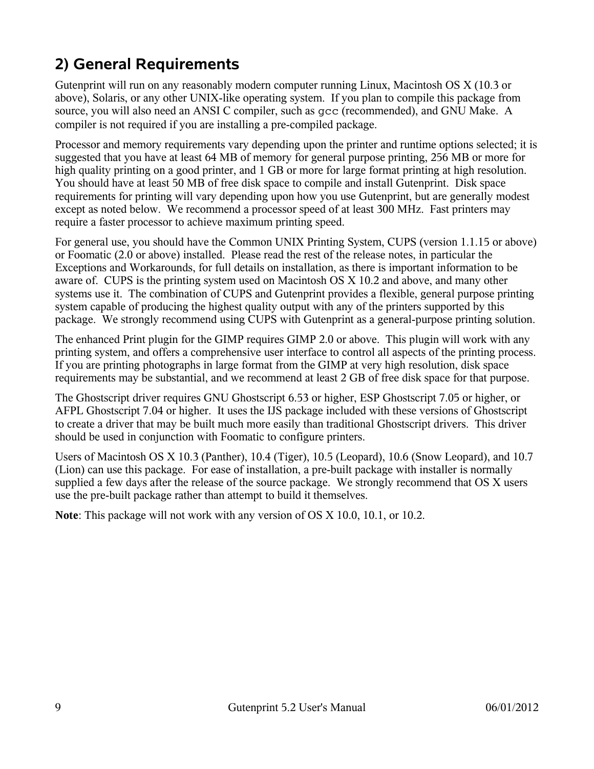## 2) General Requirements

Gutenprint will run on any reasonably modern computer running Linux, Macintosh OS X (10.3 or above), Solaris, or any other UNIX-like operating system. If you plan to compile this package from source, you will also need an ANSI C compiler, such as `gcc` (recommended), and GNU Make. A compiler is not required if you are installing a pre-compiled package.

Processor and memory requirements vary depending upon the printer and runtime options selected; it is suggested that you have at least 64 MB of memory for general purpose printing, 256 MB or more for high quality printing on a good printer, and 1 GB or more for large format printing at high resolution. You should have at least 50 MB of free disk space to compile and install Gutenprint. Disk space requirements for printing will vary depending upon how you use Gutenprint, but are generally modest except as noted below. We recommend a processor speed of at least 300 MHz. Fast printers may require a faster processor to achieve maximum printing speed.

For general use, you should have the Common UNIX Printing System, CUPS (version 1.1.15 or above) or Foomatic (2.0 or above) installed. Please read the rest of the release notes, in particular the Exceptions and Workarounds, for full details on installation, as there is important information to be aware of. CUPS is the printing system used on Macintosh OS X 10.2 and above, and many other systems use it. The combination of CUPS and Gutenprint provides a flexible, general purpose printing system capable of producing the highest quality output with any of the printers supported by this package. We strongly recommend using CUPS with Gutenprint as a general-purpose printing solution.

The enhanced Print plugin for the GIMP requires GIMP 2.0 or above. This plugin will work with any printing system, and offers a comprehensive user interface to control all aspects of the printing process. If you are printing photographs in large format from the GIMP at very high resolution, disk space requirements may be substantial, and we recommend at least 2 GB of free disk space for that purpose.

The Ghostscript driver requires GNU Ghostscript 6.53 or higher, ESP Ghostscript 7.05 or higher, or AFPL Ghostscript 7.04 or higher. It uses the IJS package included with these versions of Ghostscript to create a driver that may be built much more easily than traditional Ghostscript drivers. This driver should be used in conjunction with Foomatic to configure printers.

Users of Macintosh OS X 10.3 (Panther), 10.4 (Tiger), 10.5 (Leopard), 10.6 (Snow Leopard), and 10.7 (Lion) can use this package. For ease of installation, a pre-built package with installer is normally supplied a few days after the release of the source package. We strongly recommend that OS X users use the pre-built package rather than attempt to build it themselves.

**Note**: This package will not work with any version of OS X 10.0, 10.1, or 10.2.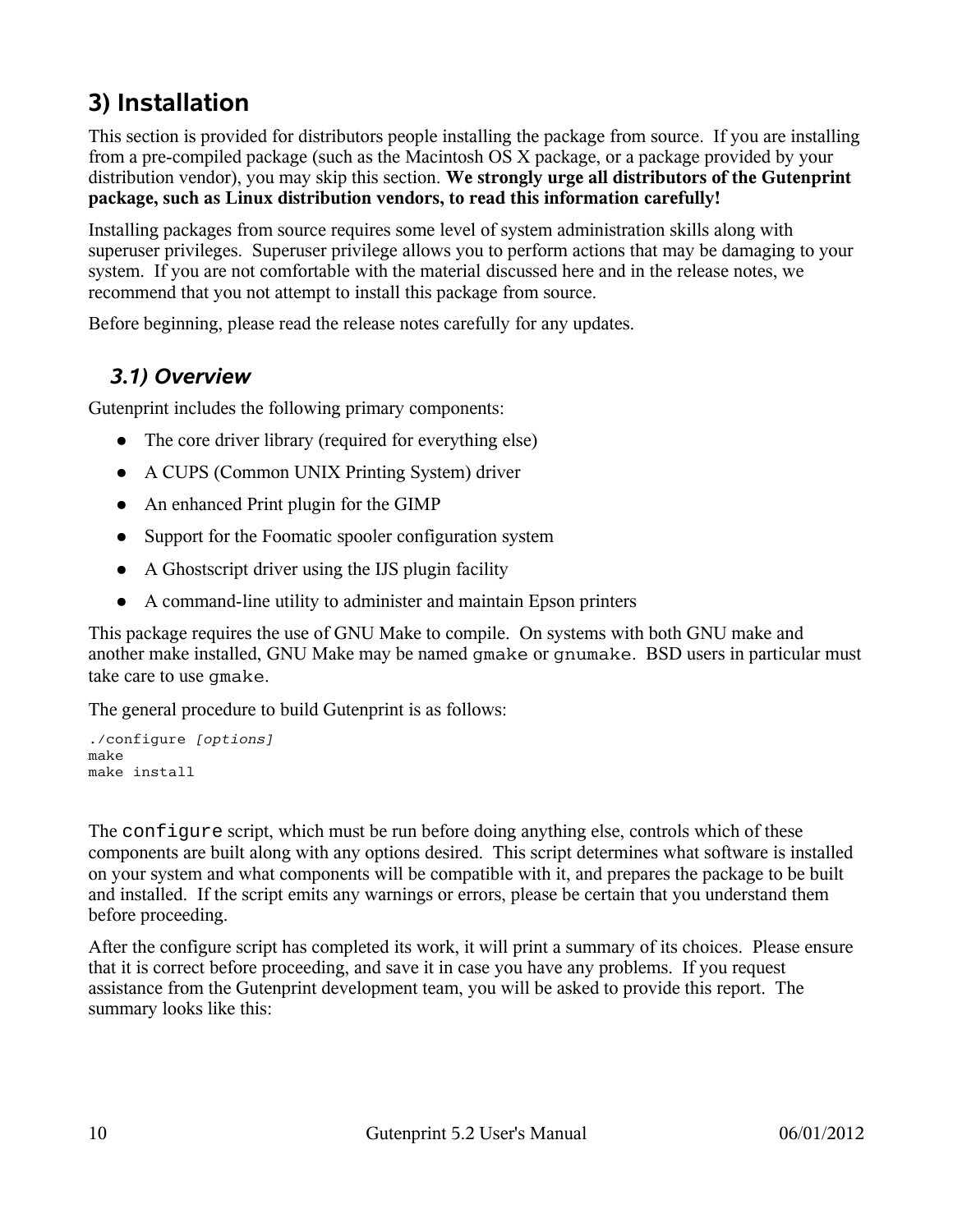# 3) Installation

This section is provided for distributors people installing the package from source. If you are installing from a pre-compiled package (such as the Macintosh OS X package, or a package provided by your distribution vendor), you may skip this section. **We strongly urge all distributors of the Gutenprint package, such as Linux distribution vendors, to read this information carefully!**

Installing packages from source requires some level of system administration skills along with superuser privileges. Superuser privilege allows you to perform actions that may be damaging to your system. If you are not comfortable with the material discussed here and in the release notes, we recommend that you not attempt to install this package from source.

Before beginning, please read the release notes carefully for any updates.

## *3.1) Overview*

Gutenprint includes the following primary components:

- The core driver library (required for everything else)
- A CUPS (Common UNIX Printing System) driver
- An enhanced Print plugin for the GIMP
- Support for the Foomatic spooler configuration system
- A Ghostscript driver using the IJS plugin facility
- A command-line utility to administer and maintain Epson printers

This package requires the use of GNU Make to compile. On systems with both GNU make and another make installed, GNU Make may be named `gmake` or `gnumake`. BSD users in particular must take care to use `gmake`.

The general procedure to build Gutenprint is as follows:

```
./configure [options]
make
make install
```

The `configure` script, which must be run before doing anything else, controls which of these components are built along with any options desired. This script determines what software is installed on your system and what components will be compatible with it, and prepares the package to be built and installed. If the script emits any warnings or errors, please be certain that you understand them before proceeding.

After the configure script has completed its work, it will print a summary of its choices. Please ensure that it is correct before proceeding, and save it in case you have any problems. If you request assistance from the Gutenprint development team, you will be asked to provide this report. The summary looks like this: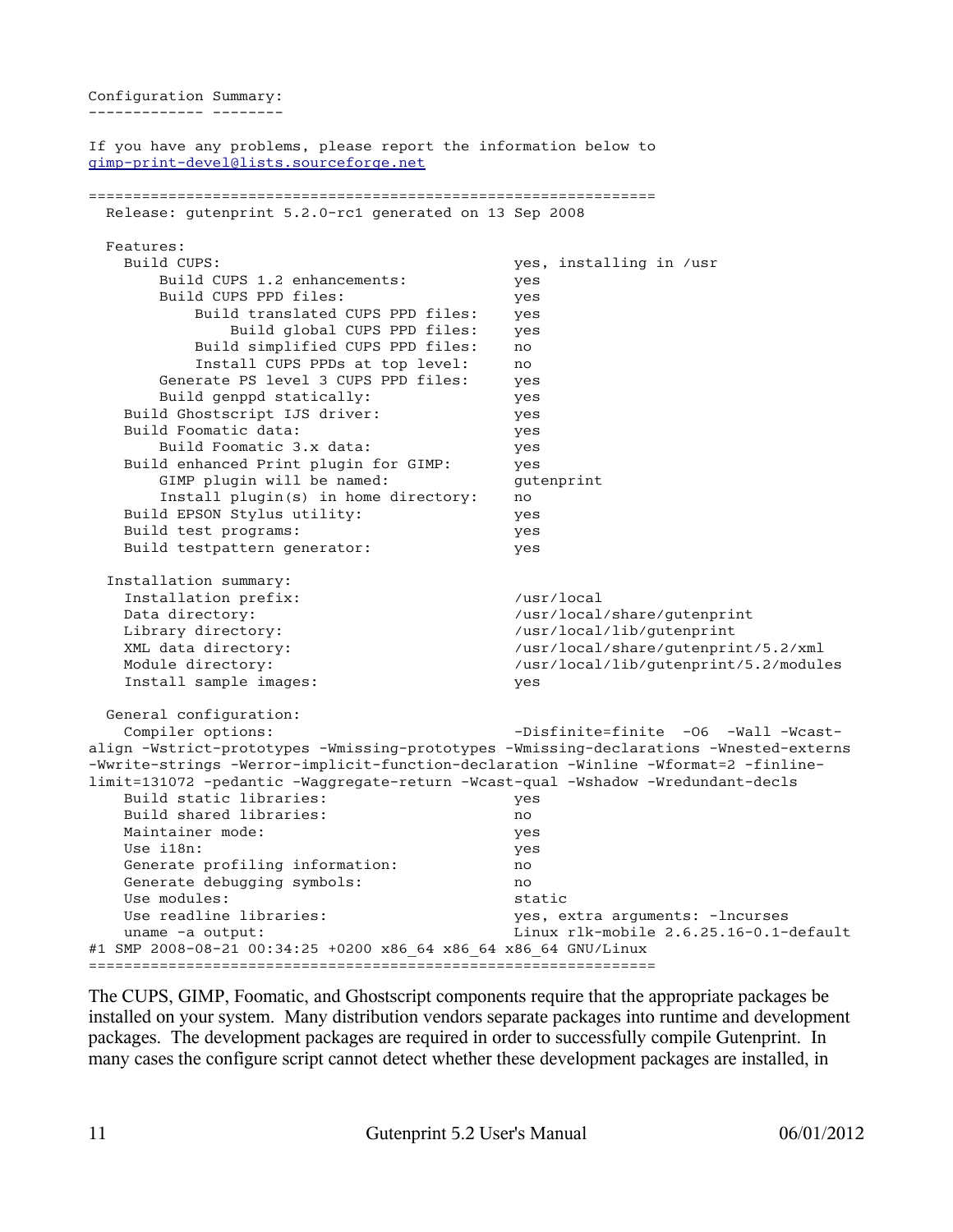```
Configuration Summary:
------------- --------

If you have any problems, please report the information below to
gimp-print-devel@lists.sourceforge.net

================================================================
  Release: gutenprint 5.2.0-rc1 generated on 13 Sep 2008

  Features:
    Build CUPS:                                yes, installing in /usr
        Build CUPS 1.2 enhancements:           yes
        Build CUPS PPD files:                  yes
            Build translated CUPS PPD files:   yes
                Build global CUPS PPD files:   yes
            Build simplified CUPS PPD files:   no
            Install CUPS PPDs at top level:    no
        Generate PS level 3 CUPS PPD files:    yes
        Build genppd statically:               yes
    Build Ghostscript IJS driver:              yes
    Build Foomatic data:                       yes
        Build Foomatic 3.x data:               yes
    Build enhanced Print plugin for GIMP:      yes
        GIMP plugin will be named:             gutenprint
        Install plugin(s) in home directory:   no
    Build EPSON Stylus utility:                yes
    Build test programs:                       yes
    Build testpattern generator:               yes

  Installation summary:
    Installation prefix:                       /usr/local
    Data directory:                            /usr/local/share/gutenprint
    Library directory:                         /usr/local/lib/gutenprint
    XML data directory:                        /usr/local/share/gutenprint/5.2/xml
    Module directory:                          /usr/local/lib/gutenprint/5.2/modules
    Install sample images:                     yes

  General configuration:
    Compiler options:                          -Disfinite=finite  -O6  -Wall -Wcast-
align -Wstrict-prototypes -Wmissing-prototypes -Wmissing-declarations -Wnested-externs
-Wwrite-strings -Werror-implicit-function-declaration -Winline -Wformat=2 -finline-
limit=131072 -pedantic -Waggregate-return -Wcast-qual -Wshadow -Wredundant-decls
    Build static libraries:                    yes
    Build shared libraries:                    no
    Maintainer mode:                           yes
    Use i18n:                                  yes
    Generate profiling information:            no
    Generate debugging symbols:                no
    Use modules:                               static
    Use readline libraries:                    yes, extra arguments: -lncurses
    uname -a output:                           Linux rlk-mobile 2.6.25.16-0.1-default
#1 SMP 2008-08-21 00:34:25 +0200 x86_64 x86_64 x86_64 GNU/Linux
================================================================
```

The CUPS, GIMP, Foomatic, and Ghostscript components require that the appropriate packages be installed on your system. Many distribution vendors separate packages into runtime and development packages. The development packages are required in order to successfully compile Gutenprint. In many cases the configure script cannot detect whether these development packages are installed, in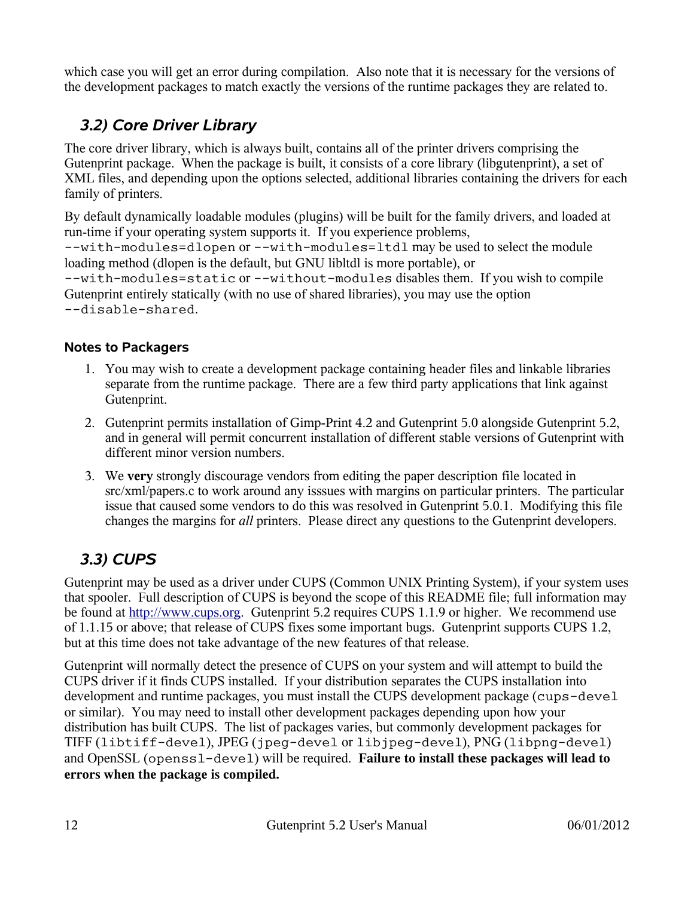which case you will get an error during compilation. Also note that it is necessary for the versions of the development packages to match exactly the versions of the runtime packages they are related to.

## 3.2) Core Driver Library

The core driver library, which is always built, contains all of the printer drivers comprising the Gutenprint package. When the package is built, it consists of a core library (libgutenprint), a set of XML files, and depending upon the options selected, additional libraries containing the drivers for each family of printers.

By default dynamically loadable modules (plugins) will be built for the family drivers, and loaded at run-time if your operating system supports it. If you experience problems, `--with-modules=dlopen` or `--with-modules=ltdl` may be used to select the module loading method (dlopen is the default, but GNU libltdl is more portable), or `--with-modules=static` or `--without-modules` disables them. If you wish to compile Gutenprint entirely statically (with no use of shared libraries), you may use the option `--disable-shared`.

#### Notes to Packagers

1. You may wish to create a development package containing header files and linkable libraries separate from the runtime package. There are a few third party applications that link against Gutenprint.
2. Gutenprint permits installation of Gimp-Print 4.2 and Gutenprint 5.0 alongside Gutenprint 5.2, and in general will permit concurrent installation of different stable versions of Gutenprint with different minor version numbers.
3. We **very** strongly discourage vendors from editing the paper description file located in src/xml/papers.c to work around any isssues with margins on particular printers. The particular issue that caused some vendors to do this was resolved in Gutenprint 5.0.1. Modifying this file changes the margins for *all* printers. Please direct any questions to the Gutenprint developers.

## 3.3) CUPS

Gutenprint may be used as a driver under CUPS (Common UNIX Printing System), if your system uses that spooler. Full description of CUPS is beyond the scope of this README file; full information may be found at http://www.cups.org. Gutenprint 5.2 requires CUPS 1.1.9 or higher. We recommend use of 1.1.15 or above; that release of CUPS fixes some important bugs. Gutenprint supports CUPS 1.2, but at this time does not take advantage of the new features of that release.

Gutenprint will normally detect the presence of CUPS on your system and will attempt to build the CUPS driver if it finds CUPS installed. If your distribution separates the CUPS installation into development and runtime packages, you must install the CUPS development package (`cups-devel` or similar). You may need to install other development packages depending upon how your distribution has built CUPS. The list of packages varies, but commonly development packages for TIFF (`libtiff-devel`), JPEG (`jpeg-devel` or `libjpeg-devel`), PNG (`libpng-devel`) and OpenSSL (`openssl-devel`) will be required. **Failure to install these packages will lead to errors when the package is compiled.**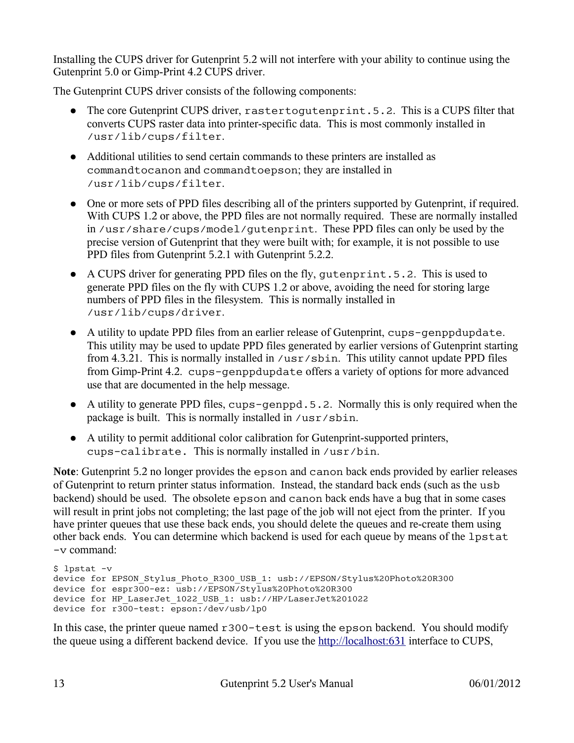Installing the CUPS driver for Gutenprint 5.2 will not interfere with your ability to continue using the Gutenprint 5.0 or Gimp-Print 4.2 CUPS driver.

The Gutenprint CUPS driver consists of the following components:

- The core Gutenprint CUPS driver, `rastertogutenprint.5.2`. This is a CUPS filter that converts CUPS raster data into printer-specific data. This is most commonly installed in `/usr/lib/cups/filter`.
- Additional utilities to send certain commands to these printers are installed as `commandtocanon` and `commandtoepson`; they are installed in `/usr/lib/cups/filter`.
- One or more sets of PPD files describing all of the printers supported by Gutenprint, if required. With CUPS 1.2 or above, the PPD files are not normally required. These are normally installed in `/usr/share/cups/model/gutenprint`. These PPD files can only be used by the precise version of Gutenprint that they were built with; for example, it is not possible to use PPD files from Gutenprint 5.2.1 with Gutenprint 5.2.2.
- A CUPS driver for generating PPD files on the fly, `gutenprint.5.2`. This is used to generate PPD files on the fly with CUPS 1.2 or above, avoiding the need for storing large numbers of PPD files in the filesystem. This is normally installed in `/usr/lib/cups/driver`.
- A utility to update PPD files from an earlier release of Gutenprint, `cups-genppdupdate`. This utility may be used to update PPD files generated by earlier versions of Gutenprint starting from 4.3.21. This is normally installed in `/usr/sbin`. This utility cannot update PPD files from Gimp-Print 4.2. `cups-genppdupdate` offers a variety of options for more advanced use that are documented in the help message.
- A utility to generate PPD files, `cups-genppd.5.2`. Normally this is only required when the package is built. This is normally installed in `/usr/sbin`.
- A utility to permit additional color calibration for Gutenprint-supported printers, `cups-calibrate.` This is normally installed in `/usr/bin`.

**Note**: Gutenprint 5.2 no longer provides the `epson` and `canon` back ends provided by earlier releases of Gutenprint to return printer status information. Instead, the standard back ends (such as the `usb` backend) should be used. The obsolete `epson` and `canon` back ends have a bug that in some cases will result in print jobs not completing; the last page of the job will not eject from the printer. If you have printer queues that use these back ends, you should delete the queues and re-create them using other back ends. You can determine which backend is used for each queue by means of the `lpstat -v` command:

```
$ lpstat -v
device for EPSON_Stylus_Photo_R300_USB_1: usb://EPSON/Stylus%20Photo%20R300
device for espr300-ez: usb://EPSON/Stylus%20Photo%20R300
device for HP_LaserJet_1022_USB_1: usb://HP/LaserJet%201022
device for r300-test: epson:/dev/usb/lp0
```

In this case, the printer queue named `r300-test` is using the `epson` backend. You should modify the queue using a different backend device. If you use the http://localhost:631 interface to CUPS,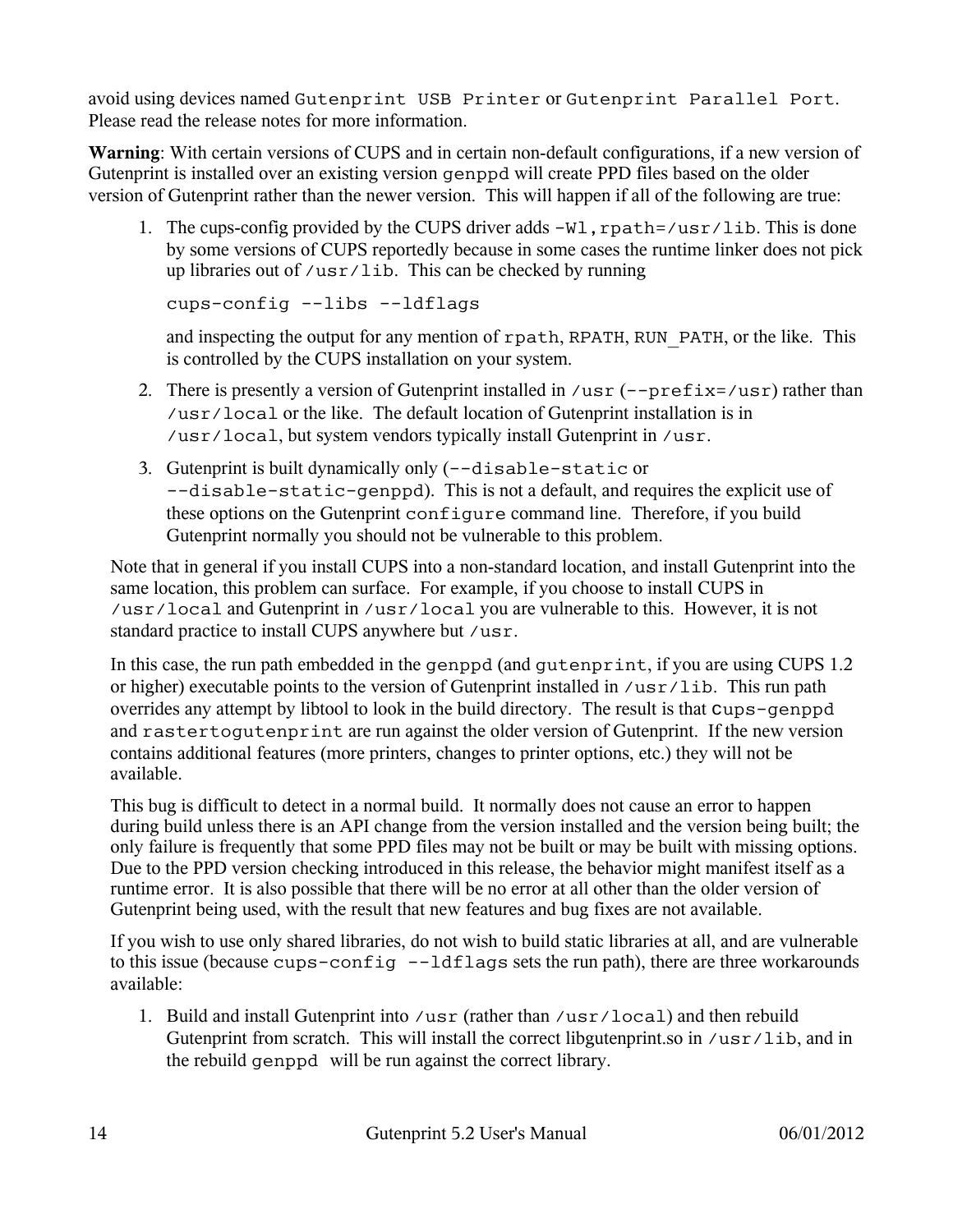avoid using devices named `Gutenprint USB Printer` or `Gutenprint Parallel Port`. Please read the release notes for more information.

**Warning**: With certain versions of CUPS and in certain non-default configurations, if a new version of Gutenprint is installed over an existing version `genppd` will create PPD files based on the older version of Gutenprint rather than the newer version. This will happen if all of the following are true:

1. The cups-config provided by the CUPS driver adds `-Wl,rpath=/usr/lib`. This is done by some versions of CUPS reportedly because in some cases the runtime linker does not pick up libraries out of `/usr/lib`. This can be checked by running

   ```
   cups-config --libs --ldflags
   ```

   and inspecting the output for any mention of `rpath`, `RPATH`, `RUN_PATH`, or the like. This is controlled by the CUPS installation on your system.

2. There is presently a version of Gutenprint installed in `/usr` (`--prefix=/usr`) rather than `/usr/local` or the like. The default location of Gutenprint installation is in `/usr/local`, but system vendors typically install Gutenprint in `/usr`.

3. Gutenprint is built dynamically only (`--disable-static` or `--disable-static-genppd`). This is not a default, and requires the explicit use of these options on the Gutenprint `configure` command line. Therefore, if you build Gutenprint normally you should not be vulnerable to this problem.

Note that in general if you install CUPS into a non-standard location, and install Gutenprint into the same location, this problem can surface. For example, if you choose to install CUPS in `/usr/local` and Gutenprint in `/usr/local` you are vulnerable to this. However, it is not standard practice to install CUPS anywhere but `/usr`.

In this case, the run path embedded in the `genppd` (and `gutenprint`, if you are using CUPS 1.2 or higher) executable points to the version of Gutenprint installed in `/usr/lib`. This run path overrides any attempt by libtool to look in the build directory. The result is that `cups-genppd` and `rastertogutenprint` are run against the older version of Gutenprint. If the new version contains additional features (more printers, changes to printer options, etc.) they will not be available.

This bug is difficult to detect in a normal build. It normally does not cause an error to happen during build unless there is an API change from the version installed and the version being built; the only failure is frequently that some PPD files may not be built or may be built with missing options. Due to the PPD version checking introduced in this release, the behavior might manifest itself as a runtime error. It is also possible that there will be no error at all other than the older version of Gutenprint being used, with the result that new features and bug fixes are not available.

If you wish to use only shared libraries, do not wish to build static libraries at all, and are vulnerable to this issue (because `cups-config --ldflags` sets the run path), there are three workarounds available:

1. Build and install Gutenprint into `/usr` (rather than `/usr/local`) and then rebuild Gutenprint from scratch. This will install the correct libgutenprint.so in `/usr/lib`, and in the rebuild `genppd` will be run against the correct library.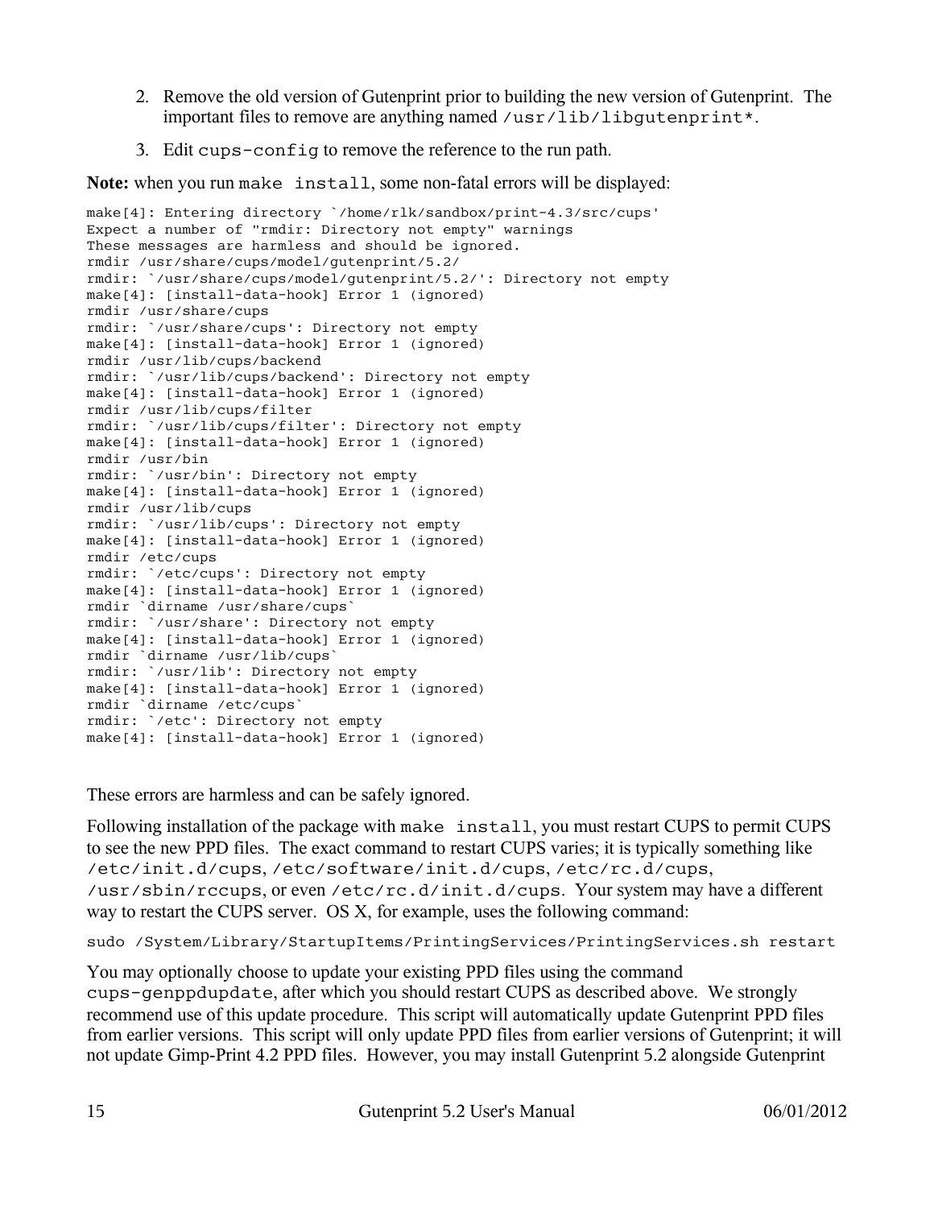2. Remove the old version of Gutenprint prior to building the new version of Gutenprint. The important files to remove are anything named `/usr/lib/libgutenprint*`.

3. Edit `cups-config` to remove the reference to the run path.

**Note:** when you run `make install`, some non-fatal errors will be displayed:

```
make[4]: Entering directory `/home/rlk/sandbox/print-4.3/src/cups'
Expect a number of "rmdir: Directory not empty" warnings
These messages are harmless and should be ignored.
rmdir /usr/share/cups/model/gutenprint/5.2/
rmdir: `/usr/share/cups/model/gutenprint/5.2/': Directory not empty
make[4]: [install-data-hook] Error 1 (ignored)
rmdir /usr/share/cups
rmdir: `/usr/share/cups': Directory not empty
make[4]: [install-data-hook] Error 1 (ignored)
rmdir /usr/lib/cups/backend
rmdir: `/usr/lib/cups/backend': Directory not empty
make[4]: [install-data-hook] Error 1 (ignored)
rmdir /usr/lib/cups/filter
rmdir: `/usr/lib/cups/filter': Directory not empty
make[4]: [install-data-hook] Error 1 (ignored)
rmdir /usr/bin
rmdir: `/usr/bin': Directory not empty
make[4]: [install-data-hook] Error 1 (ignored)
rmdir /usr/lib/cups
rmdir: `/usr/lib/cups': Directory not empty
make[4]: [install-data-hook] Error 1 (ignored)
rmdir /etc/cups
rmdir: `/etc/cups': Directory not empty
make[4]: [install-data-hook] Error 1 (ignored)
rmdir `dirname /usr/share/cups`
rmdir: `/usr/share': Directory not empty
make[4]: [install-data-hook] Error 1 (ignored)
rmdir `dirname /usr/lib/cups`
rmdir: `/usr/lib': Directory not empty
make[4]: [install-data-hook] Error 1 (ignored)
rmdir `dirname /etc/cups`
rmdir: `/etc': Directory not empty
make[4]: [install-data-hook] Error 1 (ignored)
```

These errors are harmless and can be safely ignored.

Following installation of the package with `make install`, you must restart CUPS to permit CUPS to see the new PPD files. The exact command to restart CUPS varies; it is typically something like `/etc/init.d/cups`, `/etc/software/init.d/cups`, `/etc/rc.d/cups`, `/usr/sbin/rccups`, or even `/etc/rc.d/init.d/cups`. Your system may have a different way to restart the CUPS server. OS X, for example, uses the following command:

```
sudo /System/Library/StartupItems/PrintingServices/PrintingServices.sh restart
```

You may optionally choose to update your existing PPD files using the command `cups-genppdupdate`, after which you should restart CUPS as described above. We strongly recommend use of this update procedure. This script will automatically update Gutenprint PPD files from earlier versions. This script will only update PPD files from earlier versions of Gutenprint; it will not update Gimp-Print 4.2 PPD files. However, you may install Gutenprint 5.2 alongside Gutenprint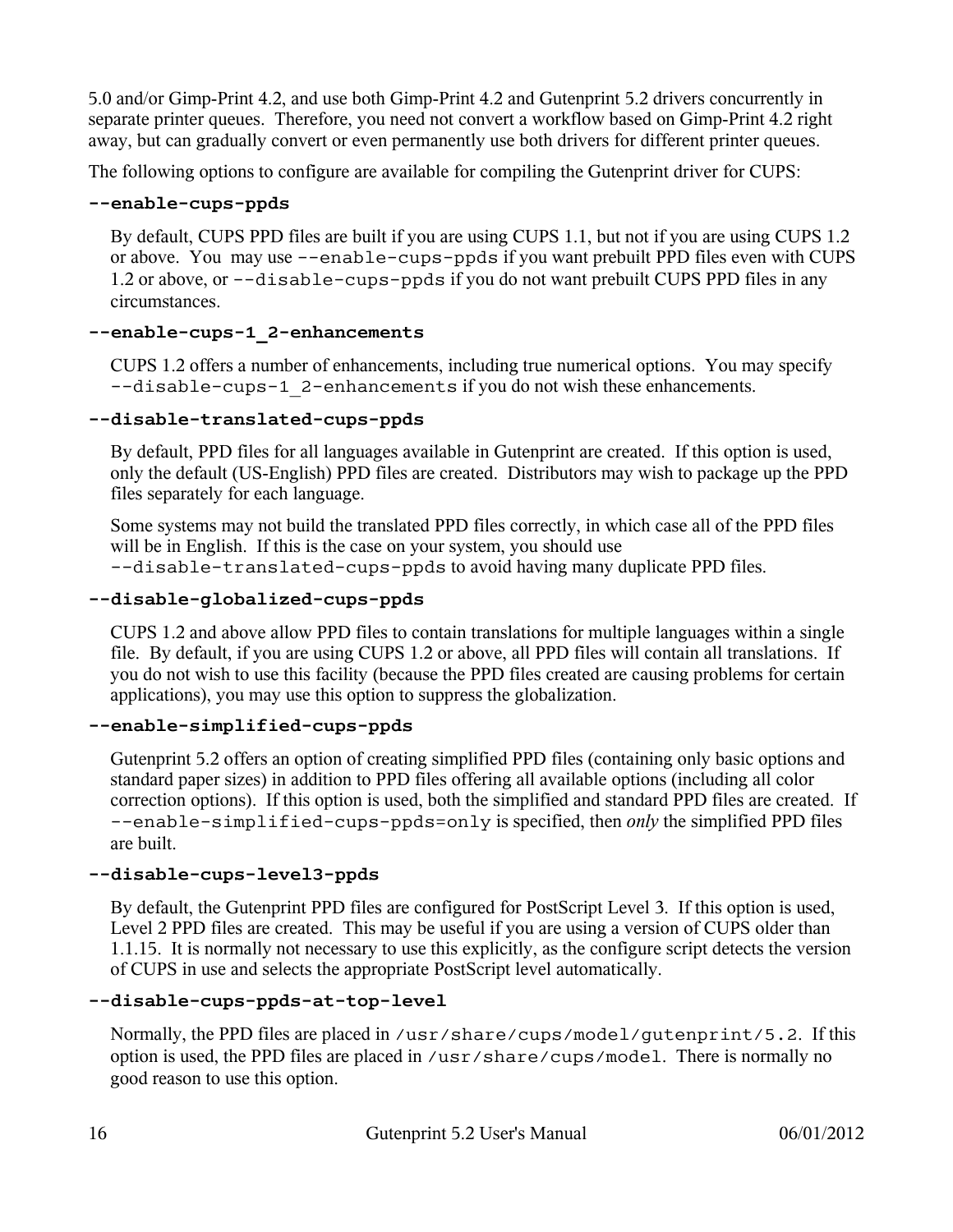5.0 and/or Gimp-Print 4.2, and use both Gimp-Print 4.2 and Gutenprint 5.2 drivers concurrently in separate printer queues. Therefore, you need not convert a workflow based on Gimp-Print 4.2 right away, but can gradually convert or even permanently use both drivers for different printer queues.

The following options to configure are available for compiling the Gutenprint driver for CUPS:

**`--enable-cups-ppds`**

By default, CUPS PPD files are built if you are using CUPS 1.1, but not if you are using CUPS 1.2 or above. You may use `--enable-cups-ppds` if you want prebuilt PPD files even with CUPS 1.2 or above, or `--disable-cups-ppds` if you do not want prebuilt CUPS PPD files in any circumstances.

**`--enable-cups-1_2-enhancements`**

CUPS 1.2 offers a number of enhancements, including true numerical options. You may specify `--disable-cups-1_2-enhancements` if you do not wish these enhancements.

**`--disable-translated-cups-ppds`**

By default, PPD files for all languages available in Gutenprint are created. If this option is used, only the default (US-English) PPD files are created. Distributors may wish to package up the PPD files separately for each language.

Some systems may not build the translated PPD files correctly, in which case all of the PPD files will be in English. If this is the case on your system, you should use `--disable-translated-cups-ppds` to avoid having many duplicate PPD files.

**`--disable-globalized-cups-ppds`**

CUPS 1.2 and above allow PPD files to contain translations for multiple languages within a single file. By default, if you are using CUPS 1.2 or above, all PPD files will contain all translations. If you do not wish to use this facility (because the PPD files created are causing problems for certain applications), you may use this option to suppress the globalization.

**`--enable-simplified-cups-ppds`**

Gutenprint 5.2 offers an option of creating simplified PPD files (containing only basic options and standard paper sizes) in addition to PPD files offering all available options (including all color correction options). If this option is used, both the simplified and standard PPD files are created. If `--enable-simplified-cups-ppds=only` is specified, then *only* the simplified PPD files are built.

**`--disable-cups-level3-ppds`**

By default, the Gutenprint PPD files are configured for PostScript Level 3. If this option is used, Level 2 PPD files are created. This may be useful if you are using a version of CUPS older than 1.1.15. It is normally not necessary to use this explicitly, as the configure script detects the version of CUPS in use and selects the appropriate PostScript level automatically.

**`--disable-cups-ppds-at-top-level`**

Normally, the PPD files are placed in `/usr/share/cups/model/gutenprint/5.2`. If this option is used, the PPD files are placed in `/usr/share/cups/model`. There is normally no good reason to use this option.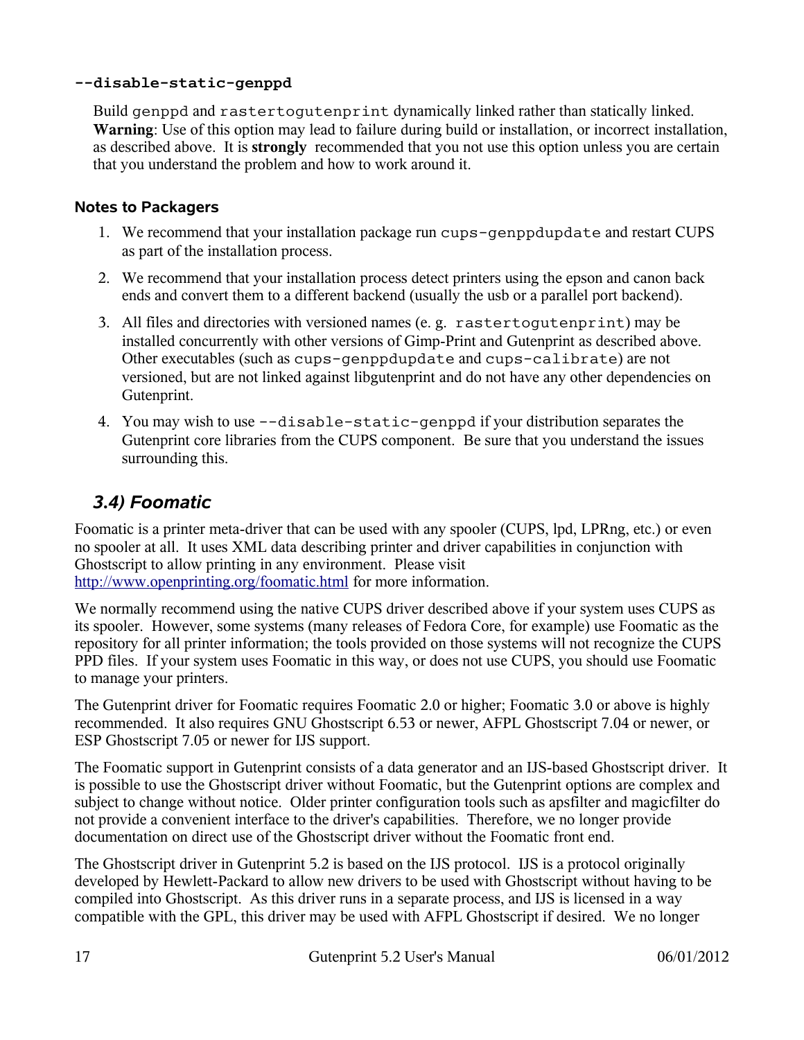**`--disable-static-genppd`**

Build `genppd` and `rastertogutenprint` dynamically linked rather than statically linked. **Warning**: Use of this option may lead to failure during build or installation, or incorrect installation, as described above. It is **strongly** recommended that you not use this option unless you are certain that you understand the problem and how to work around it.

#### Notes to Packagers

1. We recommend that your installation package run `cups-genppdupdate` and restart CUPS as part of the installation process.
2. We recommend that your installation process detect printers using the epson and canon back ends and convert them to a different backend (usually the usb or a parallel port backend).
3. All files and directories with versioned names (e. g. `rastertogutenprint`) may be installed concurrently with other versions of Gimp-Print and Gutenprint as described above. Other executables (such as `cups-genppdupdate` and `cups-calibrate`) are not versioned, but are not linked against libgutenprint and do not have any other dependencies on Gutenprint.
4. You may wish to use `--disable-static-genppd` if your distribution separates the Gutenprint core libraries from the CUPS component. Be sure that you understand the issues surrounding this.

## 3.4) Foomatic

Foomatic is a printer meta-driver that can be used with any spooler (CUPS, lpd, LPRng, etc.) or even no spooler at all. It uses XML data describing printer and driver capabilities in conjunction with Ghostscript to allow printing in any environment. Please visit http://www.openprinting.org/foomatic.html for more information.

We normally recommend using the native CUPS driver described above if your system uses CUPS as its spooler. However, some systems (many releases of Fedora Core, for example) use Foomatic as the repository for all printer information; the tools provided on those systems will not recognize the CUPS PPD files. If your system uses Foomatic in this way, or does not use CUPS, you should use Foomatic to manage your printers.

The Gutenprint driver for Foomatic requires Foomatic 2.0 or higher; Foomatic 3.0 or above is highly recommended. It also requires GNU Ghostscript 6.53 or newer, AFPL Ghostscript 7.04 or newer, or ESP Ghostscript 7.05 or newer for IJS support.

The Foomatic support in Gutenprint consists of a data generator and an IJS-based Ghostscript driver. It is possible to use the Ghostscript driver without Foomatic, but the Gutenprint options are complex and subject to change without notice. Older printer configuration tools such as apsfilter and magicfilter do not provide a convenient interface to the driver's capabilities. Therefore, we no longer provide documentation on direct use of the Ghostscript driver without the Foomatic front end.

The Ghostscript driver in Gutenprint 5.2 is based on the IJS protocol. IJS is a protocol originally developed by Hewlett-Packard to allow new drivers to be used with Ghostscript without having to be compiled into Ghostscript. As this driver runs in a separate process, and IJS is licensed in a way compatible with the GPL, this driver may be used with AFPL Ghostscript if desired. We no longer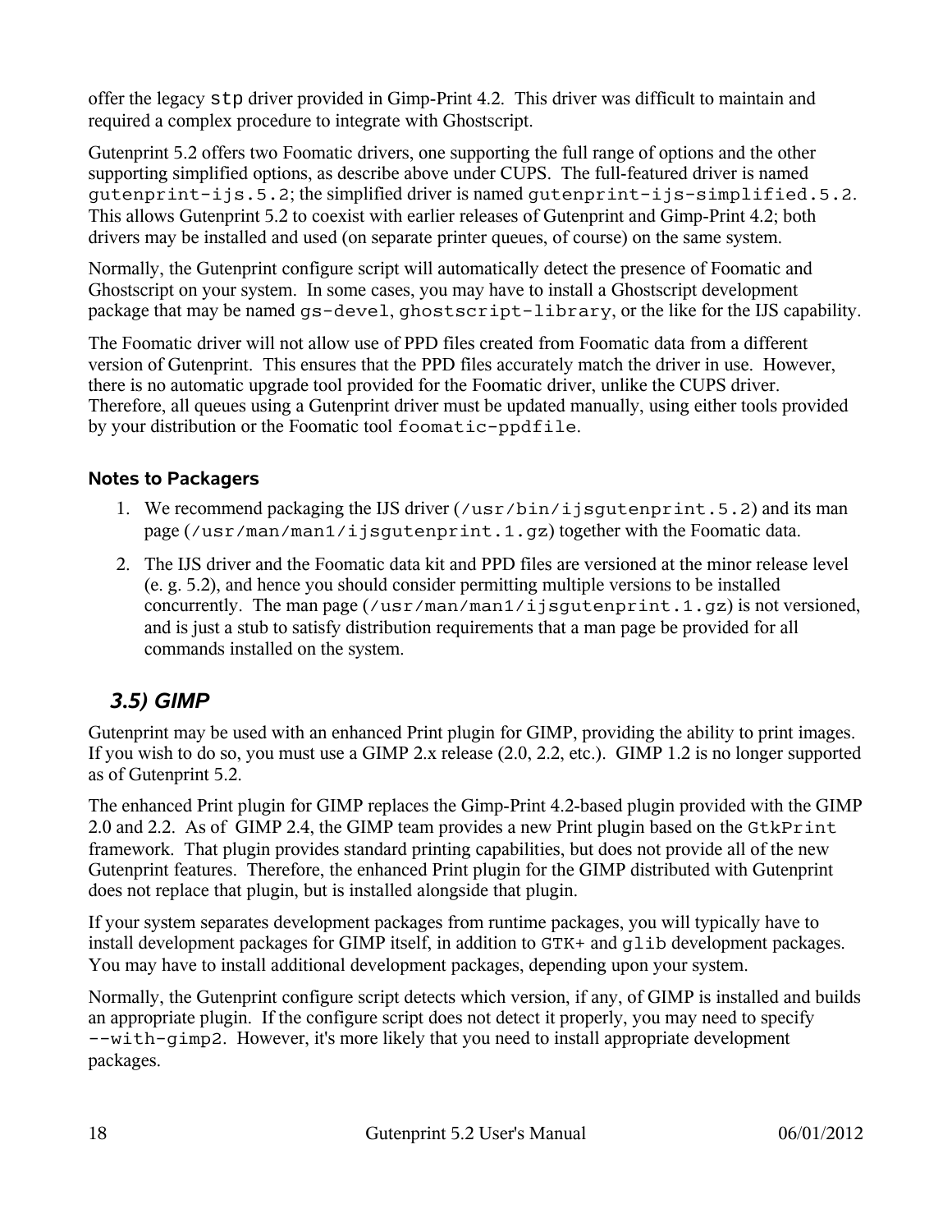offer the legacy `stp` driver provided in Gimp-Print 4.2. This driver was difficult to maintain and required a complex procedure to integrate with Ghostscript.

Gutenprint 5.2 offers two Foomatic drivers, one supporting the full range of options and the other supporting simplified options, as describe above under CUPS. The full-featured driver is named `gutenprint-ijs.5.2`; the simplified driver is named `gutenprint-ijs-simplified.5.2`. This allows Gutenprint 5.2 to coexist with earlier releases of Gutenprint and Gimp-Print 4.2; both drivers may be installed and used (on separate printer queues, of course) on the same system.

Normally, the Gutenprint configure script will automatically detect the presence of Foomatic and Ghostscript on your system. In some cases, you may have to install a Ghostscript development package that may be named `gs-devel`, `ghostscript-library`, or the like for the IJS capability.

The Foomatic driver will not allow use of PPD files created from Foomatic data from a different version of Gutenprint. This ensures that the PPD files accurately match the driver in use. However, there is no automatic upgrade tool provided for the Foomatic driver, unlike the CUPS driver. Therefore, all queues using a Gutenprint driver must be updated manually, using either tools provided by your distribution or the Foomatic tool `foomatic-ppdfile`.

#### Notes to Packagers

1. We recommend packaging the IJS driver (`/usr/bin/ijsgutenprint.5.2`) and its man page (`/usr/man/man1/ijsgutenprint.1.gz`) together with the Foomatic data.
2. The IJS driver and the Foomatic data kit and PPD files are versioned at the minor release level (e. g. 5.2), and hence you should consider permitting multiple versions to be installed concurrently. The man page (`/usr/man/man1/ijsgutenprint.1.gz`) is not versioned, and is just a stub to satisfy distribution requirements that a man page be provided for all commands installed on the system.

### 3.5) GIMP

Gutenprint may be used with an enhanced Print plugin for GIMP, providing the ability to print images. If you wish to do so, you must use a GIMP 2.x release (2.0, 2.2, etc.). GIMP 1.2 is no longer supported as of Gutenprint 5.2.

The enhanced Print plugin for GIMP replaces the Gimp-Print 4.2-based plugin provided with the GIMP 2.0 and 2.2. As of GIMP 2.4, the GIMP team provides a new Print plugin based on the `GtkPrint` framework. That plugin provides standard printing capabilities, but does not provide all of the new Gutenprint features. Therefore, the enhanced Print plugin for the GIMP distributed with Gutenprint does not replace that plugin, but is installed alongside that plugin.

If your system separates development packages from runtime packages, you will typically have to install development packages for GIMP itself, in addition to `GTK+` and `glib` development packages. You may have to install additional development packages, depending upon your system.

Normally, the Gutenprint configure script detects which version, if any, of GIMP is installed and builds an appropriate plugin. If the configure script does not detect it properly, you may need to specify `--with-gimp2`. However, it's more likely that you need to install appropriate development packages.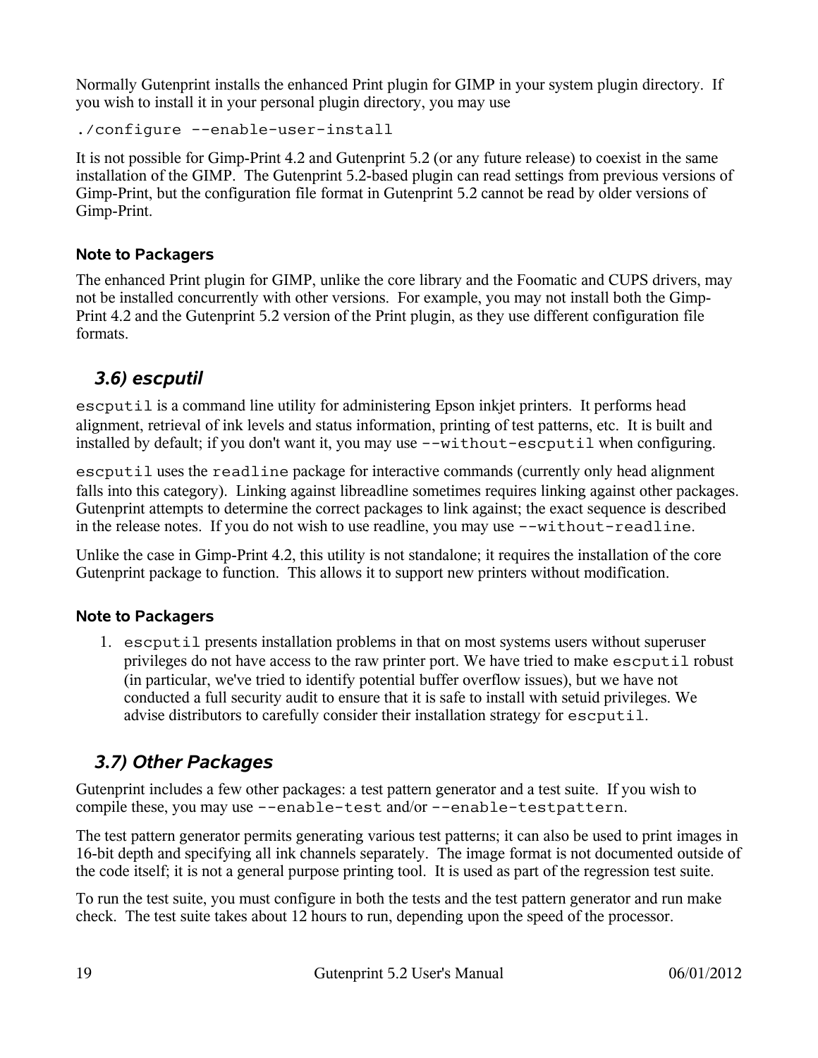Normally Gutenprint installs the enhanced Print plugin for GIMP in your system plugin directory. If you wish to install it in your personal plugin directory, you may use

```
./configure --enable-user-install
```

It is not possible for Gimp-Print 4.2 and Gutenprint 5.2 (or any future release) to coexist in the same installation of the GIMP. The Gutenprint 5.2-based plugin can read settings from previous versions of Gimp-Print, but the configuration file format in Gutenprint 5.2 cannot be read by older versions of Gimp-Print.

#### Note to Packagers

The enhanced Print plugin for GIMP, unlike the core library and the Foomatic and CUPS drivers, may not be installed concurrently with other versions. For example, you may not install both the Gimp-Print 4.2 and the Gutenprint 5.2 version of the Print plugin, as they use different configuration file formats.

### 3.6) escputil

`escputil` is a command line utility for administering Epson inkjet printers. It performs head alignment, retrieval of ink levels and status information, printing of test patterns, etc. It is built and installed by default; if you don't want it, you may use `--without-escputil` when configuring.

`escputil` uses the `readline` package for interactive commands (currently only head alignment falls into this category). Linking against libreadline sometimes requires linking against other packages. Gutenprint attempts to determine the correct packages to link against; the exact sequence is described in the release notes. If you do not wish to use readline, you may use `--without-readline`.

Unlike the case in Gimp-Print 4.2, this utility is not standalone; it requires the installation of the core Gutenprint package to function. This allows it to support new printers without modification.

#### Note to Packagers

1. `escputil` presents installation problems in that on most systems users without superuser privileges do not have access to the raw printer port. We have tried to make `escputil` robust (in particular, we've tried to identify potential buffer overflow issues), but we have not conducted a full security audit to ensure that it is safe to install with setuid privileges. We advise distributors to carefully consider their installation strategy for `escputil`.

### 3.7) Other Packages

Gutenprint includes a few other packages: a test pattern generator and a test suite. If you wish to compile these, you may use `--enable-test` and/or `--enable-testpattern`.

The test pattern generator permits generating various test patterns; it can also be used to print images in 16-bit depth and specifying all ink channels separately. The image format is not documented outside of the code itself; it is not a general purpose printing tool. It is used as part of the regression test suite.

To run the test suite, you must configure in both the tests and the test pattern generator and run make check. The test suite takes about 12 hours to run, depending upon the speed of the processor.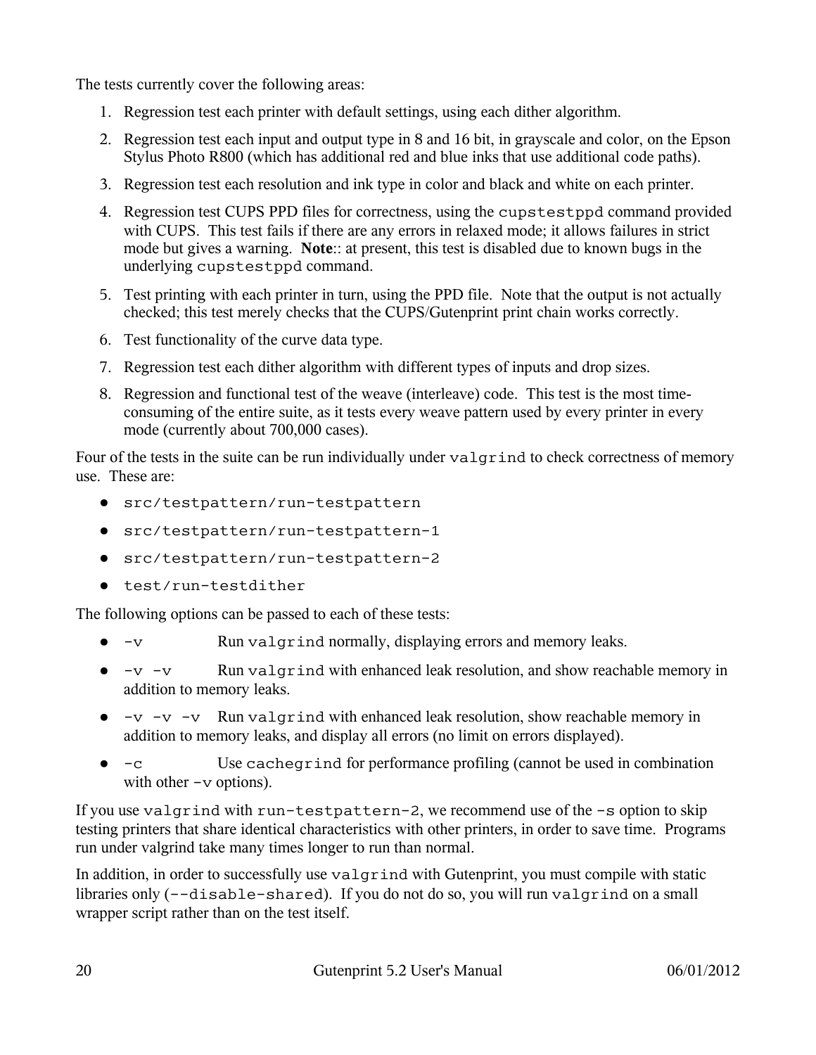The tests currently cover the following areas:

1. Regression test each printer with default settings, using each dither algorithm.
2. Regression test each input and output type in 8 and 16 bit, in grayscale and color, on the Epson Stylus Photo R800 (which has additional red and blue inks that use additional code paths).
3. Regression test each resolution and ink type in color and black and white on each printer.
4. Regression test CUPS PPD files for correctness, using the `cupstestppd` command provided with CUPS. This test fails if there are any errors in relaxed mode; it allows failures in strict mode but gives a warning. **Note**:: at present, this test is disabled due to known bugs in the underlying `cupstestppd` command.
5. Test printing with each printer in turn, using the PPD file. Note that the output is not actually checked; this test merely checks that the CUPS/Gutenprint print chain works correctly.
6. Test functionality of the curve data type.
7. Regression test each dither algorithm with different types of inputs and drop sizes.
8. Regression and functional test of the weave (interleave) code. This test is the most time-consuming of the entire suite, as it tests every weave pattern used by every printer in every mode (currently about 700,000 cases).

Four of the tests in the suite can be run individually under `valgrind` to check correctness of memory use. These are:

- `src/testpattern/run-testpattern`
- `src/testpattern/run-testpattern-1`
- `src/testpattern/run-testpattern-2`
- `test/run-testdither`

The following options can be passed to each of these tests:

- `-v` Run `valgrind` normally, displaying errors and memory leaks.
- `-v -v` Run `valgrind` with enhanced leak resolution, and show reachable memory in addition to memory leaks.
- `-v -v -v` Run `valgrind` with enhanced leak resolution, show reachable memory in addition to memory leaks, and display all errors (no limit on errors displayed).
- `-c` Use `cachegrind` for performance profiling (cannot be used in combination with other `-v` options).

If you use `valgrind` with `run-testpattern-2`, we recommend use of the `-s` option to skip testing printers that share identical characteristics with other printers, in order to save time. Programs run under valgrind take many times longer to run than normal.

In addition, in order to successfully use `valgrind` with Gutenprint, you must compile with static libraries only (`--disable-shared`). If you do not do so, you will run `valgrind` on a small wrapper script rather than on the test itself.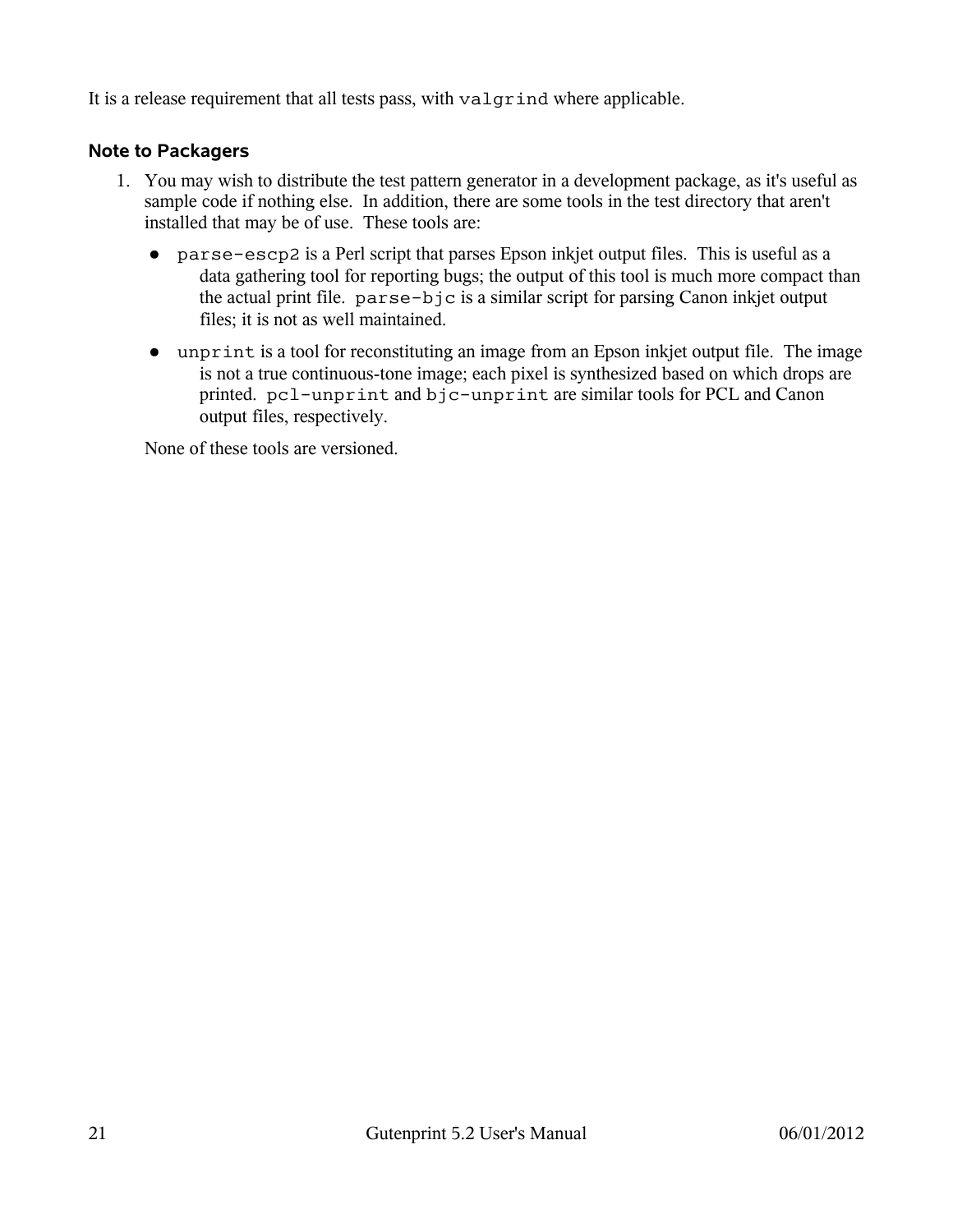It is a release requirement that all tests pass, with `valgrind` where applicable.

### Note to Packagers

1. You may wish to distribute the test pattern generator in a development package, as it's useful as sample code if nothing else. In addition, there are some tools in the test directory that aren't installed that may be of use. These tools are:

   - `parse-escp2` is a Perl script that parses Epson inkjet output files. This is useful as a data gathering tool for reporting bugs; the output of this tool is much more compact than the actual print file. `parse-bjc` is a similar script for parsing Canon inkjet output files; it is not as well maintained.
   - `unprint` is a tool for reconstituting an image from an Epson inkjet output file. The image is not a true continuous-tone image; each pixel is synthesized based on which drops are printed. `pcl-unprint` and `bjc-unprint` are similar tools for PCL and Canon output files, respectively.

   None of these tools are versioned.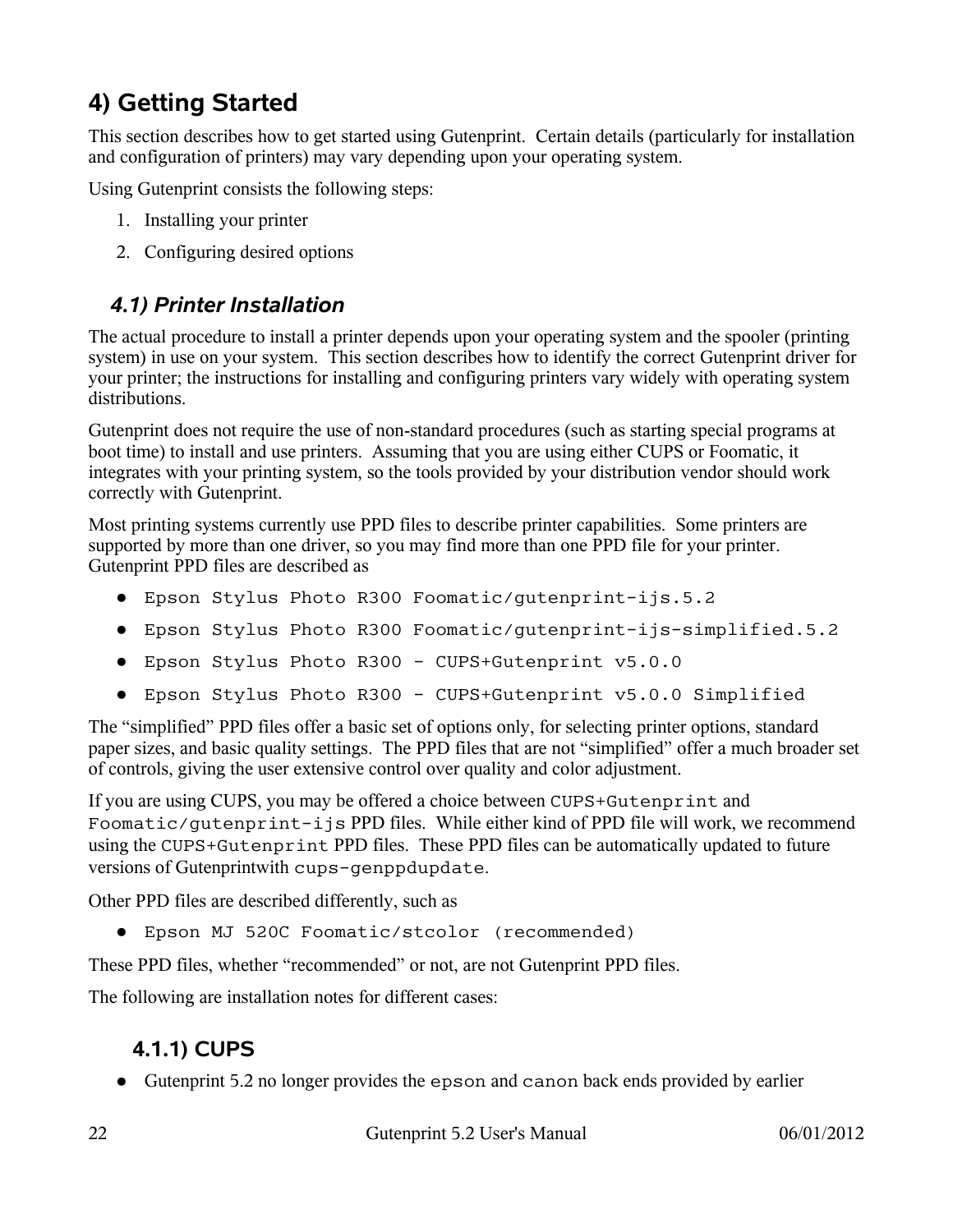# 4) Getting Started

This section describes how to get started using Gutenprint. Certain details (particularly for installation and configuration of printers) may vary depending upon your operating system.

Using Gutenprint consists the following steps:

1. Installing your printer
2. Configuring desired options

## 4.1) Printer Installation

The actual procedure to install a printer depends upon your operating system and the spooler (printing system) in use on your system. This section describes how to identify the correct Gutenprint driver for your printer; the instructions for installing and configuring printers vary widely with operating system distributions.

Gutenprint does not require the use of non-standard procedures (such as starting special programs at boot time) to install and use printers. Assuming that you are using either CUPS or Foomatic, it integrates with your printing system, so the tools provided by your distribution vendor should work correctly with Gutenprint.

Most printing systems currently use PPD files to describe printer capabilities. Some printers are supported by more than one driver, so you may find more than one PPD file for your printer. Gutenprint PPD files are described as

- `Epson Stylus Photo R300 Foomatic/gutenprint-ijs.5.2`
- `Epson Stylus Photo R300 Foomatic/gutenprint-ijs-simplified.5.2`
- `Epson Stylus Photo R300 - CUPS+Gutenprint v5.0.0`
- `Epson Stylus Photo R300 - CUPS+Gutenprint v5.0.0 Simplified`

The "simplified" PPD files offer a basic set of options only, for selecting printer options, standard paper sizes, and basic quality settings. The PPD files that are not "simplified" offer a much broader set of controls, giving the user extensive control over quality and color adjustment.

If you are using CUPS, you may be offered a choice between `CUPS+Gutenprint` and `Foomatic/gutenprint-ijs` PPD files. While either kind of PPD file will work, we recommend using the `CUPS+Gutenprint` PPD files. These PPD files can be automatically updated to future versions of Gutenprintwith `cups-genppdupdate`.

Other PPD files are described differently, such as

- `Epson MJ 520C Foomatic/stcolor (recommended)`

These PPD files, whether "recommended" or not, are not Gutenprint PPD files.

The following are installation notes for different cases:

### 4.1.1) CUPS

- Gutenprint 5.2 no longer provides the `epson` and `canon` back ends provided by earlier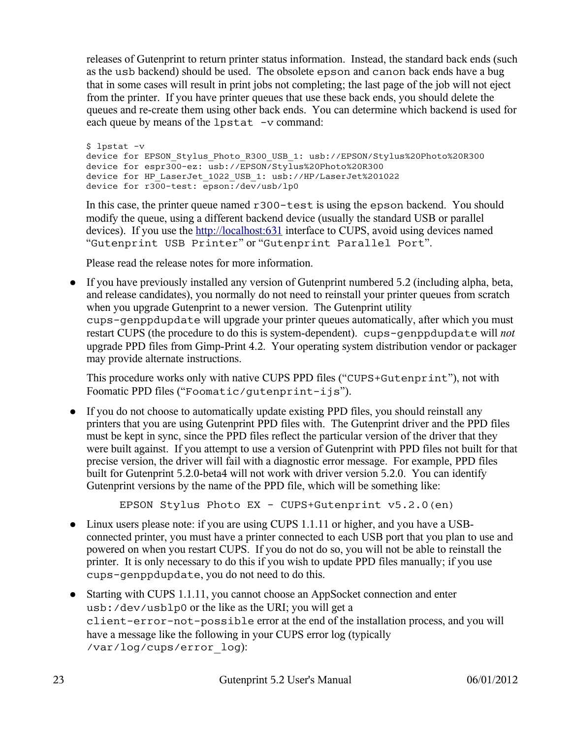releases of Gutenprint to return printer status information. Instead, the standard back ends (such as the `usb` backend) should be used. The obsolete `epson` and `canon` back ends have a bug that in some cases will result in print jobs not completing; the last page of the job will not eject from the printer. If you have printer queues that use these back ends, you should delete the queues and re-create them using other back ends. You can determine which backend is used for each queue by means of the `lpstat -v` command:

```
$ lpstat -v
device for EPSON_Stylus_Photo_R300_USB_1: usb://EPSON/Stylus%20Photo%20R300
device for espr300-ez: usb://EPSON/Stylus%20Photo%20R300
device for HP_LaserJet_1022_USB_1: usb://HP/LaserJet%201022
device for r300-test: epson:/dev/usb/lp0
```

In this case, the printer queue named `r300-test` is using the `epson` backend. You should modify the queue, using a different backend device (usually the standard USB or parallel devices). If you use the [http://localhost:631](http://localhost:631) interface to CUPS, avoid using devices named "`Gutenprint USB Printer`" or "`Gutenprint Parallel Port`".

Please read the release notes for more information.

- If you have previously installed any version of Gutenprint numbered 5.2 (including alpha, beta, and release candidates), you normally do not need to reinstall your printer queues from scratch when you upgrade Gutenprint to a newer version. The Gutenprint utility `cups-genppdupdate` will upgrade your printer queues automatically, after which you must restart CUPS (the procedure to do this is system-dependent). `cups-genppdupdate` will *not* upgrade PPD files from Gimp-Print 4.2. Your operating system distribution vendor or packager may provide alternate instructions.

  This procedure works only with native CUPS PPD files ("`CUPS+Gutenprint`"), not with Foomatic PPD files ("`Foomatic/gutenprint-ijs`").

- If you do not choose to automatically update existing PPD files, you should reinstall any printers that you are using Gutenprint PPD files with. The Gutenprint driver and the PPD files must be kept in sync, since the PPD files reflect the particular version of the driver that they were built against. If you attempt to use a version of Gutenprint with PPD files not built for that precise version, the driver will fail with a diagnostic error message. For example, PPD files built for Gutenprint 5.2.0-beta4 will not work with driver version 5.2.0. You can identify Gutenprint versions by the name of the PPD file, which will be something like:

  ```
  EPSON Stylus Photo EX - CUPS+Gutenprint v5.2.0(en)
  ```

- Linux users please note: if you are using CUPS 1.1.11 or higher, and you have a USB-connected printer, you must have a printer connected to each USB port that you plan to use and powered on when you restart CUPS. If you do not do so, you will not be able to reinstall the printer. It is only necessary to do this if you wish to update PPD files manually; if you use `cups-genppdupdate`, you do not need to do this.

- Starting with CUPS 1.1.11, you cannot choose an AppSocket connection and enter `usb:/dev/usblp0` or the like as the URI; you will get a `client-error-not-possible` error at the end of the installation process, and you will have a message like the following in your CUPS error log (typically `/var/log/cups/error_log`):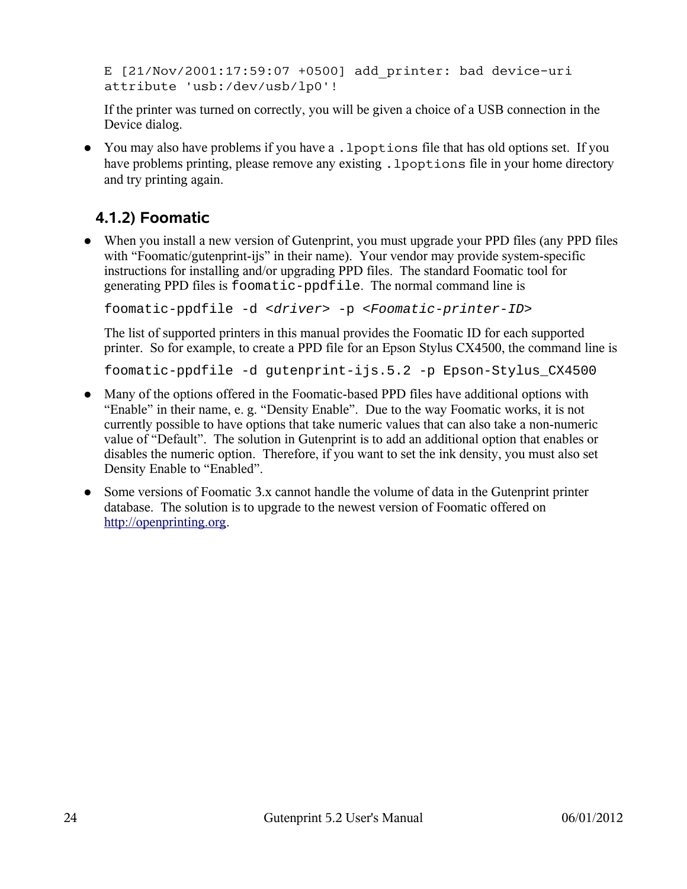```
E [21/Nov/2001:17:59:07 +0500] add_printer: bad device-uri
attribute 'usb:/dev/usb/lp0'!
```

If the printer was turned on correctly, you will be given a choice of a USB connection in the Device dialog.

- You may also have problems if you have a `.lpoptions` file that has old options set. If you have problems printing, please remove any existing `.lpoptions` file in your home directory and try printing again.

### 4.1.2) Foomatic

- When you install a new version of Gutenprint, you must upgrade your PPD files (any PPD files with "Foomatic/gutenprint-ijs" in their name). Your vendor may provide system-specific instructions for installing and/or upgrading PPD files. The standard Foomatic tool for generating PPD files is `foomatic-ppdfile`. The normal command line is

  ```
  foomatic-ppdfile -d <driver> -p <Foomatic-printer-ID>
  ```

  The list of supported printers in this manual provides the Foomatic ID for each supported printer. So for example, to create a PPD file for an Epson Stylus CX4500, the command line is

  ```
  foomatic-ppdfile -d gutenprint-ijs.5.2 -p Epson-Stylus_CX4500
  ```

- Many of the options offered in the Foomatic-based PPD files have additional options with "Enable" in their name, e. g. "Density Enable". Due to the way Foomatic works, it is not currently possible to have options that take numeric values that can also take a non-numeric value of "Default". The solution in Gutenprint is to add an additional option that enables or disables the numeric option. Therefore, if you want to set the ink density, you must also set Density Enable to "Enabled".

- Some versions of Foomatic 3.x cannot handle the volume of data in the Gutenprint printer database. The solution is to upgrade to the newest version of Foomatic offered on [http://openprinting.org](http://openprinting.org).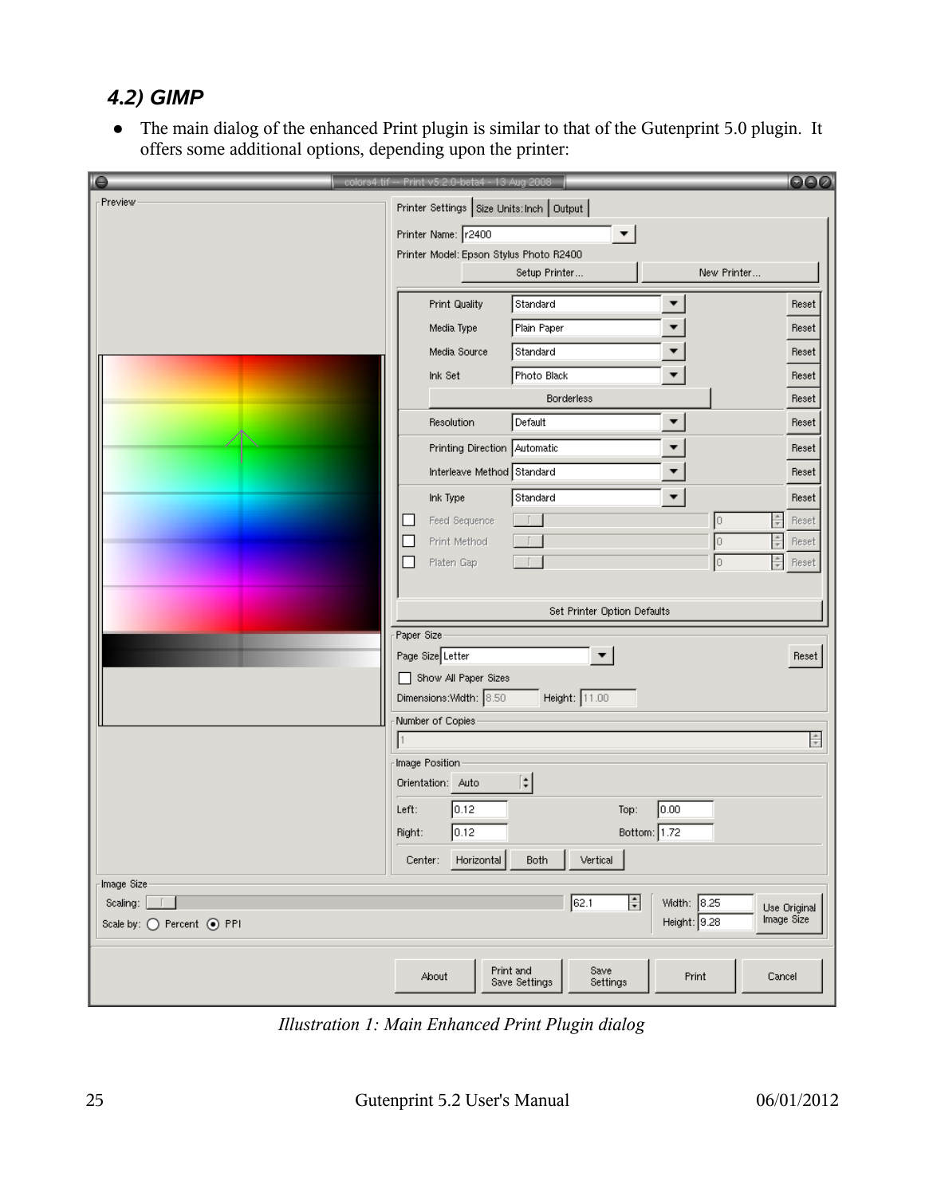### 4.2) GIMP

- The main dialog of the enhanced Print plugin is similar to that of the Gutenprint 5.0 plugin. It offers some additional options, depending upon the printer:

*Illustration 1: Main Enhanced Print Plugin dialog*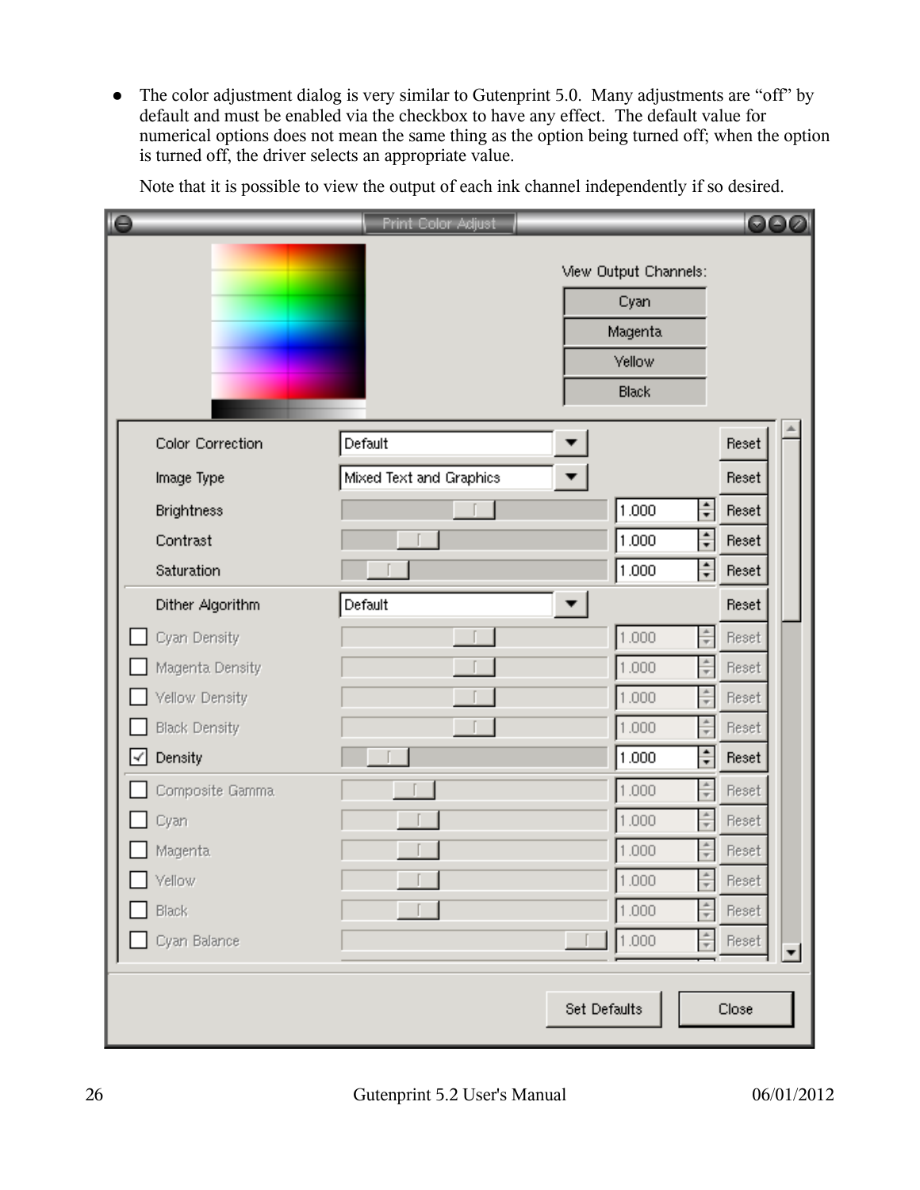- The color adjustment dialog is very similar to Gutenprint 5.0. Many adjustments are "off" by default and must be enabled via the checkbox to have any effect. The default value for numerical options does not mean the same thing as the option being turned off; when the option is turned off, the driver selects an appropriate value.

  Note that it is possible to view the output of each ink channel independently if so desired.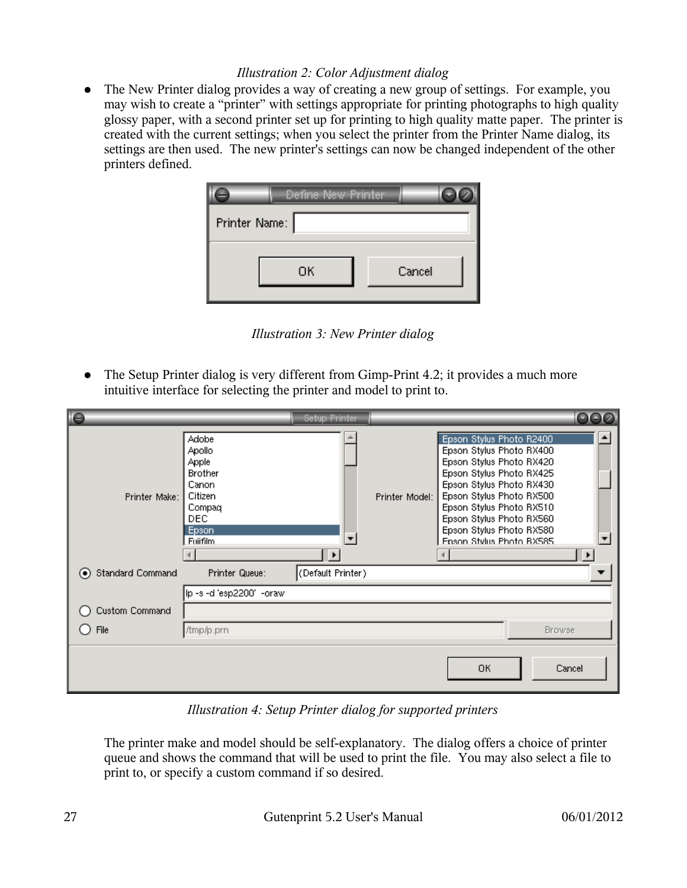*Illustration 2: Color Adjustment dialog*

- The New Printer dialog provides a way of creating a new group of settings. For example, you may wish to create a "printer" with settings appropriate for printing photographs to high quality glossy paper, with a second printer set up for printing to high quality matte paper. The printer is created with the current settings; when you select the printer from the Printer Name dialog, its settings are then used. The new printer's settings can now be changed independent of the other printers defined.

*Illustration 3: New Printer dialog*

- The Setup Printer dialog is very different from Gimp-Print 4.2; it provides a much more intuitive interface for selecting the printer and model to print to.

*Illustration 4: Setup Printer dialog for supported printers*

The printer make and model should be self-explanatory. The dialog offers a choice of printer queue and shows the command that will be used to print the file. You may also select a file to print to, or specify a custom command if so desired.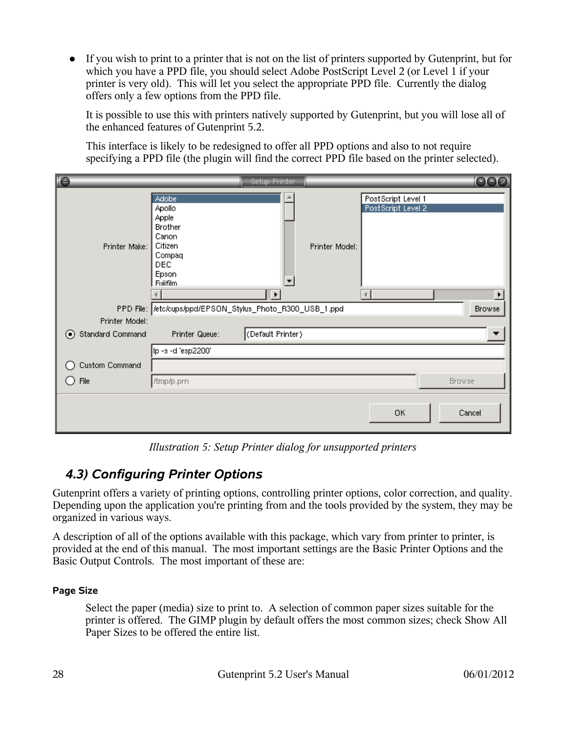- If you wish to print to a printer that is not on the list of printers supported by Gutenprint, but for which you have a PPD file, you should select Adobe PostScript Level 2 (or Level 1 if your printer is very old). This will let you select the appropriate PPD file. Currently the dialog offers only a few options from the PPD file.

  It is possible to use this with printers natively supported by Gutenprint, but you will lose all of the enhanced features of Gutenprint 5.2.

  This interface is likely to be redesigned to offer all PPD options and also to not require specifying a PPD file (the plugin will find the correct PPD file based on the printer selected).

*Illustration 5: Setup Printer dialog for unsupported printers*

### 4.3) Configuring Printer Options

Gutenprint offers a variety of printing options, controlling printer options, color correction, and quality. Depending upon the application you're printing from and the tools provided by the system, they may be organized in various ways.

A description of all of the options available with this package, which vary from printer to printer, is provided at the end of this manual. The most important settings are the Basic Printer Options and the Basic Output Controls. The most important of these are:

#### Page Size

Select the paper (media) size to print to. A selection of common paper sizes suitable for the printer is offered. The GIMP plugin by default offers the most common sizes; check Show All Paper Sizes to be offered the entire list.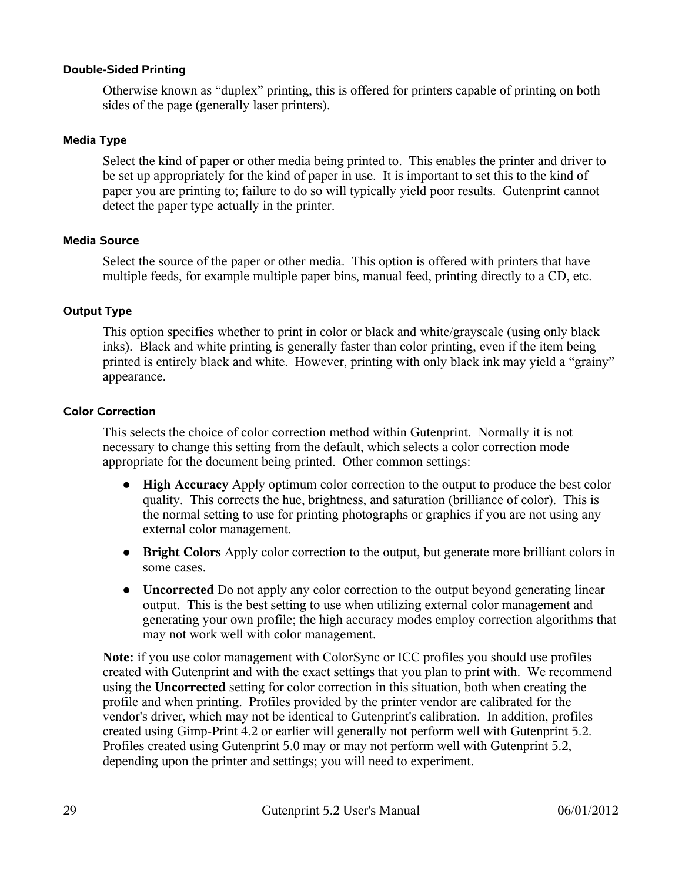### Double-Sided Printing

Otherwise known as "duplex" printing, this is offered for printers capable of printing on both sides of the page (generally laser printers).

### Media Type

Select the kind of paper or other media being printed to. This enables the printer and driver to be set up appropriately for the kind of paper in use. It is important to set this to the kind of paper you are printing to; failure to do so will typically yield poor results. Gutenprint cannot detect the paper type actually in the printer.

### Media Source

Select the source of the paper or other media. This option is offered with printers that have multiple feeds, for example multiple paper bins, manual feed, printing directly to a CD, etc.

### Output Type

This option specifies whether to print in color or black and white/grayscale (using only black inks). Black and white printing is generally faster than color printing, even if the item being printed is entirely black and white. However, printing with only black ink may yield a "grainy" appearance.

### Color Correction

This selects the choice of color correction method within Gutenprint. Normally it is not necessary to change this setting from the default, which selects a color correction mode appropriate for the document being printed. Other common settings:

- **High Accuracy** Apply optimum color correction to the output to produce the best color quality. This corrects the hue, brightness, and saturation (brilliance of color). This is the normal setting to use for printing photographs or graphics if you are not using any external color management.
- **Bright Colors** Apply color correction to the output, but generate more brilliant colors in some cases.
- **Uncorrected** Do not apply any color correction to the output beyond generating linear output. This is the best setting to use when utilizing external color management and generating your own profile; the high accuracy modes employ correction algorithms that may not work well with color management.

**Note:** if you use color management with ColorSync or ICC profiles you should use profiles created with Gutenprint and with the exact settings that you plan to print with. We recommend using the **Uncorrected** setting for color correction in this situation, both when creating the profile and when printing. Profiles provided by the printer vendor are calibrated for the vendor's driver, which may not be identical to Gutenprint's calibration. In addition, profiles created using Gimp-Print 4.2 or earlier will generally not perform well with Gutenprint 5.2. Profiles created using Gutenprint 5.0 may or may not perform well with Gutenprint 5.2, depending upon the printer and settings; you will need to experiment.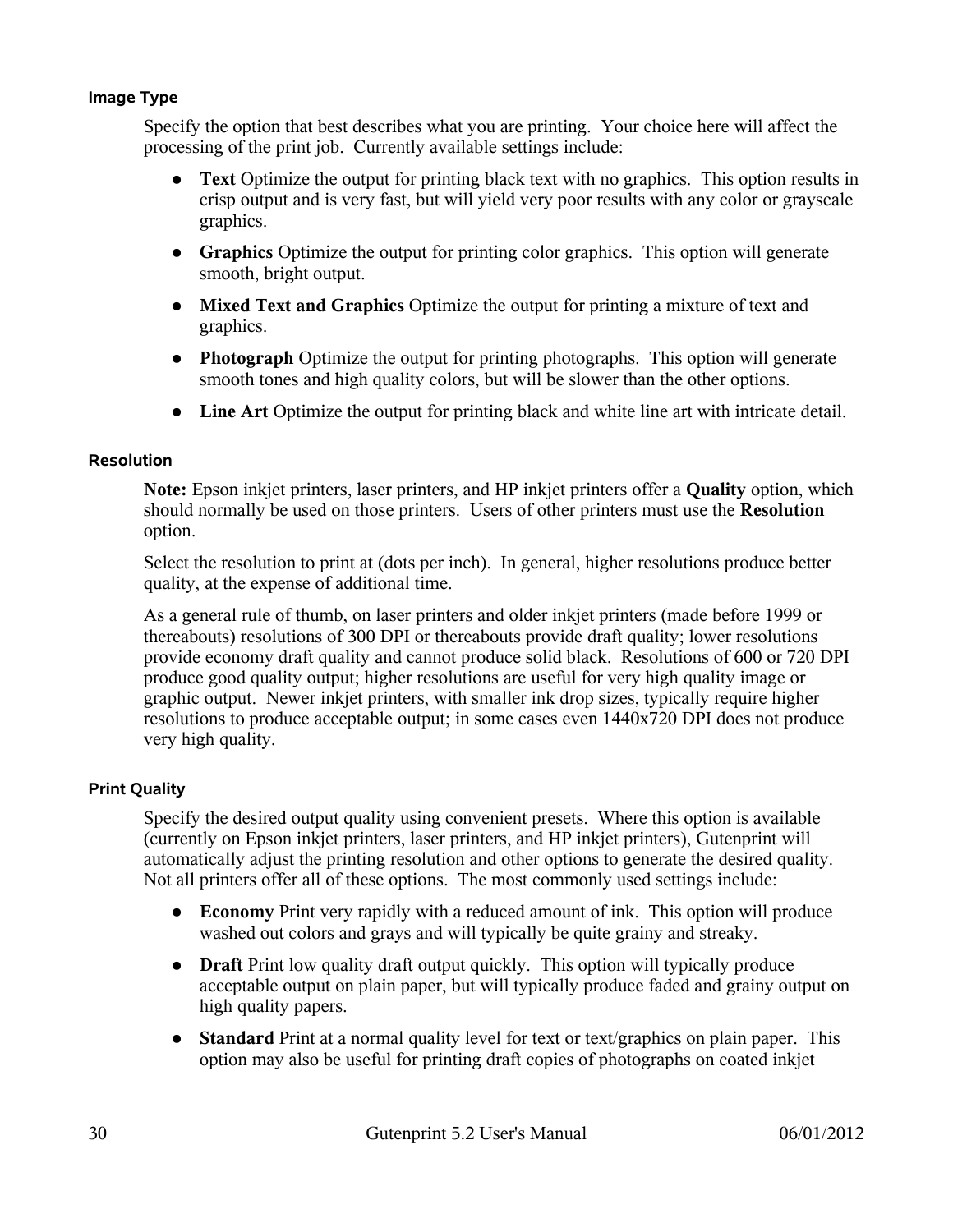### Image Type

Specify the option that best describes what you are printing. Your choice here will affect the processing of the print job. Currently available settings include:

- **Text** Optimize the output for printing black text with no graphics. This option results in crisp output and is very fast, but will yield very poor results with any color or grayscale graphics.
- **Graphics** Optimize the output for printing color graphics. This option will generate smooth, bright output.
- **Mixed Text and Graphics** Optimize the output for printing a mixture of text and graphics.
- **Photograph** Optimize the output for printing photographs. This option will generate smooth tones and high quality colors, but will be slower than the other options.
- **Line Art** Optimize the output for printing black and white line art with intricate detail.

### Resolution

**Note:** Epson inkjet printers, laser printers, and HP inkjet printers offer a **Quality** option, which should normally be used on those printers. Users of other printers must use the **Resolution** option.

Select the resolution to print at (dots per inch). In general, higher resolutions produce better quality, at the expense of additional time.

As a general rule of thumb, on laser printers and older inkjet printers (made before 1999 or thereabouts) resolutions of 300 DPI or thereabouts provide draft quality; lower resolutions provide economy draft quality and cannot produce solid black. Resolutions of 600 or 720 DPI produce good quality output; higher resolutions are useful for very high quality image or graphic output. Newer inkjet printers, with smaller ink drop sizes, typically require higher resolutions to produce acceptable output; in some cases even 1440x720 DPI does not produce very high quality.

### Print Quality

Specify the desired output quality using convenient presets. Where this option is available (currently on Epson inkjet printers, laser printers, and HP inkjet printers), Gutenprint will automatically adjust the printing resolution and other options to generate the desired quality. Not all printers offer all of these options. The most commonly used settings include:

- **Economy** Print very rapidly with a reduced amount of ink. This option will produce washed out colors and grays and will typically be quite grainy and streaky.
- **Draft** Print low quality draft output quickly. This option will typically produce acceptable output on plain paper, but will typically produce faded and grainy output on high quality papers.
- **Standard** Print at a normal quality level for text or text/graphics on plain paper. This option may also be useful for printing draft copies of photographs on coated inkjet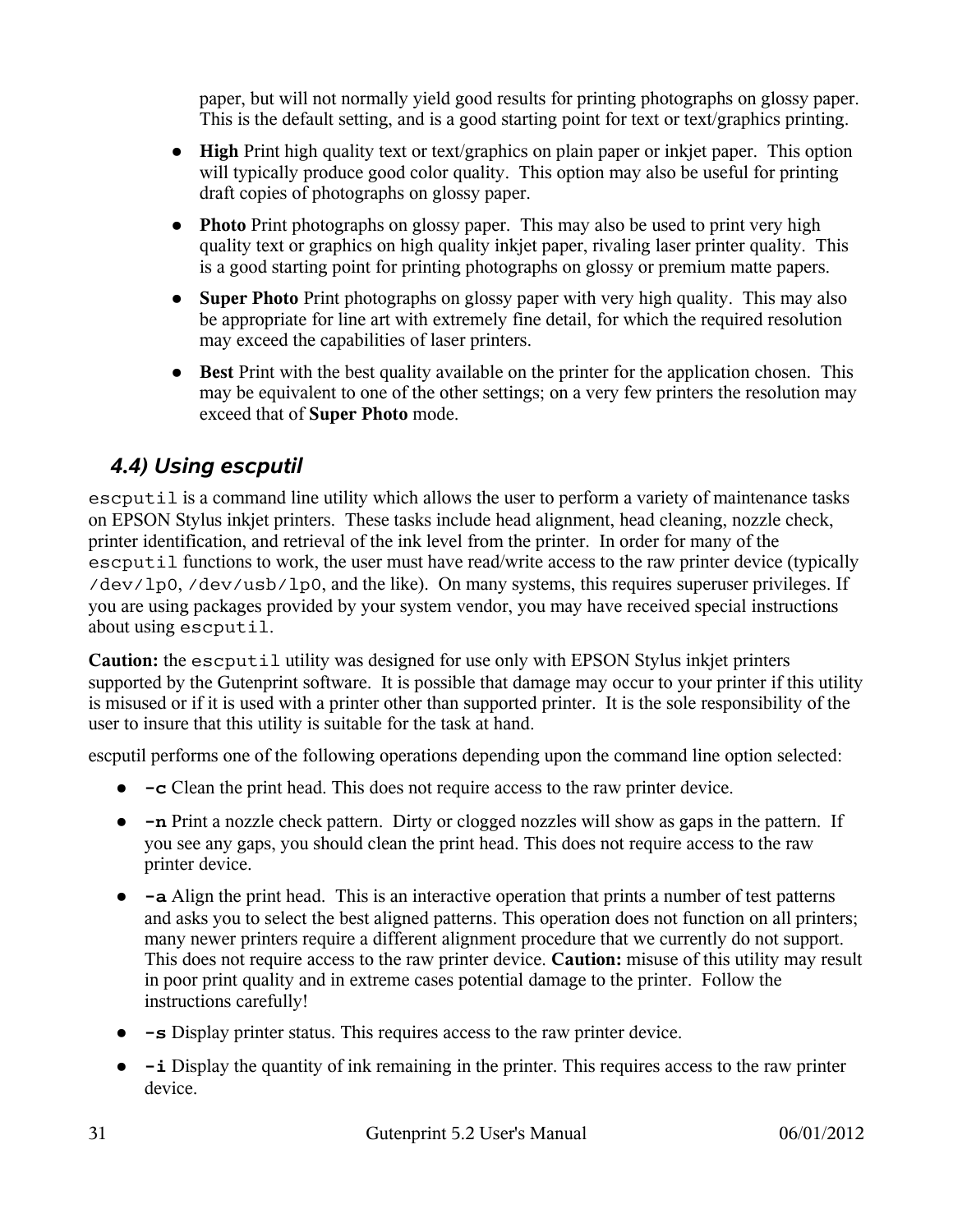paper, but will not normally yield good results for printing photographs on glossy paper. This is the default setting, and is a good starting point for text or text/graphics printing.

- **High** Print high quality text or text/graphics on plain paper or inkjet paper. This option will typically produce good color quality. This option may also be useful for printing draft copies of photographs on glossy paper.
- **Photo** Print photographs on glossy paper. This may also be used to print very high quality text or graphics on high quality inkjet paper, rivaling laser printer quality. This is a good starting point for printing photographs on glossy or premium matte papers.
- **Super Photo** Print photographs on glossy paper with very high quality. This may also be appropriate for line art with extremely fine detail, for which the required resolution may exceed the capabilities of laser printers.
- **Best** Print with the best quality available on the printer for the application chosen. This may be equivalent to one of the other settings; on a very few printers the resolution may exceed that of **Super Photo** mode.

### 4.4) Using escputil

`escputil` is a command line utility which allows the user to perform a variety of maintenance tasks on EPSON Stylus inkjet printers. These tasks include head alignment, head cleaning, nozzle check, printer identification, and retrieval of the ink level from the printer. In order for many of the `escputil` functions to work, the user must have read/write access to the raw printer device (typically `/dev/lp0`, `/dev/usb/lp0`, and the like). On many systems, this requires superuser privileges. If you are using packages provided by your system vendor, you may have received special instructions about using `escputil`.

**Caution:** the `escputil` utility was designed for use only with EPSON Stylus inkjet printers supported by the Gutenprint software. It is possible that damage may occur to your printer if this utility is misused or if it is used with a printer other than supported printer. It is the sole responsibility of the user to insure that this utility is suitable for the task at hand.

escputil performs one of the following operations depending upon the command line option selected:

- **`-c`** Clean the print head. This does not require access to the raw printer device.
- **`-n`** Print a nozzle check pattern. Dirty or clogged nozzles will show as gaps in the pattern. If you see any gaps, you should clean the print head. This does not require access to the raw printer device.
- **`-a`** Align the print head. This is an interactive operation that prints a number of test patterns and asks you to select the best aligned patterns. This operation does not function on all printers; many newer printers require a different alignment procedure that we currently do not support. This does not require access to the raw printer device. **Caution:** misuse of this utility may result in poor print quality and in extreme cases potential damage to the printer. Follow the instructions carefully!
- **`-s`** Display printer status. This requires access to the raw printer device.
- **`-i`** Display the quantity of ink remaining in the printer. This requires access to the raw printer device.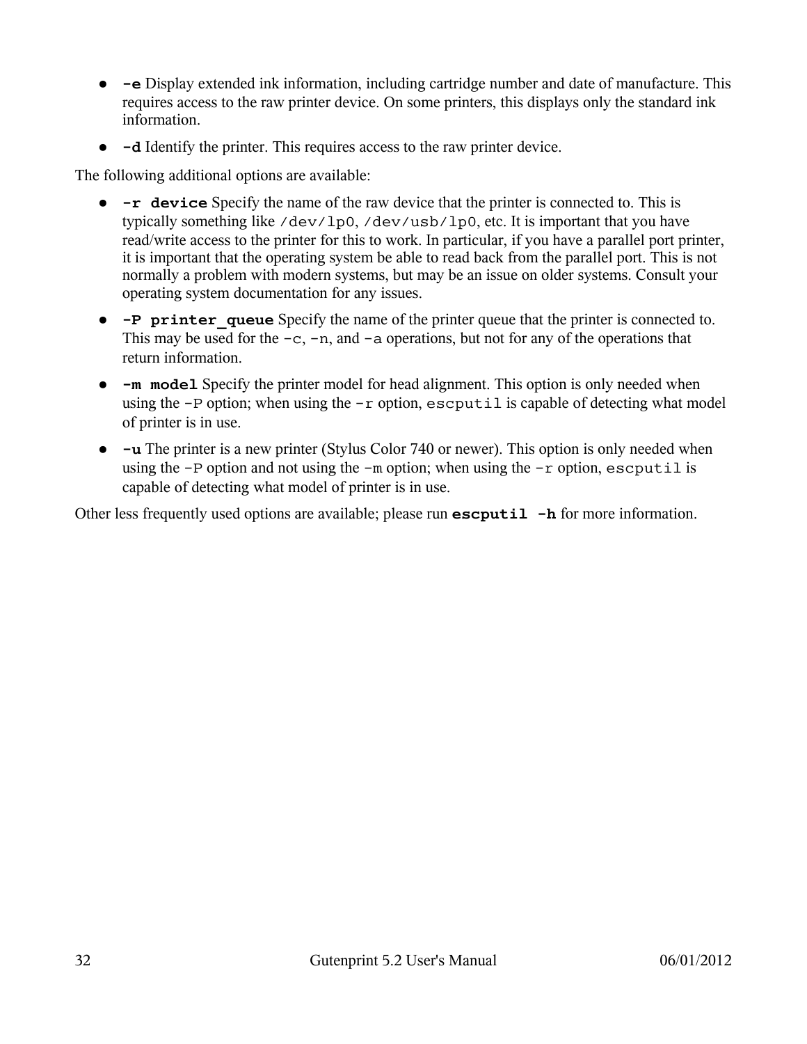- **`-e`** Display extended ink information, including cartridge number and date of manufacture. This requires access to the raw printer device. On some printers, this displays only the standard ink information.
- **`-d`** Identify the printer. This requires access to the raw printer device.

The following additional options are available:

- **`-r device`** Specify the name of the raw device that the printer is connected to. This is typically something like `/dev/lp0`, `/dev/usb/lp0`, etc. It is important that you have read/write access to the printer for this to work. In particular, if you have a parallel port printer, it is important that the operating system be able to read back from the parallel port. This is not normally a problem with modern systems, but may be an issue on older systems. Consult your operating system documentation for any issues.
- **`-P printer_queue`** Specify the name of the printer queue that the printer is connected to. This may be used for the `-c`, `-n`, and `-a` operations, but not for any of the operations that return information.
- **`-m model`** Specify the printer model for head alignment. This option is only needed when using the `-P` option; when using the `-r` option, `escputil` is capable of detecting what model of printer is in use.
- **`-u`** The printer is a new printer (Stylus Color 740 or newer). This option is only needed when using the `-P` option and not using the `-m` option; when using the `-r` option, `escputil` is capable of detecting what model of printer is in use.

Other less frequently used options are available; please run **`escputil -h`** for more information.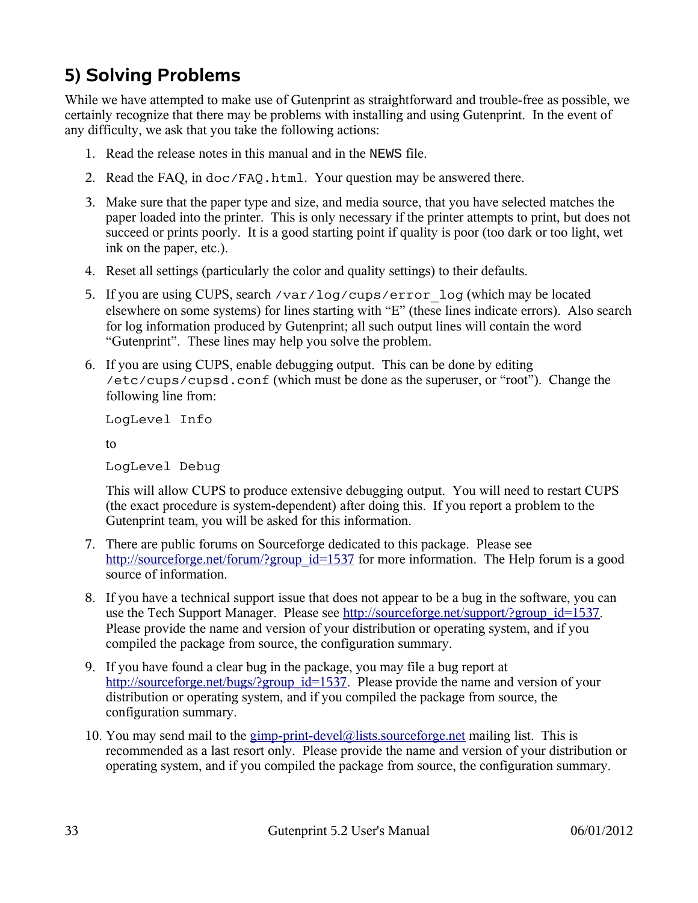# 5) Solving Problems

While we have attempted to make use of Gutenprint as straightforward and trouble-free as possible, we certainly recognize that there may be problems with installing and using Gutenprint. In the event of any difficulty, we ask that you take the following actions:

1. Read the release notes in this manual and in the `NEWS` file.

2. Read the FAQ, in `doc/FAQ.html`. Your question may be answered there.

3. Make sure that the paper type and size, and media source, that you have selected matches the paper loaded into the printer. This is only necessary if the printer attempts to print, but does not succeed or prints poorly. It is a good starting point if quality is poor (too dark or too light, wet ink on the paper, etc.).

4. Reset all settings (particularly the color and quality settings) to their defaults.

5. If you are using CUPS, search `/var/log/cups/error_log` (which may be located elsewhere on some systems) for lines starting with "E" (these lines indicate errors). Also search for log information produced by Gutenprint; all such output lines will contain the word "Gutenprint". These lines may help you solve the problem.

6. If you are using CUPS, enable debugging output. This can be done by editing `/etc/cups/cupsd.conf` (which must be done as the superuser, or "root"). Change the following line from:

   ```
   LogLevel Info
   ```

   to

   ```
   LogLevel Debug
   ```

   This will allow CUPS to produce extensive debugging output. You will need to restart CUPS (the exact procedure is system-dependent) after doing this. If you report a problem to the Gutenprint team, you will be asked for this information.

7. There are public forums on Sourceforge dedicated to this package. Please see http://sourceforge.net/forum/?group_id=1537 for more information. The Help forum is a good source of information.

8. If you have a technical support issue that does not appear to be a bug in the software, you can use the Tech Support Manager. Please see http://sourceforge.net/support/?group_id=1537. Please provide the name and version of your distribution or operating system, and if you compiled the package from source, the configuration summary.

9. If you have found a clear bug in the package, you may file a bug report at http://sourceforge.net/bugs/?group_id=1537. Please provide the name and version of your distribution or operating system, and if you compiled the package from source, the configuration summary.

10. You may send mail to the gimp-print-devel@lists.sourceforge.net mailing list. This is recommended as a last resort only. Please provide the name and version of your distribution or operating system, and if you compiled the package from source, the configuration summary.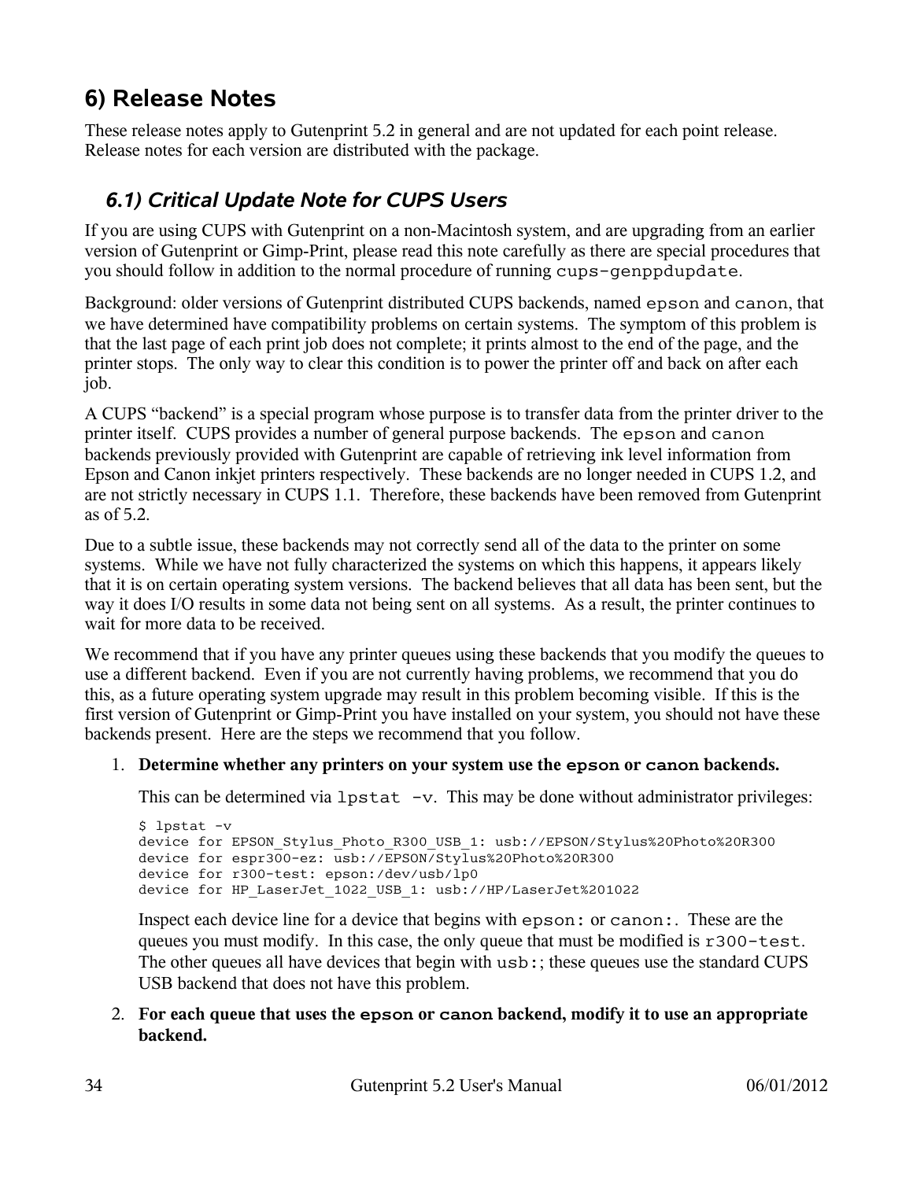## 6) Release Notes

These release notes apply to Gutenprint 5.2 in general and are not updated for each point release. Release notes for each version are distributed with the package.

### *6.1) Critical Update Note for CUPS Users*

If you are using CUPS with Gutenprint on a non-Macintosh system, and are upgrading from an earlier version of Gutenprint or Gimp-Print, please read this note carefully as there are special procedures that you should follow in addition to the normal procedure of running `cups-genppdupdate`.

Background: older versions of Gutenprint distributed CUPS backends, named `epson` and `canon`, that we have determined have compatibility problems on certain systems. The symptom of this problem is that the last page of each print job does not complete; it prints almost to the end of the page, and the printer stops. The only way to clear this condition is to power the printer off and back on after each job.

A CUPS "backend" is a special program whose purpose is to transfer data from the printer driver to the printer itself. CUPS provides a number of general purpose backends. The `epson` and `canon` backends previously provided with Gutenprint are capable of retrieving ink level information from Epson and Canon inkjet printers respectively. These backends are no longer needed in CUPS 1.2, and are not strictly necessary in CUPS 1.1. Therefore, these backends have been removed from Gutenprint as of 5.2.

Due to a subtle issue, these backends may not correctly send all of the data to the printer on some systems. While we have not fully characterized the systems on which this happens, it appears likely that it is on certain operating system versions. The backend believes that all data has been sent, but the way it does I/O results in some data not being sent on all systems. As a result, the printer continues to wait for more data to be received.

We recommend that if you have any printer queues using these backends that you modify the queues to use a different backend. Even if you are not currently having problems, we recommend that you do this, as a future operating system upgrade may result in this problem becoming visible. If this is the first version of Gutenprint or Gimp-Print you have installed on your system, you should not have these backends present. Here are the steps we recommend that you follow.

1. **Determine whether any printers on your system use the `epson` or `canon` backends.**

   This can be determined via `lpstat -v`. This may be done without administrator privileges:

   ```
   $ lpstat -v
   device for EPSON_Stylus_Photo_R300_USB_1: usb://EPSON/Stylus%20Photo%20R300
   device for espr300-ez: usb://EPSON/Stylus%20Photo%20R300
   device for r300-test: epson:/dev/usb/lp0
   device for HP_LaserJet_1022_USB_1: usb://HP/LaserJet%201022
   ```

   Inspect each device line for a device that begins with `epson:` or `canon:`. These are the queues you must modify. In this case, the only queue that must be modified is `r300-test`. The other queues all have devices that begin with `usb:`; these queues use the standard CUPS USB backend that does not have this problem.

2. **For each queue that uses the `epson` or `canon` backend, modify it to use an appropriate backend.**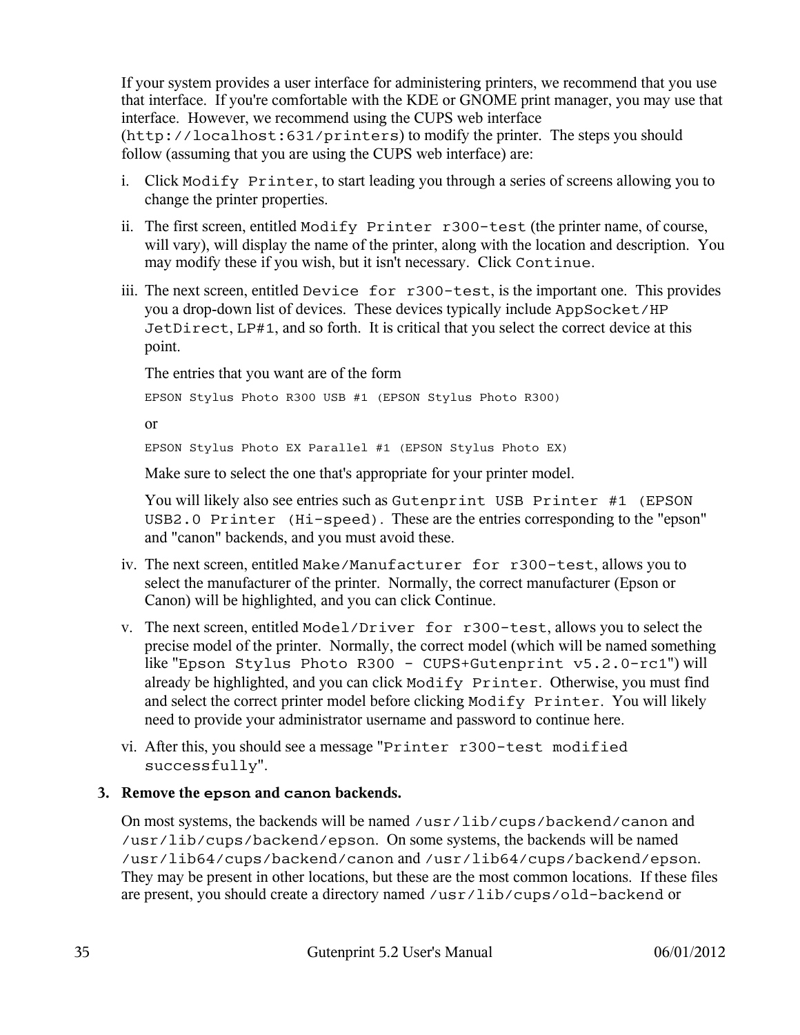If your system provides a user interface for administering printers, we recommend that you use that interface. If you're comfortable with the KDE or GNOME print manager, you may use that interface. However, we recommend using the CUPS web interface (`http://localhost:631/printers`) to modify the printer. The steps you should follow (assuming that you are using the CUPS web interface) are:

i. Click `Modify Printer`, to start leading you through a series of screens allowing you to change the printer properties.

ii. The first screen, entitled `Modify Printer r300-test` (the printer name, of course, will vary), will display the name of the printer, along with the location and description. You may modify these if you wish, but it isn't necessary. Click `Continue`.

iii. The next screen, entitled `Device for r300-test`, is the important one. This provides you a drop-down list of devices. These devices typically include `AppSocket/HP JetDirect`, `LP#1`, and so forth. It is critical that you select the correct device at this point.

   The entries that you want are of the form

   ```
   EPSON Stylus Photo R300 USB #1 (EPSON Stylus Photo R300)
   ```

   or

   ```
   EPSON Stylus Photo EX Parallel #1 (EPSON Stylus Photo EX)
   ```

   Make sure to select the one that's appropriate for your printer model.

   You will likely also see entries such as `Gutenprint USB Printer #1 (EPSON USB2.0 Printer (Hi-speed)`. These are the entries corresponding to the "epson" and "canon" backends, and you must avoid these.

iv. The next screen, entitled `Make/Manufacturer for r300-test`, allows you to select the manufacturer of the printer. Normally, the correct manufacturer (Epson or Canon) will be highlighted, and you can click Continue.

v. The next screen, entitled `Model/Driver for r300-test`, allows you to select the precise model of the printer. Normally, the correct model (which will be named something like "`Epson Stylus Photo R300 - CUPS+Gutenprint v5.2.0-rc1`") will already be highlighted, and you can click `Modify Printer`. Otherwise, you must find and select the correct printer model before clicking `Modify Printer`. You will likely need to provide your administrator username and password to continue here.

vi. After this, you should see a message "`Printer r300-test modified successfully`".

3. **Remove the `epson` and `canon` backends.**

   On most systems, the backends will be named `/usr/lib/cups/backend/canon` and `/usr/lib/cups/backend/epson`. On some systems, the backends will be named `/usr/lib64/cups/backend/canon` and `/usr/lib64/cups/backend/epson`. They may be present in other locations, but these are the most common locations. If these files are present, you should create a directory named `/usr/lib/cups/old-backend` or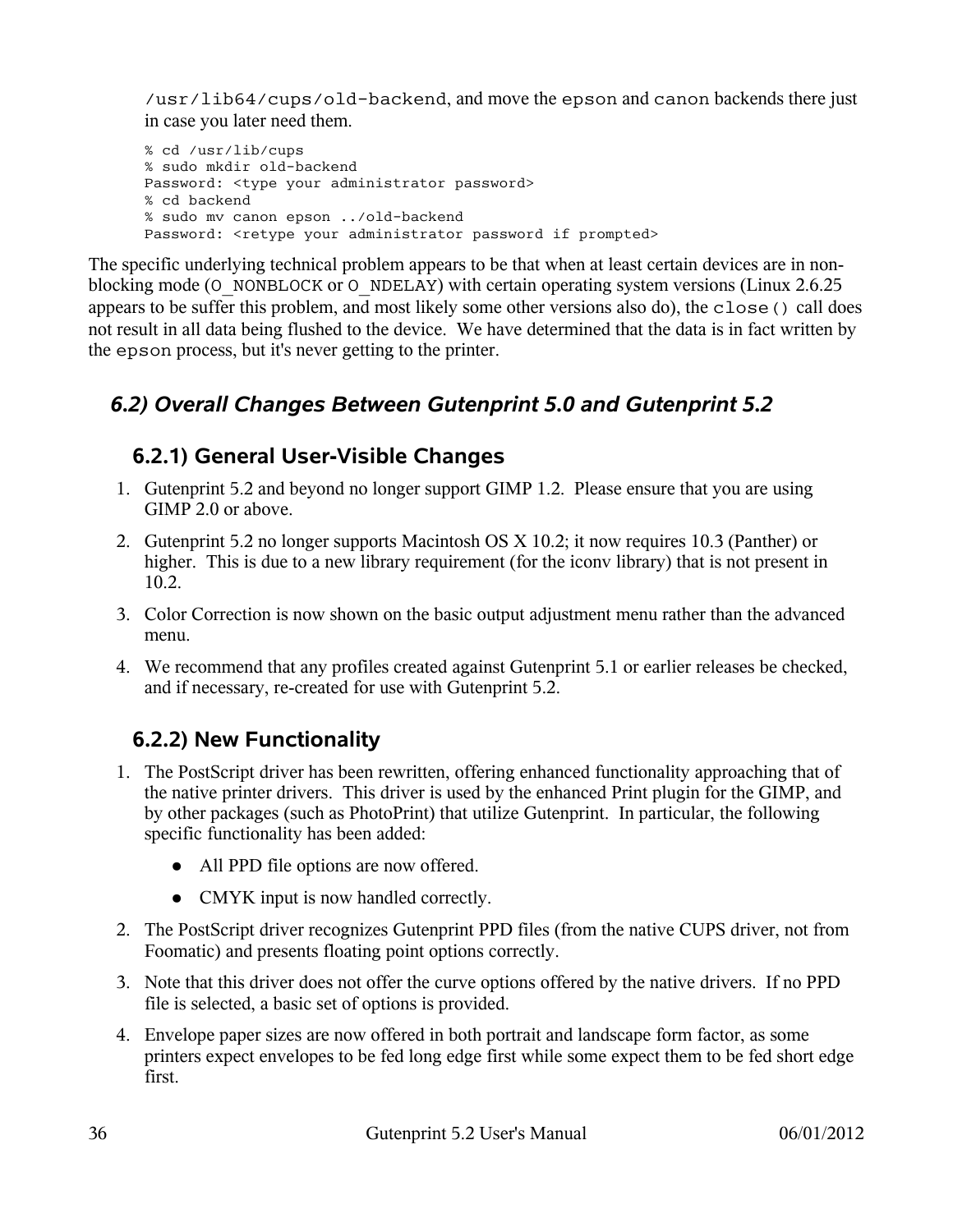`/usr/lib64/cups/old-backend`, and move the `epson` and `canon` backends there just in case you later need them.

```
% cd /usr/lib/cups
% sudo mkdir old-backend
Password: <type your administrator password>
% cd backend
% sudo mv canon epson ../old-backend
Password: <retype your administrator password if prompted>
```

The specific underlying technical problem appears to be that when at least certain devices are in non-blocking mode (`O_NONBLOCK` or `O_NDELAY`) with certain operating system versions (Linux 2.6.25 appears to be suffer this problem, and most likely some other versions also do), the `close()` call does not result in all data being flushed to the device. We have determined that the data is in fact written by the `epson` process, but it's never getting to the printer.

## 6.2) Overall Changes Between Gutenprint 5.0 and Gutenprint 5.2

### 6.2.1) General User-Visible Changes

1. Gutenprint 5.2 and beyond no longer support GIMP 1.2. Please ensure that you are using GIMP 2.0 or above.
2. Gutenprint 5.2 no longer supports Macintosh OS X 10.2; it now requires 10.3 (Panther) or higher. This is due to a new library requirement (for the iconv library) that is not present in 10.2.
3. Color Correction is now shown on the basic output adjustment menu rather than the advanced menu.
4. We recommend that any profiles created against Gutenprint 5.1 or earlier releases be checked, and if necessary, re-created for use with Gutenprint 5.2.

### 6.2.2) New Functionality

1. The PostScript driver has been rewritten, offering enhanced functionality approaching that of the native printer drivers. This driver is used by the enhanced Print plugin for the GIMP, and by other packages (such as PhotoPrint) that utilize Gutenprint. In particular, the following specific functionality has been added:
    - All PPD file options are now offered.
    - CMYK input is now handled correctly.
2. The PostScript driver recognizes Gutenprint PPD files (from the native CUPS driver, not from Foomatic) and presents floating point options correctly.
3. Note that this driver does not offer the curve options offered by the native drivers. If no PPD file is selected, a basic set of options is provided.
4. Envelope paper sizes are now offered in both portrait and landscape form factor, as some printers expect envelopes to be fed long edge first while some expect them to be fed short edge first.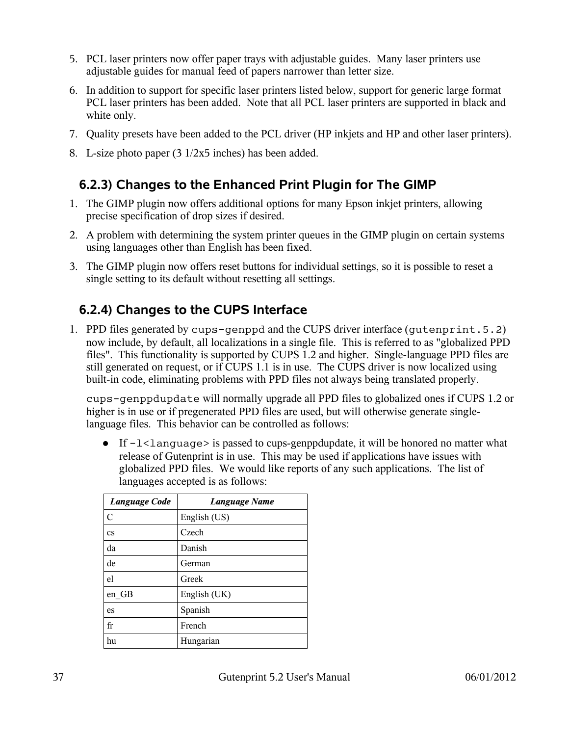5. PCL laser printers now offer paper trays with adjustable guides. Many laser printers use adjustable guides for manual feed of papers narrower than letter size.

6. In addition to support for specific laser printers listed below, support for generic large format PCL laser printers has been added. Note that all PCL laser printers are supported in black and white only.

7. Quality presets have been added to the PCL driver (HP inkjets and HP and other laser printers).

8. L-size photo paper (3 1/2x5 inches) has been added.

### 6.2.3) Changes to the Enhanced Print Plugin for The GIMP

1. The GIMP plugin now offers additional options for many Epson inkjet printers, allowing precise specification of drop sizes if desired.

2. A problem with determining the system printer queues in the GIMP plugin on certain systems using languages other than English has been fixed.

3. The GIMP plugin now offers reset buttons for individual settings, so it is possible to reset a single setting to its default without resetting all settings.

### 6.2.4) Changes to the CUPS Interface

1. PPD files generated by `cups-genppd` and the CUPS driver interface (`gutenprint.5.2`) now include, by default, all localizations in a single file. This is referred to as "globalized PPD files". This functionality is supported by CUPS 1.2 and higher. Single-language PPD files are still generated on request, or if CUPS 1.1 is in use. The CUPS driver is now localized using built-in code, eliminating problems with PPD files not always being translated properly.

   `cups-genppdupdate` will normally upgrade all PPD files to globalized ones if CUPS 1.2 or higher is in use or if pregenerated PPD files are used, but will otherwise generate single-language files. This behavior can be controlled as follows:

   - If `-l<language>` is passed to cups-genppdupdate, it will be honored no matter what release of Gutenprint is in use. This may be used if applications have issues with globalized PPD files. We would like reports of any such applications. The list of languages accepted is as follows:

| *Language Code* | *Language Name* |
|---|---|
| C | English (US) |
| cs | Czech |
| da | Danish |
| de | German |
| el | Greek |
| en_GB | English (UK) |
| es | Spanish |
| fr | French |
| hu | Hungarian |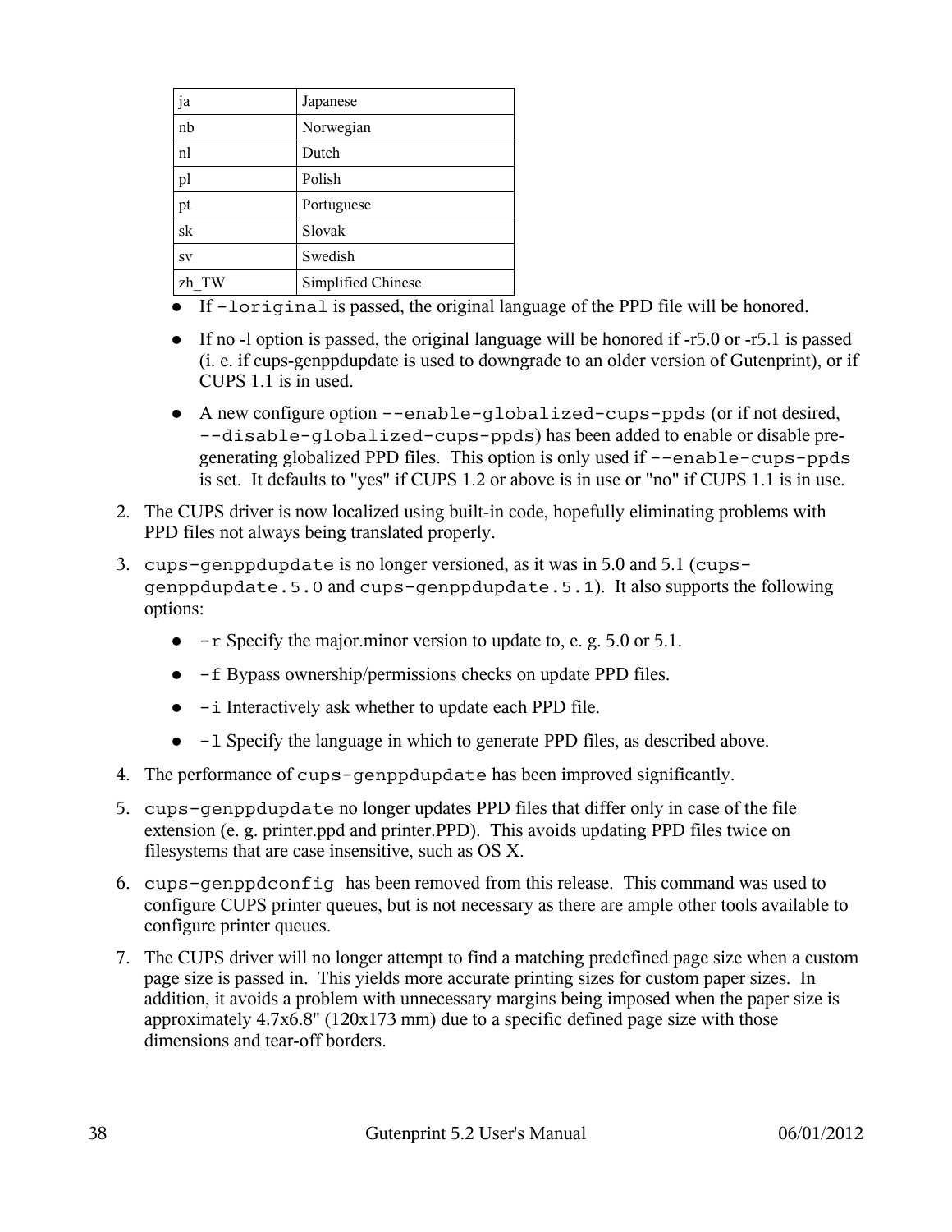| ja | Japanese |
| --- | --- |
| nb | Norwegian |
| nl | Dutch |
| pl | Polish |
| pt | Portuguese |
| sk | Slovak |
| sv | Swedish |
| zh_TW | Simplified Chinese |

- If `-loriginal` is passed, the original language of the PPD file will be honored.
- If no -l option is passed, the original language will be honored if -r5.0 or -r5.1 is passed (i. e. if cups-genppdupdate is used to downgrade to an older version of Gutenprint), or if CUPS 1.1 is in used.
- A new configure option `--enable-globalized-cups-ppds` (or if not desired, `--disable-globalized-cups-ppds`) has been added to enable or disable pre-generating globalized PPD files. This option is only used if `--enable-cups-ppds` is set. It defaults to "yes" if CUPS 1.2 or above is in use or "no" if CUPS 1.1 is in use.

2. The CUPS driver is now localized using built-in code, hopefully eliminating problems with PPD files not always being translated properly.
3. `cups-genppdupdate` is no longer versioned, as it was in 5.0 and 5.1 (`cups-genppdupdate.5.0` and `cups-genppdupdate.5.1`). It also supports the following options:
   - `-r` Specify the major.minor version to update to, e. g. 5.0 or 5.1.
   - `-f` Bypass ownership/permissions checks on update PPD files.
   - `-i` Interactively ask whether to update each PPD file.
   - `-l` Specify the language in which to generate PPD files, as described above.
4. The performance of `cups-genppdupdate` has been improved significantly.
5. `cups-genppdupdate` no longer updates PPD files that differ only in case of the file extension (e. g. printer.ppd and printer.PPD). This avoids updating PPD files twice on filesystems that are case insensitive, such as OS X.
6. `cups-genppdconfig` has been removed from this release. This command was used to configure CUPS printer queues, but is not necessary as there are ample other tools available to configure printer queues.
7. The CUPS driver will no longer attempt to find a matching predefined page size when a custom page size is passed in. This yields more accurate printing sizes for custom paper sizes. In addition, it avoids a problem with unnecessary margins being imposed when the paper size is approximately 4.7x6.8" (120x173 mm) due to a specific defined page size with those dimensions and tear-off borders.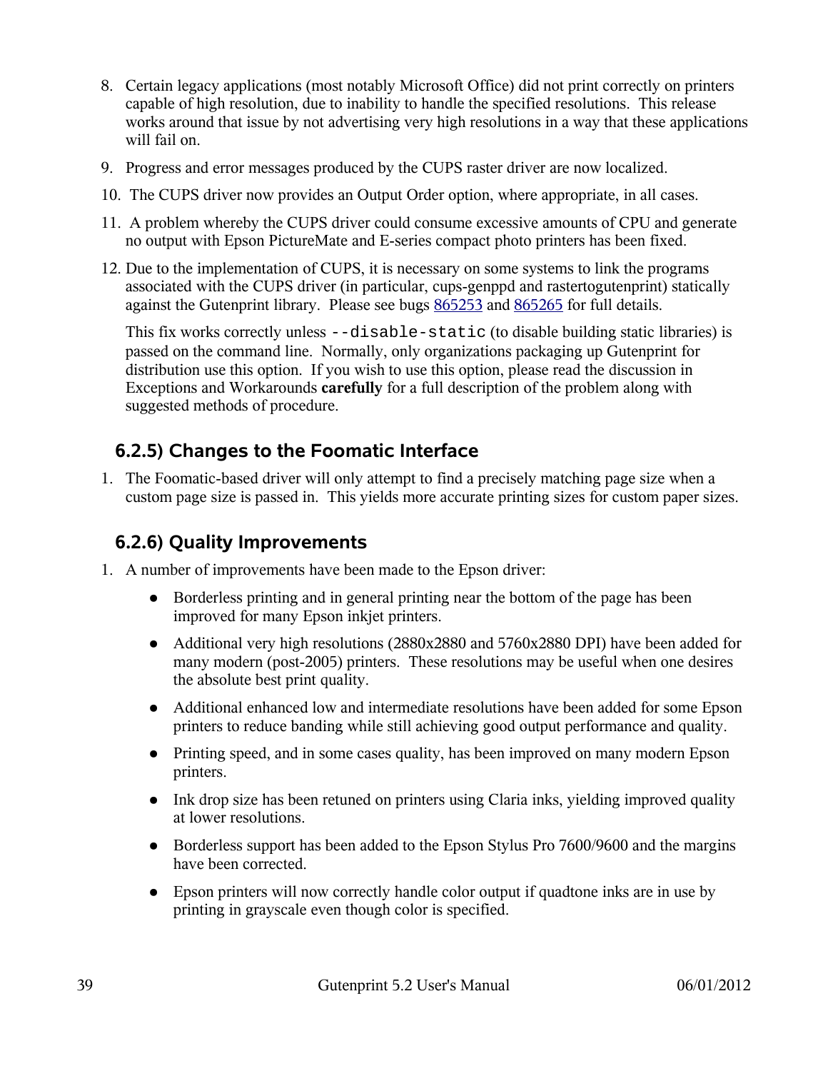8. Certain legacy applications (most notably Microsoft Office) did not print correctly on printers capable of high resolution, due to inability to handle the specified resolutions. This release works around that issue by not advertising very high resolutions in a way that these applications will fail on.
9. Progress and error messages produced by the CUPS raster driver are now localized.
10. The CUPS driver now provides an Output Order option, where appropriate, in all cases.
11. A problem whereby the CUPS driver could consume excessive amounts of CPU and generate no output with Epson PictureMate and E-series compact photo printers has been fixed.
12. Due to the implementation of CUPS, it is necessary on some systems to link the programs associated with the CUPS driver (in particular, cups-genppd and rastertogutenprint) statically against the Gutenprint library. Please see bugs [865253]() and [865265]() for full details.

    This fix works correctly unless `--disable-static` (to disable building static libraries) is passed on the command line. Normally, only organizations packaging up Gutenprint for distribution use this option. If you wish to use this option, please read the discussion in Exceptions and Workarounds **carefully** for a full description of the problem along with suggested methods of procedure.

### 6.2.5) Changes to the Foomatic Interface

1. The Foomatic-based driver will only attempt to find a precisely matching page size when a custom page size is passed in. This yields more accurate printing sizes for custom paper sizes.

### 6.2.6) Quality Improvements

1. A number of improvements have been made to the Epson driver:
    - Borderless printing and in general printing near the bottom of the page has been improved for many Epson inkjet printers.
    - Additional very high resolutions (2880x2880 and 5760x2880 DPI) have been added for many modern (post-2005) printers. These resolutions may be useful when one desires the absolute best print quality.
    - Additional enhanced low and intermediate resolutions have been added for some Epson printers to reduce banding while still achieving good output performance and quality.
    - Printing speed, and in some cases quality, has been improved on many modern Epson printers.
    - Ink drop size has been retuned on printers using Claria inks, yielding improved quality at lower resolutions.
    - Borderless support has been added to the Epson Stylus Pro 7600/9600 and the margins have been corrected.
    - Epson printers will now correctly handle color output if quadtone inks are in use by printing in grayscale even though color is specified.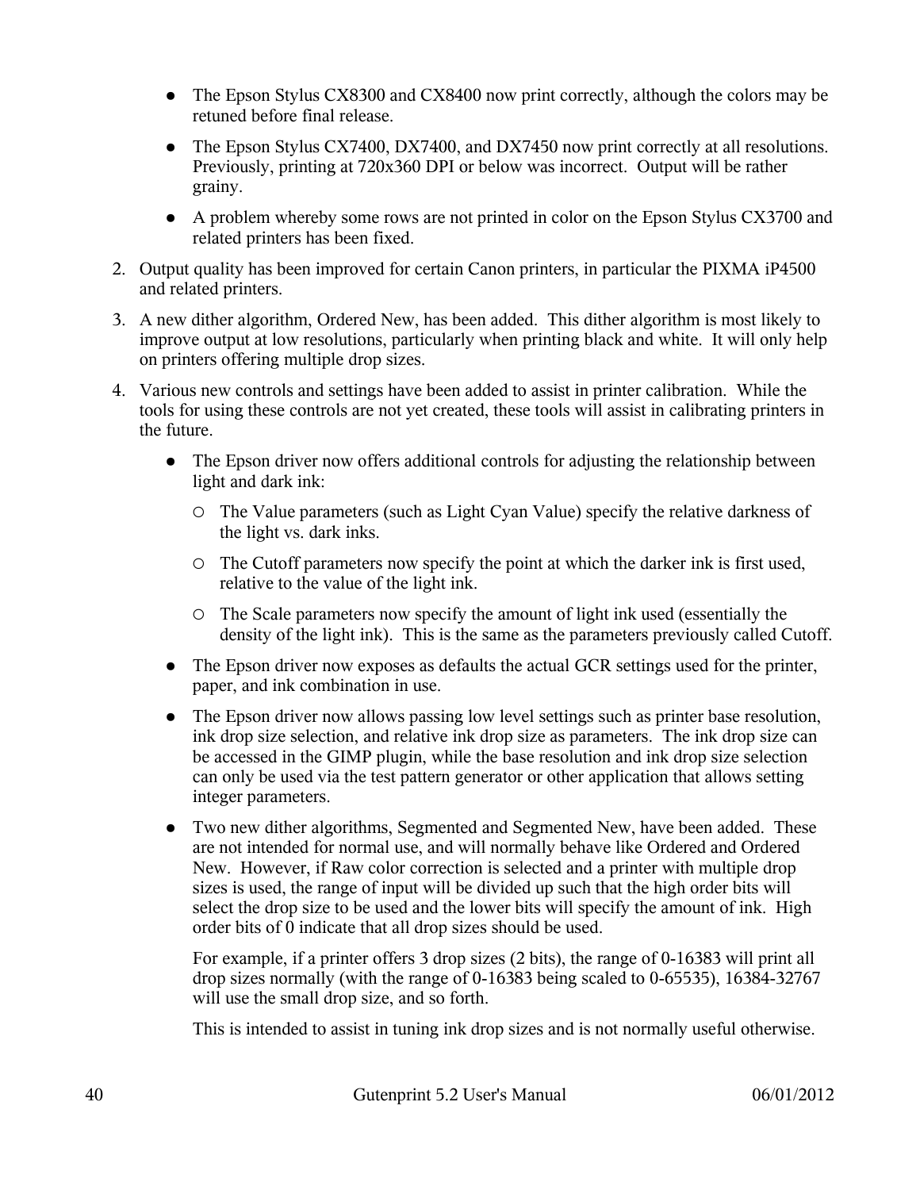- The Epson Stylus CX8300 and CX8400 now print correctly, although the colors may be retuned before final release.
- The Epson Stylus CX7400, DX7400, and DX7450 now print correctly at all resolutions. Previously, printing at 720x360 DPI or below was incorrect. Output will be rather grainy.
- A problem whereby some rows are not printed in color on the Epson Stylus CX3700 and related printers has been fixed.

2. Output quality has been improved for certain Canon printers, in particular the PIXMA iP4500 and related printers.
3. A new dither algorithm, Ordered New, has been added. This dither algorithm is most likely to improve output at low resolutions, particularly when printing black and white. It will only help on printers offering multiple drop sizes.
4. Various new controls and settings have been added to assist in printer calibration. While the tools for using these controls are not yet created, these tools will assist in calibrating printers in the future.
   - The Epson driver now offers additional controls for adjusting the relationship between light and dark ink:
     - The Value parameters (such as Light Cyan Value) specify the relative darkness of the light vs. dark inks.
     - The Cutoff parameters now specify the point at which the darker ink is first used, relative to the value of the light ink.
     - The Scale parameters now specify the amount of light ink used (essentially the density of the light ink). This is the same as the parameters previously called Cutoff.
   - The Epson driver now exposes as defaults the actual GCR settings used for the printer, paper, and ink combination in use.
   - The Epson driver now allows passing low level settings such as printer base resolution, ink drop size selection, and relative ink drop size as parameters. The ink drop size can be accessed in the GIMP plugin, while the base resolution and ink drop size selection can only be used via the test pattern generator or other application that allows setting integer parameters.
   - Two new dither algorithms, Segmented and Segmented New, have been added. These are not intended for normal use, and will normally behave like Ordered and Ordered New. However, if Raw color correction is selected and a printer with multiple drop sizes is used, the range of input will be divided up such that the high order bits will select the drop size to be used and the lower bits will specify the amount of ink. High order bits of 0 indicate that all drop sizes should be used.

     For example, if a printer offers 3 drop sizes (2 bits), the range of 0-16383 will print all drop sizes normally (with the range of 0-16383 being scaled to 0-65535), 16384-32767 will use the small drop size, and so forth.

     This is intended to assist in tuning ink drop sizes and is not normally useful otherwise.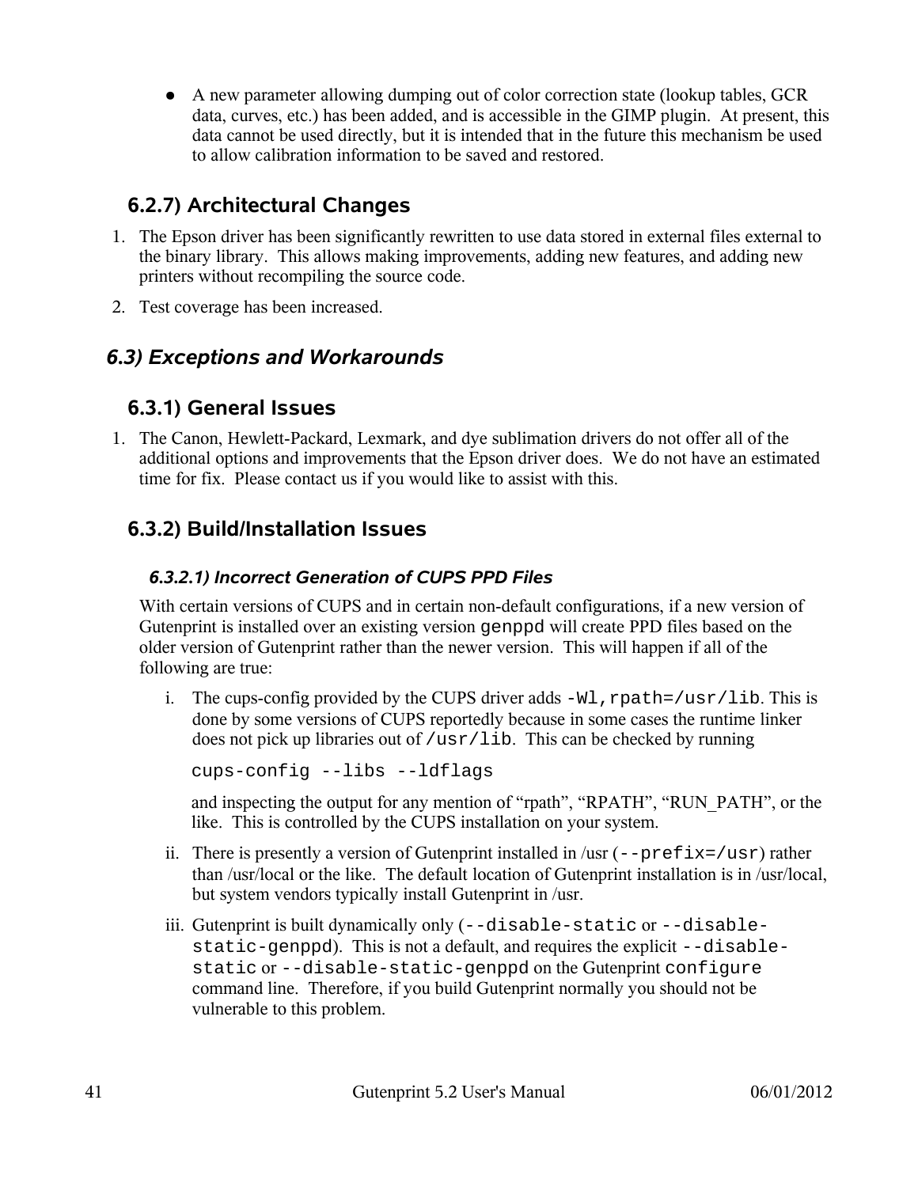- A new parameter allowing dumping out of color correction state (lookup tables, GCR data, curves, etc.) has been added, and is accessible in the GIMP plugin. At present, this data cannot be used directly, but it is intended that in the future this mechanism be used to allow calibration information to be saved and restored.

### 6.2.7) Architectural Changes

1. The Epson driver has been significantly rewritten to use data stored in external files external to the binary library. This allows making improvements, adding new features, and adding new printers without recompiling the source code.
2. Test coverage has been increased.

## *6.3) Exceptions and Workarounds*

### 6.3.1) General Issues

1. The Canon, Hewlett-Packard, Lexmark, and dye sublimation drivers do not offer all of the additional options and improvements that the Epson driver does. We do not have an estimated time for fix. Please contact us if you would like to assist with this.

### 6.3.2) Build/Installation Issues

#### *6.3.2.1) Incorrect Generation of CUPS PPD Files*

With certain versions of CUPS and in certain non-default configurations, if a new version of Gutenprint is installed over an existing version `genppd` will create PPD files based on the older version of Gutenprint rather than the newer version. This will happen if all of the following are true:

i. The cups-config provided by the CUPS driver adds `-Wl,rpath=/usr/lib`. This is done by some versions of CUPS reportedly because in some cases the runtime linker does not pick up libraries out of `/usr/lib`. This can be checked by running

   ```
   cups-config --libs --ldflags
   ```

   and inspecting the output for any mention of "rpath", "RPATH", "RUN_PATH", or the like. This is controlled by the CUPS installation on your system.

ii. There is presently a version of Gutenprint installed in /usr (`--prefix=/usr`) rather than /usr/local or the like. The default location of Gutenprint installation is in /usr/local, but system vendors typically install Gutenprint in /usr.

iii. Gutenprint is built dynamically only (`--disable-static` or `--disable-static-genppd`). This is not a default, and requires the explicit `--disable-static` or `--disable-static-genppd` on the Gutenprint `configure` command line. Therefore, if you build Gutenprint normally you should not be vulnerable to this problem.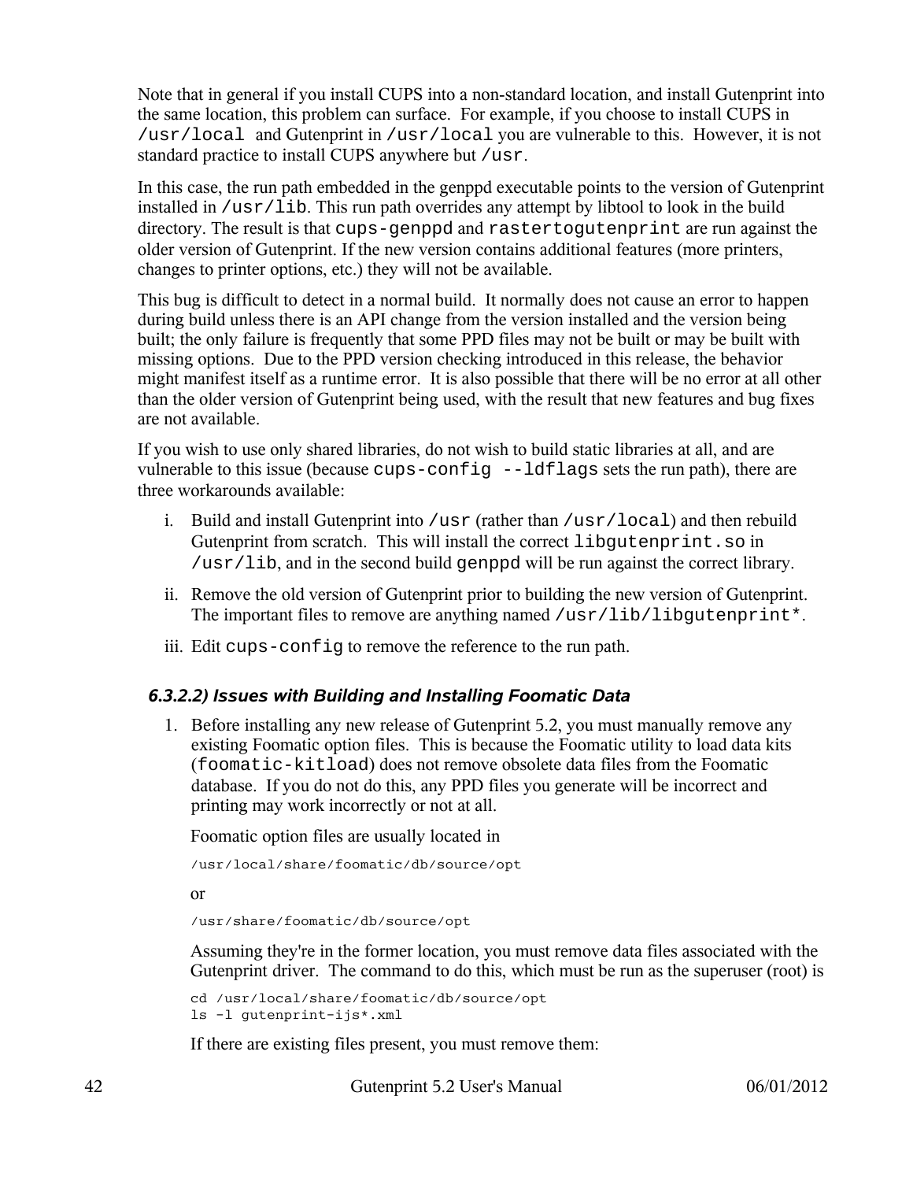Note that in general if you install CUPS into a non-standard location, and install Gutenprint into the same location, this problem can surface. For example, if you choose to install CUPS in `/usr/local` and Gutenprint in `/usr/local` you are vulnerable to this. However, it is not standard practice to install CUPS anywhere but `/usr`.

In this case, the run path embedded in the genppd executable points to the version of Gutenprint installed in `/usr/lib`. This run path overrides any attempt by libtool to look in the build directory. The result is that `cups-genppd` and `rastertogutenprint` are run against the older version of Gutenprint. If the new version contains additional features (more printers, changes to printer options, etc.) they will not be available.

This bug is difficult to detect in a normal build. It normally does not cause an error to happen during build unless there is an API change from the version installed and the version being built; the only failure is frequently that some PPD files may not be built or may be built with missing options. Due to the PPD version checking introduced in this release, the behavior might manifest itself as a runtime error. It is also possible that there will be no error at all other than the older version of Gutenprint being used, with the result that new features and bug fixes are not available.

If you wish to use only shared libraries, do not wish to build static libraries at all, and are vulnerable to this issue (because `cups-config --ldflags` sets the run path), there are three workarounds available:

i. Build and install Gutenprint into `/usr` (rather than `/usr/local`) and then rebuild Gutenprint from scratch. This will install the correct `libgutenprint.so` in `/usr/lib`, and in the second build `genppd` will be run against the correct library.

ii. Remove the old version of Gutenprint prior to building the new version of Gutenprint. The important files to remove are anything named `/usr/lib/libgutenprint*`.

iii. Edit `cups-config` to remove the reference to the run path.

##### *6.3.2.2) Issues with Building and Installing Foomatic Data*

1. Before installing any new release of Gutenprint 5.2, you must manually remove any existing Foomatic option files. This is because the Foomatic utility to load data kits (`foomatic-kitload`) does not remove obsolete data files from the Foomatic database. If you do not do this, any PPD files you generate will be incorrect and printing may work incorrectly or not at all.

   Foomatic option files are usually located in

   ```
   /usr/local/share/foomatic/db/source/opt
   ```

   or

   ```
   /usr/share/foomatic/db/source/opt
   ```

   Assuming they're in the former location, you must remove data files associated with the Gutenprint driver. The command to do this, which must be run as the superuser (root) is

   ```
   cd /usr/local/share/foomatic/db/source/opt
   ls -l gutenprint-ijs*.xml
   ```

   If there are existing files present, you must remove them: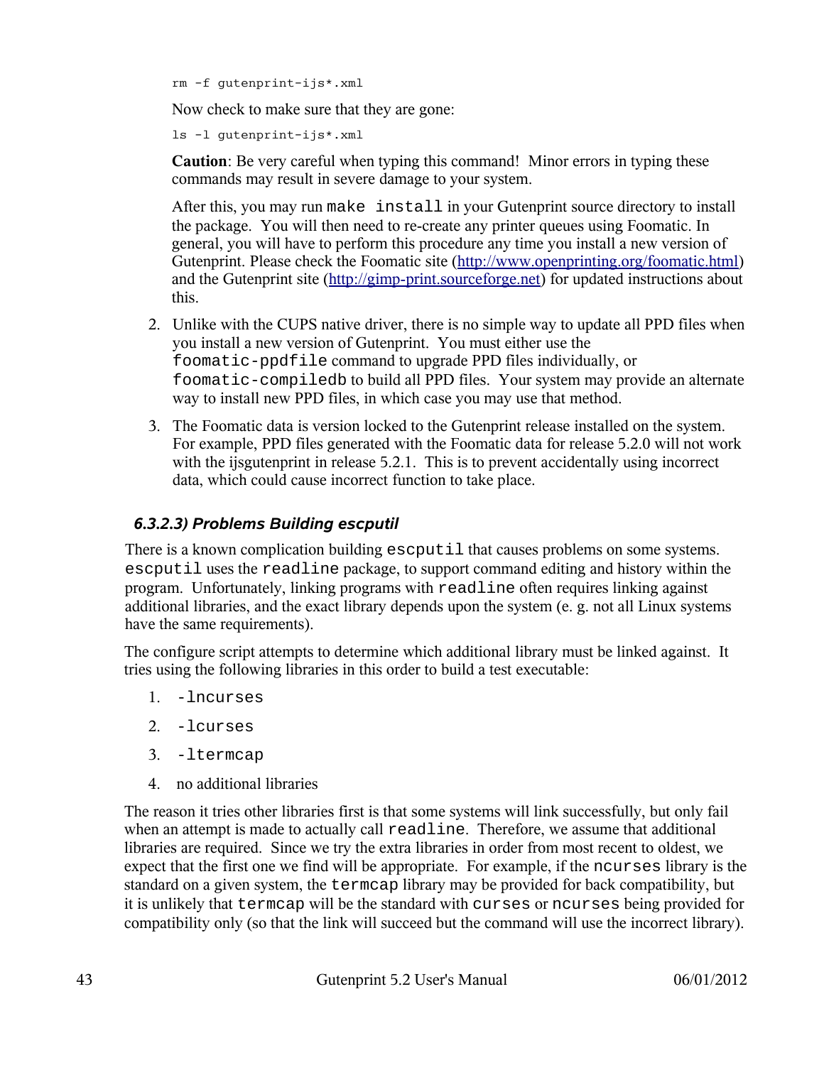```
rm -f gutenprint-ijs*.xml
```

Now check to make sure that they are gone:

```
ls -l gutenprint-ijs*.xml
```

**Caution**: Be very careful when typing this command! Minor errors in typing these commands may result in severe damage to your system.

After this, you may run `make install` in your Gutenprint source directory to install the package. You will then need to re-create any printer queues using Foomatic. In general, you will have to perform this procedure any time you install a new version of Gutenprint. Please check the Foomatic site (http://www.openprinting.org/foomatic.html) and the Gutenprint site (http://gimp-print.sourceforge.net) for updated instructions about this.

2. Unlike with the CUPS native driver, there is no simple way to update all PPD files when you install a new version of Gutenprint. You must either use the `foomatic-ppdfile` command to upgrade PPD files individually, or `foomatic-compiledb` to build all PPD files. Your system may provide an alternate way to install new PPD files, in which case you may use that method.
3. The Foomatic data is version locked to the Gutenprint release installed on the system. For example, PPD files generated with the Foomatic data for release 5.2.0 will not work with the ijsgutenprint in release 5.2.1. This is to prevent accidentally using incorrect data, which could cause incorrect function to take place.

#### *6.3.2.3) Problems Building escputil*

There is a known complication building `escputil` that causes problems on some systems. `escputil` uses the `readline` package, to support command editing and history within the program. Unfortunately, linking programs with `readline` often requires linking against additional libraries, and the exact library depends upon the system (e. g. not all Linux systems have the same requirements).

The configure script attempts to determine which additional library must be linked against. It tries using the following libraries in this order to build a test executable:

1. `-lncurses`
2. `-lcurses`
3. `-ltermcap`
4. no additional libraries

The reason it tries other libraries first is that some systems will link successfully, but only fail when an attempt is made to actually call `readline`. Therefore, we assume that additional libraries are required. Since we try the extra libraries in order from most recent to oldest, we expect that the first one we find will be appropriate. For example, if the `ncurses` library is the standard on a given system, the `termcap` library may be provided for back compatibility, but it is unlikely that `termcap` will be the standard with `curses` or `ncurses` being provided for compatibility only (so that the link will succeed but the command will use the incorrect library).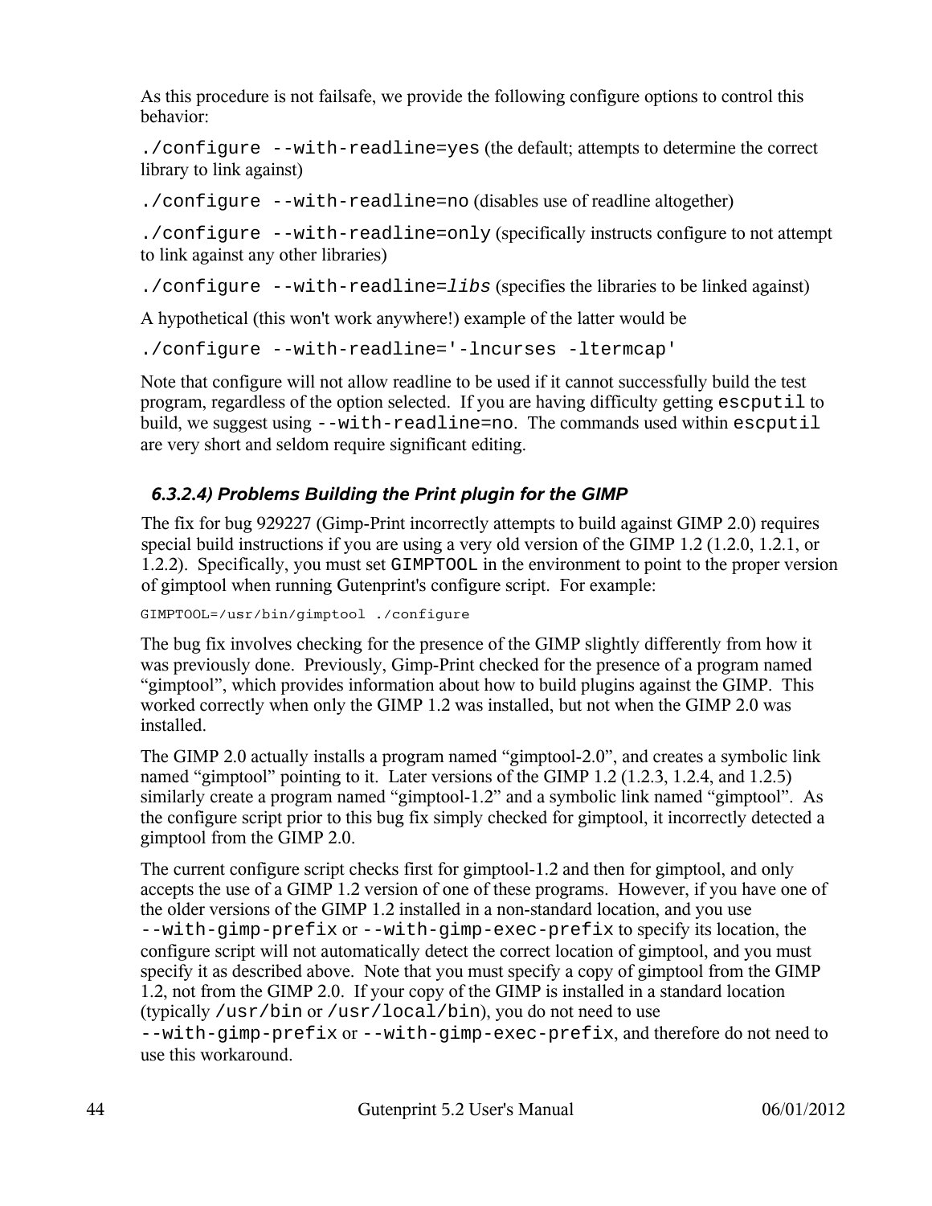As this procedure is not failsafe, we provide the following configure options to control this behavior:

`./configure --with-readline=yes` (the default; attempts to determine the correct library to link against)

`./configure --with-readline=no` (disables use of readline altogether)

`./configure --with-readline=only` (specifically instructs configure to not attempt to link against any other libraries)

`./configure --with-readline=`*`libs`* (specifies the libraries to be linked against)

A hypothetical (this won't work anywhere!) example of the latter would be

```
./configure --with-readline='-lncurses -ltermcap'
```

Note that configure will not allow readline to be used if it cannot successfully build the test program, regardless of the option selected. If you are having difficulty getting `escputil` to build, we suggest using `--with-readline=no`. The commands used within `escputil` are very short and seldom require significant editing.

#### *6.3.2.4) Problems Building the Print plugin for the GIMP*

The fix for bug 929227 (Gimp-Print incorrectly attempts to build against GIMP 2.0) requires special build instructions if you are using a very old version of the GIMP 1.2 (1.2.0, 1.2.1, or 1.2.2). Specifically, you must set `GIMPTOOL` in the environment to point to the proper version of gimptool when running Gutenprint's configure script. For example:

```
GIMPTOOL=/usr/bin/gimptool ./configure
```

The bug fix involves checking for the presence of the GIMP slightly differently from how it was previously done. Previously, Gimp-Print checked for the presence of a program named "gimptool", which provides information about how to build plugins against the GIMP. This worked correctly when only the GIMP 1.2 was installed, but not when the GIMP 2.0 was installed.

The GIMP 2.0 actually installs a program named "gimptool-2.0", and creates a symbolic link named "gimptool" pointing to it. Later versions of the GIMP 1.2 (1.2.3, 1.2.4, and 1.2.5) similarly create a program named "gimptool-1.2" and a symbolic link named "gimptool". As the configure script prior to this bug fix simply checked for gimptool, it incorrectly detected a gimptool from the GIMP 2.0.

The current configure script checks first for gimptool-1.2 and then for gimptool, and only accepts the use of a GIMP 1.2 version of one of these programs. However, if you have one of the older versions of the GIMP 1.2 installed in a non-standard location, and you use `--with-gimp-prefix` or `--with-gimp-exec-prefix` to specify its location, the configure script will not automatically detect the correct location of gimptool, and you must specify it as described above. Note that you must specify a copy of gimptool from the GIMP 1.2, not from the GIMP 2.0. If your copy of the GIMP is installed in a standard location (typically `/usr/bin` or `/usr/local/bin`), you do not need to use `--with-gimp-prefix` or `--with-gimp-exec-prefix`, and therefore do not need to use this workaround.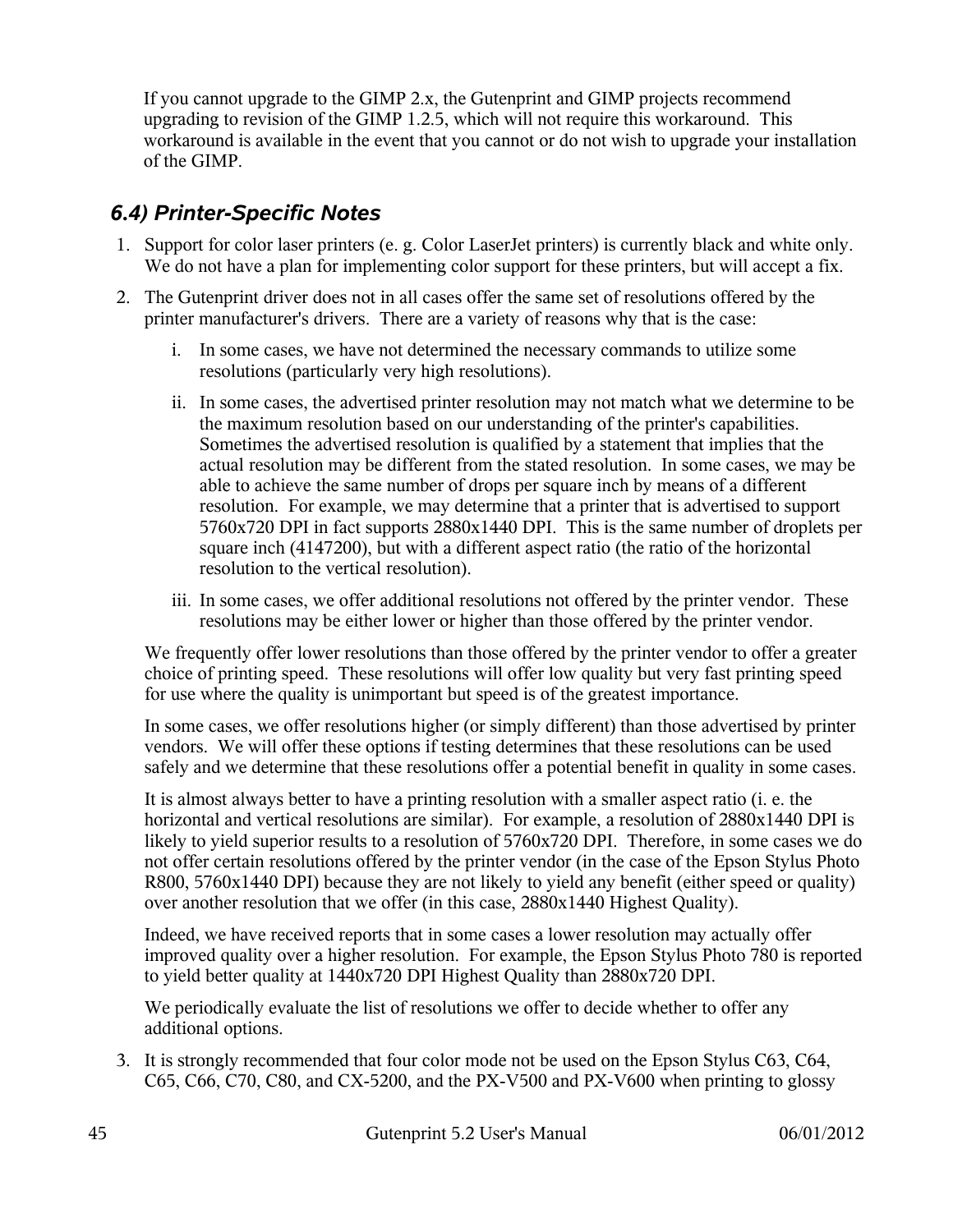If you cannot upgrade to the GIMP 2.x, the Gutenprint and GIMP projects recommend upgrading to revision of the GIMP 1.2.5, which will not require this workaround. This workaround is available in the event that you cannot or do not wish to upgrade your installation of the GIMP.

### 6.4) Printer-Specific Notes

1. Support for color laser printers (e. g. Color LaserJet printers) is currently black and white only. We do not have a plan for implementing color support for these printers, but will accept a fix.
2. The Gutenprint driver does not in all cases offer the same set of resolutions offered by the printer manufacturer's drivers. There are a variety of reasons why that is the case:
   i. In some cases, we have not determined the necessary commands to utilize some resolutions (particularly very high resolutions).
   ii. In some cases, the advertised printer resolution may not match what we determine to be the maximum resolution based on our understanding of the printer's capabilities. Sometimes the advertised resolution is qualified by a statement that implies that the actual resolution may be different from the stated resolution. In some cases, we may be able to achieve the same number of drops per square inch by means of a different resolution. For example, we may determine that a printer that is advertised to support 5760x720 DPI in fact supports 2880x1440 DPI. This is the same number of droplets per square inch (4147200), but with a different aspect ratio (the ratio of the horizontal resolution to the vertical resolution).
   iii. In some cases, we offer additional resolutions not offered by the printer vendor. These resolutions may be either lower or higher than those offered by the printer vendor.

   We frequently offer lower resolutions than those offered by the printer vendor to offer a greater choice of printing speed. These resolutions will offer low quality but very fast printing speed for use where the quality is unimportant but speed is of the greatest importance.

   In some cases, we offer resolutions higher (or simply different) than those advertised by printer vendors. We will offer these options if testing determines that these resolutions can be used safely and we determine that these resolutions offer a potential benefit in quality in some cases.

   It is almost always better to have a printing resolution with a smaller aspect ratio (i. e. the horizontal and vertical resolutions are similar). For example, a resolution of 2880x1440 DPI is likely to yield superior results to a resolution of 5760x720 DPI. Therefore, in some cases we do not offer certain resolutions offered by the printer vendor (in the case of the Epson Stylus Photo R800, 5760x1440 DPI) because they are not likely to yield any benefit (either speed or quality) over another resolution that we offer (in this case, 2880x1440 Highest Quality).

   Indeed, we have received reports that in some cases a lower resolution may actually offer improved quality over a higher resolution. For example, the Epson Stylus Photo 780 is reported to yield better quality at 1440x720 DPI Highest Quality than 2880x720 DPI.

   We periodically evaluate the list of resolutions we offer to decide whether to offer any additional options.
3. It is strongly recommended that four color mode not be used on the Epson Stylus C63, C64, C65, C66, C70, C80, and CX-5200, and the PX-V500 and PX-V600 when printing to glossy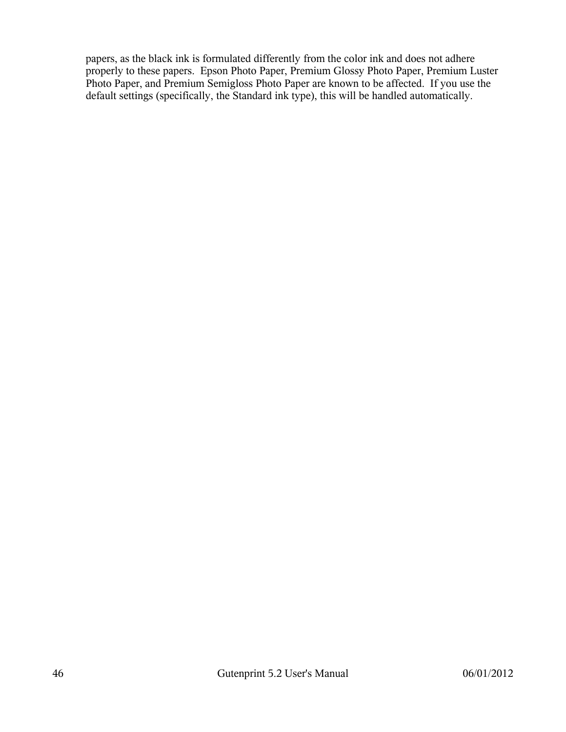papers, as the black ink is formulated differently from the color ink and does not adhere properly to these papers. Epson Photo Paper, Premium Glossy Photo Paper, Premium Luster Photo Paper, and Premium Semigloss Photo Paper are known to be affected. If you use the default settings (specifically, the Standard ink type), this will be handled automatically.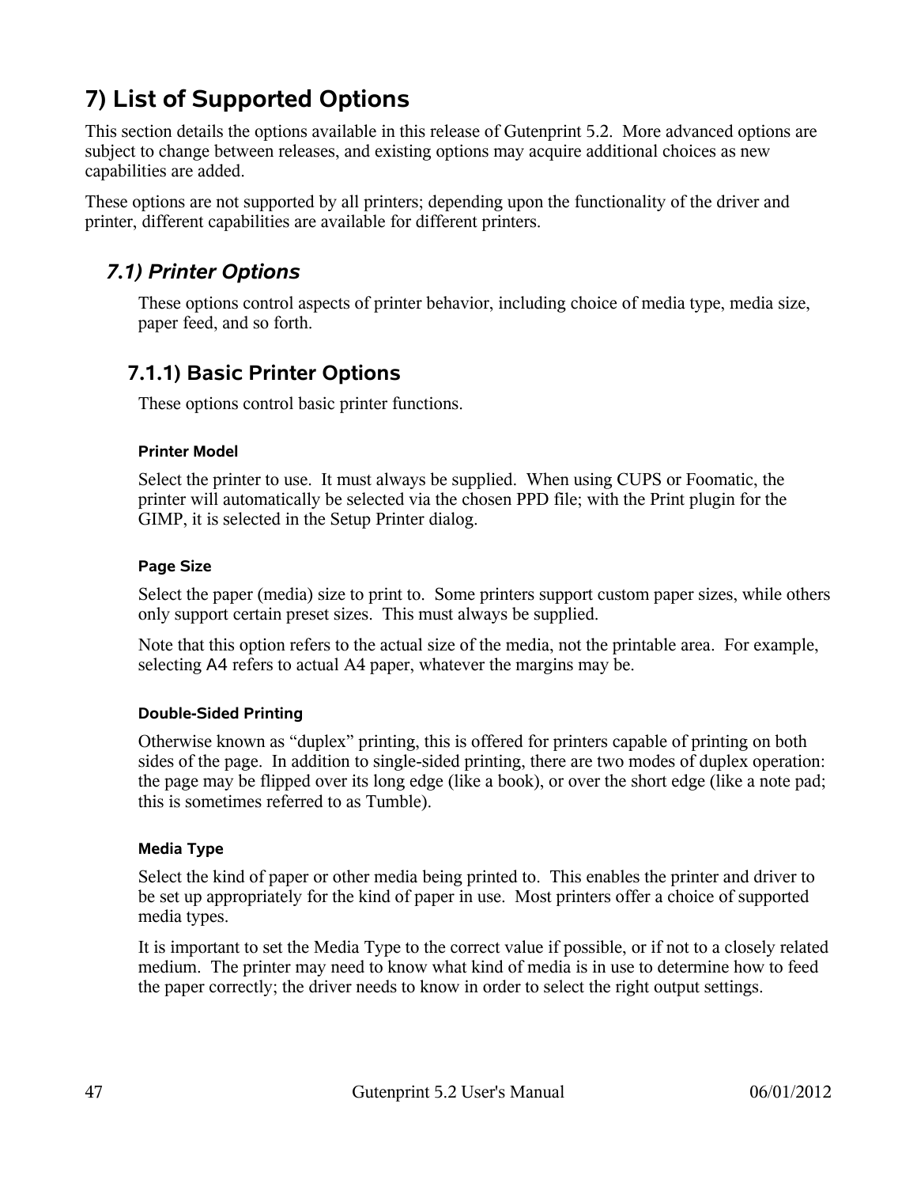# 7) List of Supported Options

This section details the options available in this release of Gutenprint 5.2. More advanced options are subject to change between releases, and existing options may acquire additional choices as new capabilities are added.

These options are not supported by all printers; depending upon the functionality of the driver and printer, different capabilities are available for different printers.

## *7.1) Printer Options*

These options control aspects of printer behavior, including choice of media type, media size, paper feed, and so forth.

### 7.1.1) Basic Printer Options

These options control basic printer functions.

#### Printer Model

Select the printer to use. It must always be supplied. When using CUPS or Foomatic, the printer will automatically be selected via the chosen PPD file; with the Print plugin for the GIMP, it is selected in the Setup Printer dialog.

#### Page Size

Select the paper (media) size to print to. Some printers support custom paper sizes, while others only support certain preset sizes. This must always be supplied.

Note that this option refers to the actual size of the media, not the printable area. For example, selecting A4 refers to actual A4 paper, whatever the margins may be.

#### Double-Sided Printing

Otherwise known as "duplex" printing, this is offered for printers capable of printing on both sides of the page. In addition to single-sided printing, there are two modes of duplex operation: the page may be flipped over its long edge (like a book), or over the short edge (like a note pad; this is sometimes referred to as Tumble).

#### Media Type

Select the kind of paper or other media being printed to. This enables the printer and driver to be set up appropriately for the kind of paper in use. Most printers offer a choice of supported media types.

It is important to set the Media Type to the correct value if possible, or if not to a closely related medium. The printer may need to know what kind of media is in use to determine how to feed the paper correctly; the driver needs to know in order to select the right output settings.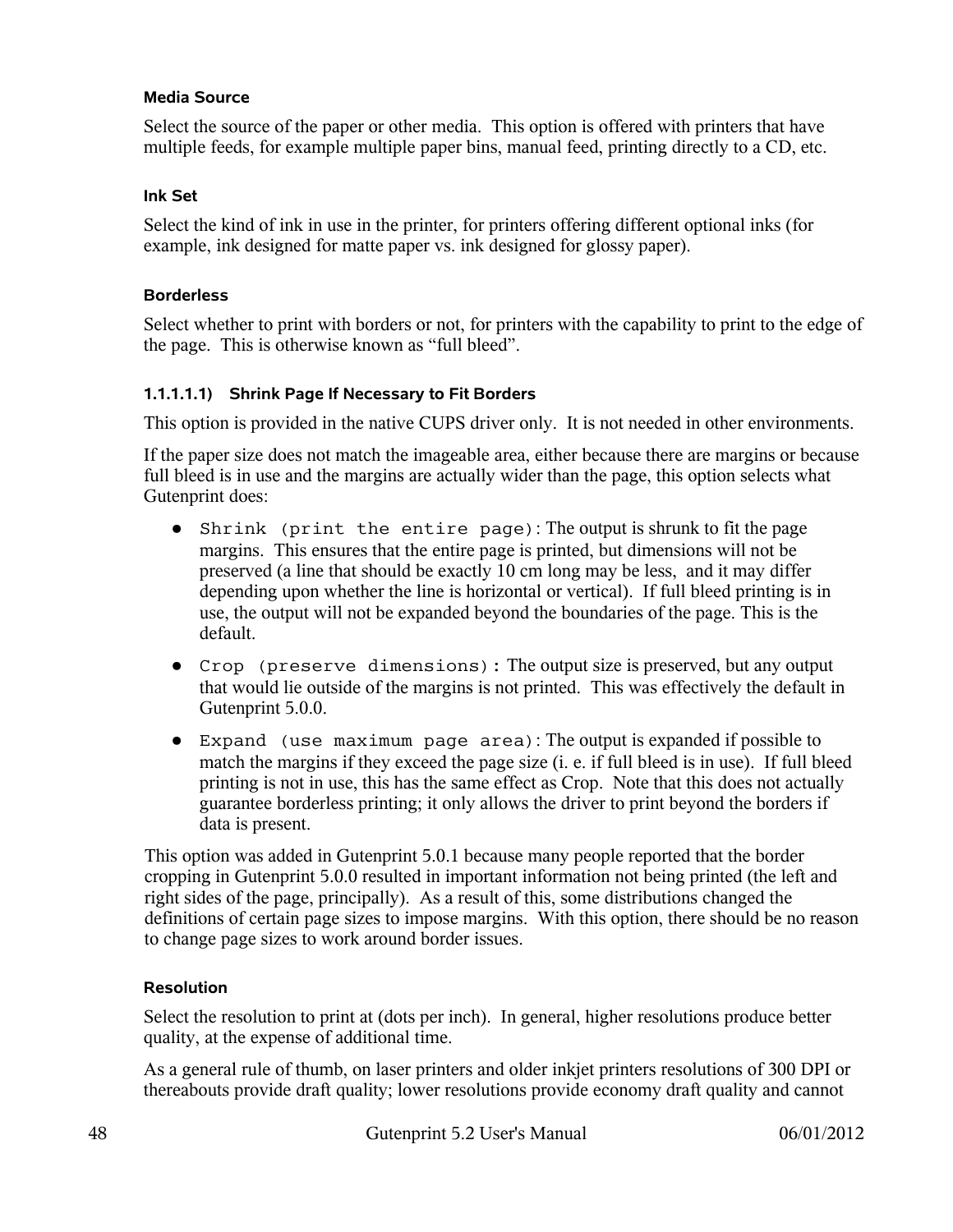#### Media Source

Select the source of the paper or other media. This option is offered with printers that have multiple feeds, for example multiple paper bins, manual feed, printing directly to a CD, etc.

#### Ink Set

Select the kind of ink in use in the printer, for printers offering different optional inks (for example, ink designed for matte paper vs. ink designed for glossy paper).

#### Borderless

Select whether to print with borders or not, for printers with the capability to print to the edge of the page. This is otherwise known as “full bleed”.

##### 1.1.1.1.1) Shrink Page If Necessary to Fit Borders

This option is provided in the native CUPS driver only. It is not needed in other environments.

If the paper size does not match the imageable area, either because there are margins or because full bleed is in use and the margins are actually wider than the page, this option selects what Gutenprint does:

- `Shrink (print the entire page)`: The output is shrunk to fit the page margins. This ensures that the entire page is printed, but dimensions will not be preserved (a line that should be exactly 10 cm long may be less, and it may differ depending upon whether the line is horizontal or vertical). If full bleed printing is in use, the output will not be expanded beyond the boundaries of the page. This is the default.
- `Crop (preserve dimensions)`: The output size is preserved, but any output that would lie outside of the margins is not printed. This was effectively the default in Gutenprint 5.0.0.
- `Expand (use maximum page area)`: The output is expanded if possible to match the margins if they exceed the page size (i. e. if full bleed is in use). If full bleed printing is not in use, this has the same effect as Crop. Note that this does not actually guarantee borderless printing; it only allows the driver to print beyond the borders if data is present.

This option was added in Gutenprint 5.0.1 because many people reported that the border cropping in Gutenprint 5.0.0 resulted in important information not being printed (the left and right sides of the page, principally). As a result of this, some distributions changed the definitions of certain page sizes to impose margins. With this option, there should be no reason to change page sizes to work around border issues.

#### Resolution

Select the resolution to print at (dots per inch). In general, higher resolutions produce better quality, at the expense of additional time.

As a general rule of thumb, on laser printers and older inkjet printers resolutions of 300 DPI or thereabouts provide draft quality; lower resolutions provide economy draft quality and cannot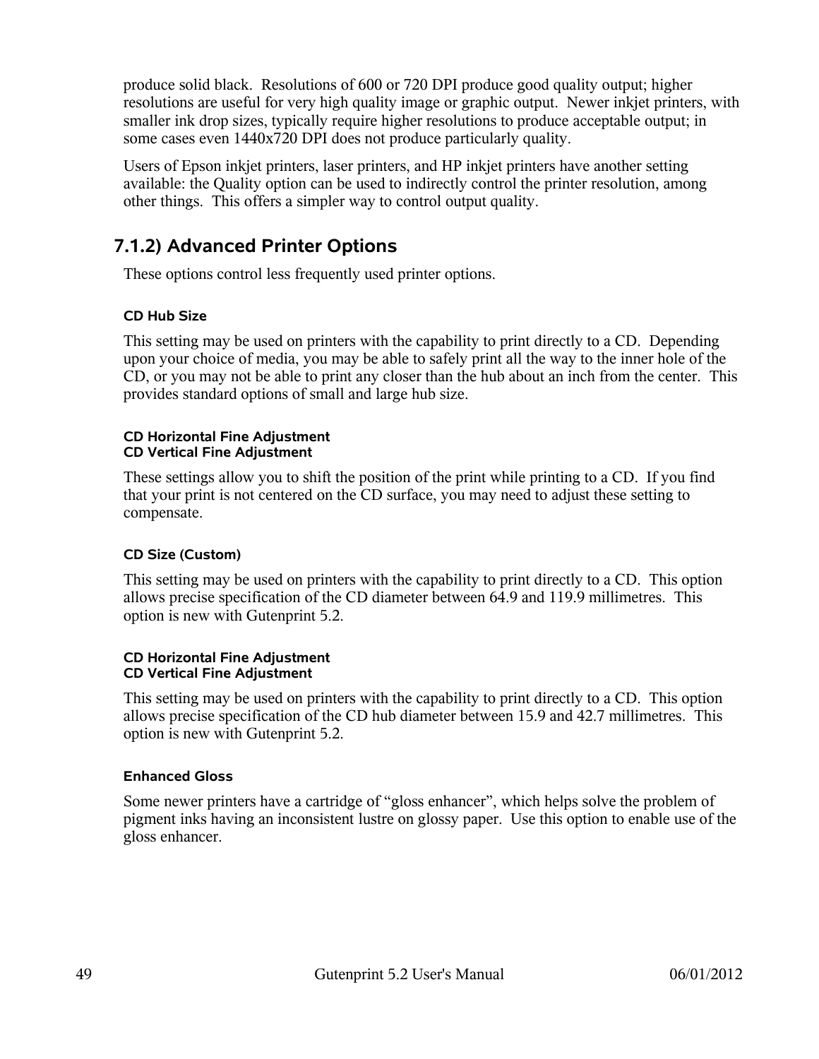produce solid black. Resolutions of 600 or 720 DPI produce good quality output; higher resolutions are useful for very high quality image or graphic output. Newer inkjet printers, with smaller ink drop sizes, typically require higher resolutions to produce acceptable output; in some cases even 1440x720 DPI does not produce particularly quality.

Users of Epson inkjet printers, laser printers, and HP inkjet printers have another setting available: the Quality option can be used to indirectly control the printer resolution, among other things. This offers a simpler way to control output quality.

### 7.1.2) Advanced Printer Options

These options control less frequently used printer options.

#### CD Hub Size

This setting may be used on printers with the capability to print directly to a CD. Depending upon your choice of media, you may be able to safely print all the way to the inner hole of the CD, or you may not be able to print any closer than the hub about an inch from the center. This provides standard options of small and large hub size.

#### CD Horizontal Fine Adjustment
#### CD Vertical Fine Adjustment

These settings allow you to shift the position of the print while printing to a CD. If you find that your print is not centered on the CD surface, you may need to adjust these setting to compensate.

#### CD Size (Custom)

This setting may be used on printers with the capability to print directly to a CD. This option allows precise specification of the CD diameter between 64.9 and 119.9 millimetres. This option is new with Gutenprint 5.2.

#### CD Horizontal Fine Adjustment
#### CD Vertical Fine Adjustment

This setting may be used on printers with the capability to print directly to a CD. This option allows precise specification of the CD hub diameter between 15.9 and 42.7 millimetres. This option is new with Gutenprint 5.2.

#### Enhanced Gloss

Some newer printers have a cartridge of “gloss enhancer”, which helps solve the problem of pigment inks having an inconsistent lustre on glossy paper. Use this option to enable use of the gloss enhancer.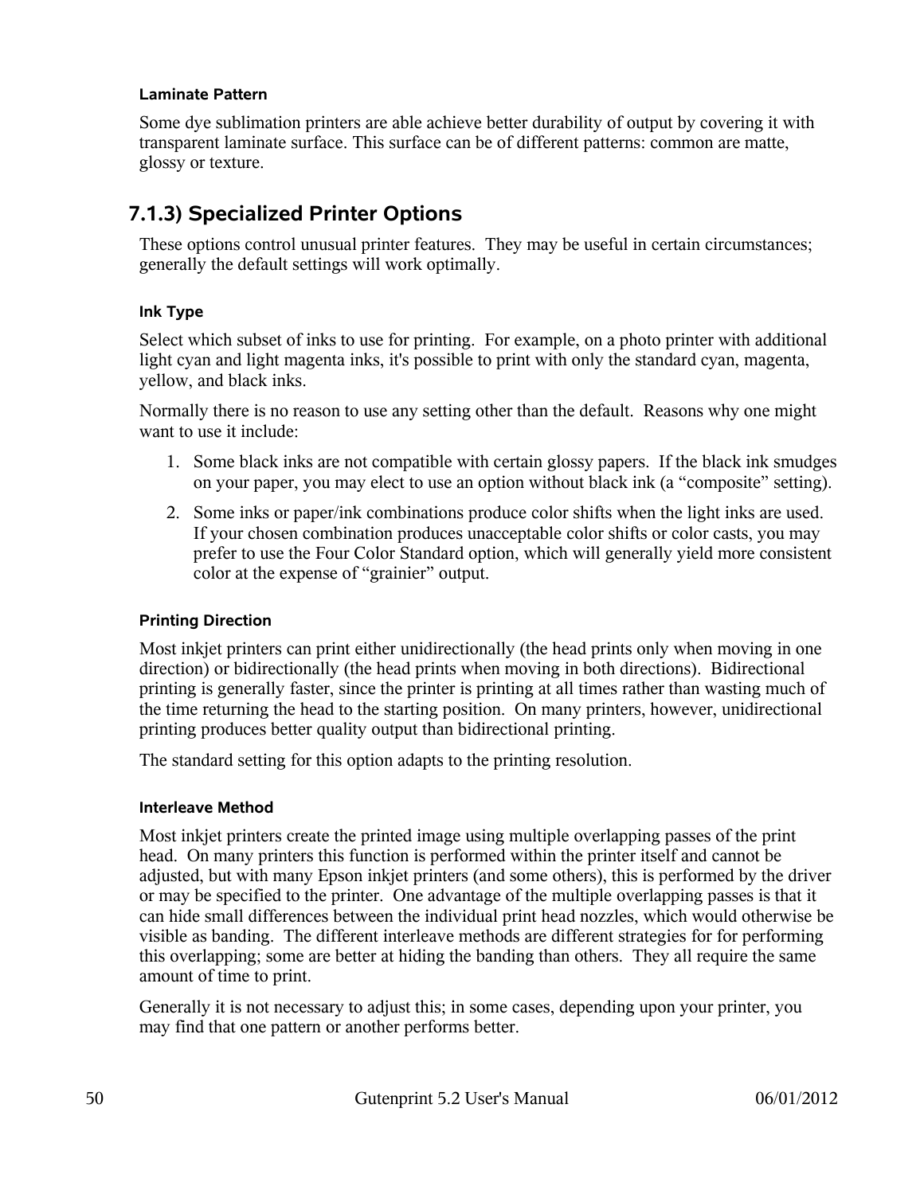#### Laminate Pattern

Some dye sublimation printers are able achieve better durability of output by covering it with transparent laminate surface. This surface can be of different patterns: common are matte, glossy or texture.

### 7.1.3) Specialized Printer Options

These options control unusual printer features. They may be useful in certain circumstances; generally the default settings will work optimally.

#### Ink Type

Select which subset of inks to use for printing. For example, on a photo printer with additional light cyan and light magenta inks, it's possible to print with only the standard cyan, magenta, yellow, and black inks.

Normally there is no reason to use any setting other than the default. Reasons why one might want to use it include:

1. Some black inks are not compatible with certain glossy papers. If the black ink smudges on your paper, you may elect to use an option without black ink (a “composite” setting).
2. Some inks or paper/ink combinations produce color shifts when the light inks are used. If your chosen combination produces unacceptable color shifts or color casts, you may prefer to use the Four Color Standard option, which will generally yield more consistent color at the expense of “grainier” output.

#### Printing Direction

Most inkjet printers can print either unidirectionally (the head prints only when moving in one direction) or bidirectionally (the head prints when moving in both directions). Bidirectional printing is generally faster, since the printer is printing at all times rather than wasting much of the time returning the head to the starting position. On many printers, however, unidirectional printing produces better quality output than bidirectional printing.

The standard setting for this option adapts to the printing resolution.

#### Interleave Method

Most inkjet printers create the printed image using multiple overlapping passes of the print head. On many printers this function is performed within the printer itself and cannot be adjusted, but with many Epson inkjet printers (and some others), this is performed by the driver or may be specified to the printer. One advantage of the multiple overlapping passes is that it can hide small differences between the individual print head nozzles, which would otherwise be visible as banding. The different interleave methods are different strategies for for performing this overlapping; some are better at hiding the banding than others. They all require the same amount of time to print.

Generally it is not necessary to adjust this; in some cases, depending upon your printer, you may find that one pattern or another performs better.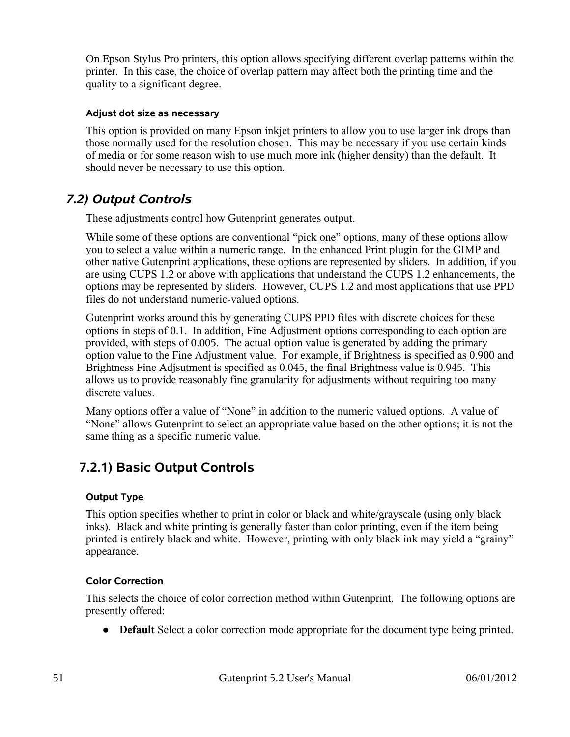On Epson Stylus Pro printers, this option allows specifying different overlap patterns within the printer.  In this case, the choice of overlap pattern may affect both the printing time and the quality to a significant degree.

#### Adjust dot size as necessary

This option is provided on many Epson inkjet printers to allow you to use larger ink drops than those normally used for the resolution chosen.  This may be necessary if you use certain kinds of media or for some reason wish to use much more ink (higher density) than the default.  It should never be necessary to use this option.

## *7.2) Output Controls*

These adjustments control how Gutenprint generates output.

While some of these options are conventional “pick one” options, many of these options allow you to select a value within a numeric range.  In the enhanced Print plugin for the GIMP and other native Gutenprint applications, these options are represented by sliders.  In addition, if you are using CUPS 1.2 or above with applications that understand the CUPS 1.2 enhancements, the options may be represented by sliders.  However, CUPS 1.2 and most applications that use PPD files do not understand numeric-valued options.

Gutenprint works around this by generating CUPS PPD files with discrete choices for these options in steps of 0.1.  In addition, Fine Adjustment options corresponding to each option are provided, with steps of 0.005.  The actual option value is generated by adding the primary option value to the Fine Adjustment value.  For example, if Brightness is specified as 0.900 and Brightness Fine Adjsutment is specified as 0.045, the final Brightness value is 0.945.  This allows us to provide reasonably fine granularity for adjustments without requiring too many discrete values.

Many options offer a value of “None” in addition to the numeric valued options.  A value of “None” allows Gutenprint to select an appropriate value based on the other options; it is not the same thing as a specific numeric value.

### 7.2.1) Basic Output Controls

#### Output Type

This option specifies whether to print in color or black and white/grayscale (using only black inks).  Black and white printing is generally faster than color printing, even if the item being printed is entirely black and white.  However, printing with only black ink may yield a “grainy” appearance.

#### Color Correction

This selects the choice of color correction method within Gutenprint.  The following options are presently offered:

- **Default** Select a color correction mode appropriate for the document type being printed.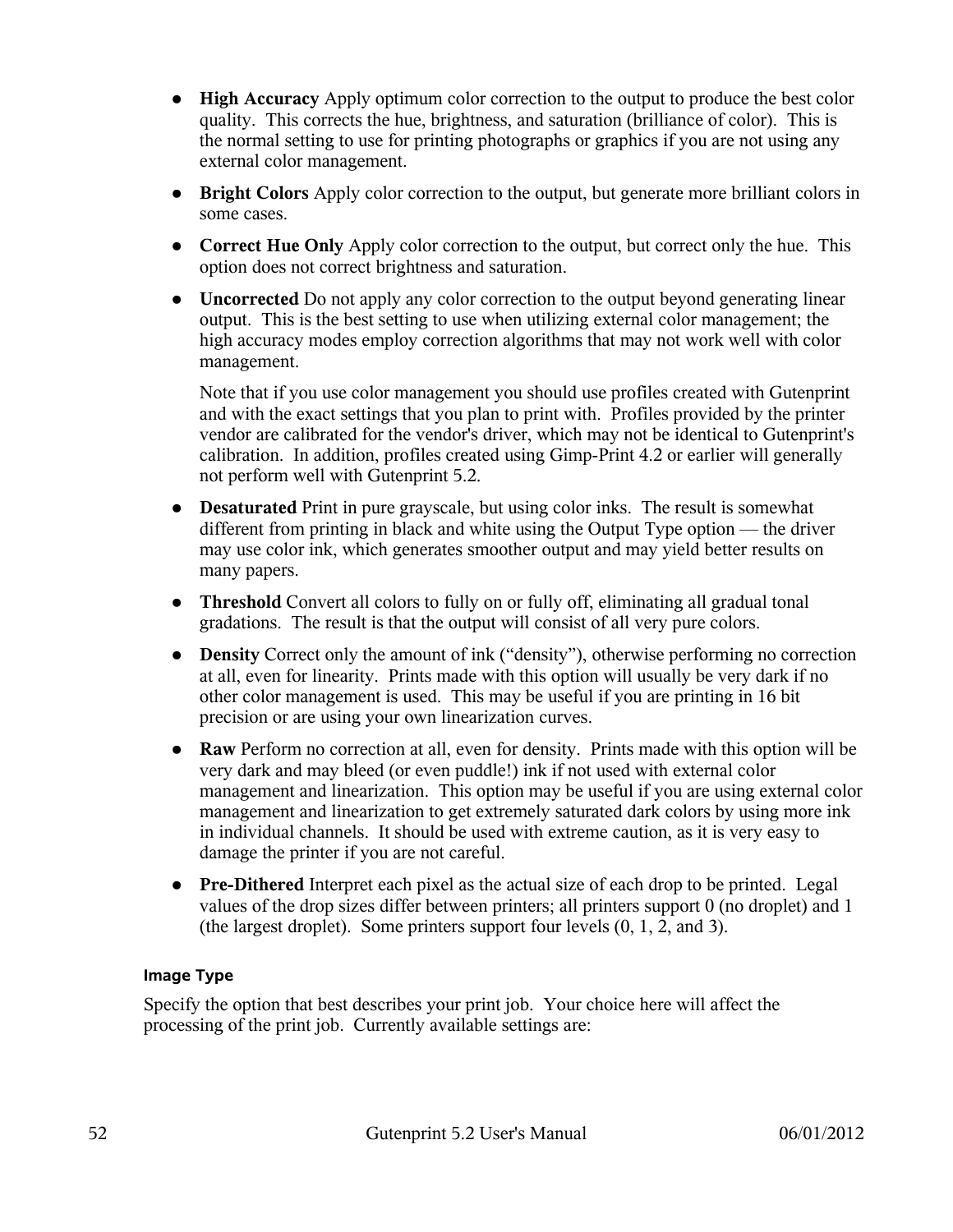- **High Accuracy** Apply optimum color correction to the output to produce the best color quality. This corrects the hue, brightness, and saturation (brilliance of color). This is the normal setting to use for printing photographs or graphics if you are not using any external color management.
- **Bright Colors** Apply color correction to the output, but generate more brilliant colors in some cases.
- **Correct Hue Only** Apply color correction to the output, but correct only the hue. This option does not correct brightness and saturation.
- **Uncorrected** Do not apply any color correction to the output beyond generating linear output. This is the best setting to use when utilizing external color management; the high accuracy modes employ correction algorithms that may not work well with color management.

  Note that if you use color management you should use profiles created with Gutenprint and with the exact settings that you plan to print with. Profiles provided by the printer vendor are calibrated for the vendor's driver, which may not be identical to Gutenprint's calibration. In addition, profiles created using Gimp-Print 4.2 or earlier will generally not perform well with Gutenprint 5.2.
- **Desaturated** Print in pure grayscale, but using color inks. The result is somewhat different from printing in black and white using the Output Type option — the driver may use color ink, which generates smoother output and may yield better results on many papers.
- **Threshold** Convert all colors to fully on or fully off, eliminating all gradual tonal gradations. The result is that the output will consist of all very pure colors.
- **Density** Correct only the amount of ink (“density”), otherwise performing no correction at all, even for linearity. Prints made with this option will usually be very dark if no other color management is used. This may be useful if you are printing in 16 bit precision or are using your own linearization curves.
- **Raw** Perform no correction at all, even for density. Prints made with this option will be very dark and may bleed (or even puddle!) ink if not used with external color management and linearization. This option may be useful if you are using external color management and linearization to get extremely saturated dark colors by using more ink in individual channels. It should be used with extreme caution, as it is very easy to damage the printer if you are not careful.
- **Pre-Dithered** Interpret each pixel as the actual size of each drop to be printed. Legal values of the drop sizes differ between printers; all printers support 0 (no droplet) and 1 (the largest droplet). Some printers support four levels (0, 1, 2, and 3).

#### Image Type

Specify the option that best describes your print job. Your choice here will affect the processing of the print job. Currently available settings are: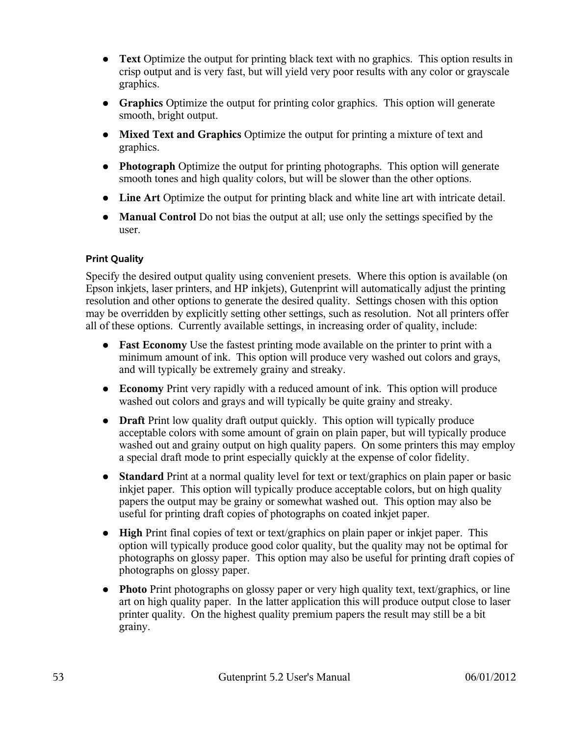- **Text** Optimize the output for printing black text with no graphics.  This option results in crisp output and is very fast, but will yield very poor results with any color or grayscale graphics.
- **Graphics** Optimize the output for printing color graphics.  This option will generate smooth, bright output.
- **Mixed Text and Graphics** Optimize the output for printing a mixture of text and graphics.
- **Photograph** Optimize the output for printing photographs.  This option will generate smooth tones and high quality colors, but will be slower than the other options.
- **Line Art** Optimize the output for printing black and white line art with intricate detail.
- **Manual Control** Do not bias the output at all; use only the settings specified by the user.

#### Print Quality

Specify the desired output quality using convenient presets.  Where this option is available (on Epson inkjets, laser printers, and HP inkjets), Gutenprint will automatically adjust the printing resolution and other options to generate the desired quality.  Settings chosen with this option may be overridden by explicitly setting other settings, such as resolution.  Not all printers offer all of these options.  Currently available settings, in increasing order of quality, include:

- **Fast Economy** Use the fastest printing mode available on the printer to print with a minimum amount of ink.  This option will produce very washed out colors and grays, and will typically be extremely grainy and streaky.
- **Economy** Print very rapidly with a reduced amount of ink.  This option will produce washed out colors and grays and will typically be quite grainy and streaky.
- **Draft** Print low quality draft output quickly.  This option will typically produce acceptable colors with some amount of grain on plain paper, but will typically produce washed out and grainy output on high quality papers.  On some printers this may employ a special draft mode to print especially quickly at the expense of color fidelity.
- **Standard** Print at a normal quality level for text or text/graphics on plain paper or basic inkjet paper.  This option will typically produce acceptable colors, but on high quality papers the output may be grainy or somewhat washed out.  This option may also be useful for printing draft copies of photographs on coated inkjet paper.
- **High** Print final copies of text or text/graphics on plain paper or inkjet paper.  This option will typically produce good color quality, but the quality may not be optimal for photographs on glossy paper.  This option may also be useful for printing draft copies of photographs on glossy paper.
- **Photo** Print photographs on glossy paper or very high quality text, text/graphics, or line art on high quality paper.  In the latter application this will produce output close to laser printer quality.  On the highest quality premium papers the result may still be a bit grainy.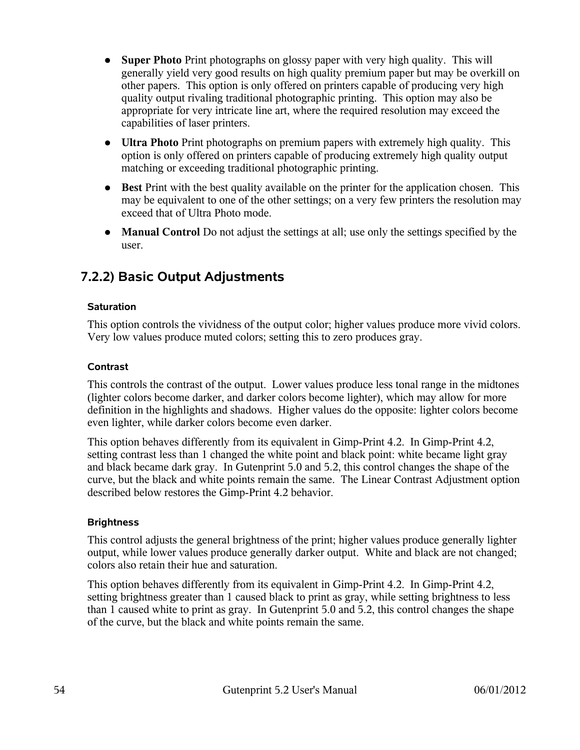- **Super Photo** Print photographs on glossy paper with very high quality. This will generally yield very good results on high quality premium paper but may be overkill on other papers. This option is only offered on printers capable of producing very high quality output rivaling traditional photographic printing. This option may also be appropriate for very intricate line art, where the required resolution may exceed the capabilities of laser printers.
- **Ultra Photo** Print photographs on premium papers with extremely high quality. This option is only offered on printers capable of producing extremely high quality output matching or exceeding traditional photographic printing.
- **Best** Print with the best quality available on the printer for the application chosen. This may be equivalent to one of the other settings; on a very few printers the resolution may exceed that of Ultra Photo mode.
- **Manual Control** Do not adjust the settings at all; use only the settings specified by the user.

## 7.2.2) Basic Output Adjustments

#### Saturation

This option controls the vividness of the output color; higher values produce more vivid colors. Very low values produce muted colors; setting this to zero produces gray.

#### Contrast

This controls the contrast of the output. Lower values produce less tonal range in the midtones (lighter colors become darker, and darker colors become lighter), which may allow for more definition in the highlights and shadows. Higher values do the opposite: lighter colors become even lighter, while darker colors become even darker.

This option behaves differently from its equivalent in Gimp-Print 4.2. In Gimp-Print 4.2, setting contrast less than 1 changed the white point and black point: white became light gray and black became dark gray. In Gutenprint 5.0 and 5.2, this control changes the shape of the curve, but the black and white points remain the same. The Linear Contrast Adjustment option described below restores the Gimp-Print 4.2 behavior.

#### Brightness

This control adjusts the general brightness of the print; higher values produce generally lighter output, while lower values produce generally darker output. White and black are not changed; colors also retain their hue and saturation.

This option behaves differently from its equivalent in Gimp-Print 4.2. In Gimp-Print 4.2, setting brightness greater than 1 caused black to print as gray, while setting brightness to less than 1 caused white to print as gray. In Gutenprint 5.0 and 5.2, this control changes the shape of the curve, but the black and white points remain the same.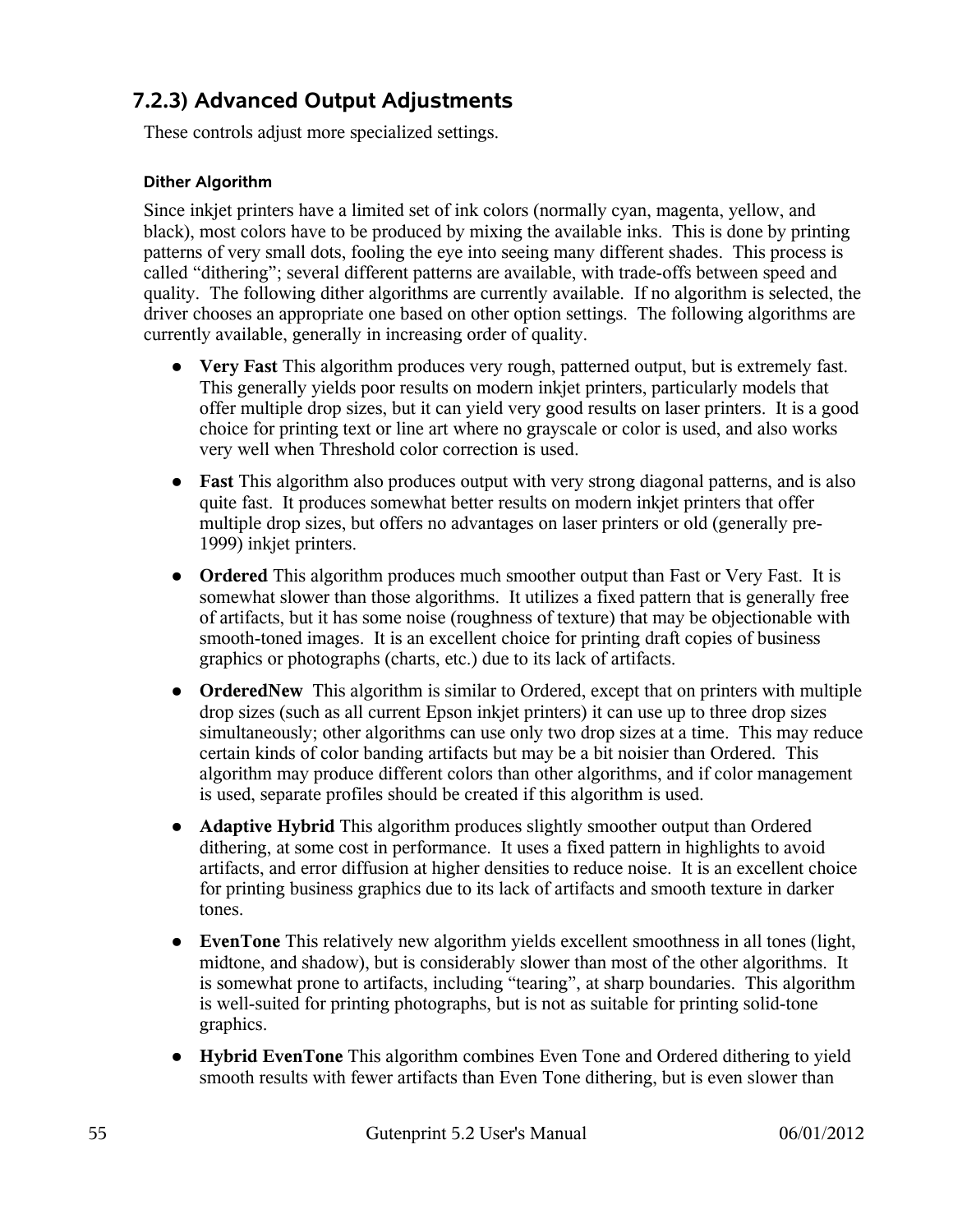### 7.2.3) Advanced Output Adjustments

These controls adjust more specialized settings.

#### Dither Algorithm

Since inkjet printers have a limited set of ink colors (normally cyan, magenta, yellow, and black), most colors have to be produced by mixing the available inks. This is done by printing patterns of very small dots, fooling the eye into seeing many different shades. This process is called "dithering"; several different patterns are available, with trade-offs between speed and quality. The following dither algorithms are currently available. If no algorithm is selected, the driver chooses an appropriate one based on other option settings. The following algorithms are currently available, generally in increasing order of quality.

- **Very Fast** This algorithm produces very rough, patterned output, but is extremely fast. This generally yields poor results on modern inkjet printers, particularly models that offer multiple drop sizes, but it can yield very good results on laser printers. It is a good choice for printing text or line art where no grayscale or color is used, and also works very well when Threshold color correction is used.
- **Fast** This algorithm also produces output with very strong diagonal patterns, and is also quite fast. It produces somewhat better results on modern inkjet printers that offer multiple drop sizes, but offers no advantages on laser printers or old (generally pre-1999) inkjet printers.
- **Ordered** This algorithm produces much smoother output than Fast or Very Fast. It is somewhat slower than those algorithms. It utilizes a fixed pattern that is generally free of artifacts, but it has some noise (roughness of texture) that may be objectionable with smooth-toned images. It is an excellent choice for printing draft copies of business graphics or photographs (charts, etc.) due to its lack of artifacts.
- **OrderedNew** This algorithm is similar to Ordered, except that on printers with multiple drop sizes (such as all current Epson inkjet printers) it can use up to three drop sizes simultaneously; other algorithms can use only two drop sizes at a time. This may reduce certain kinds of color banding artifacts but may be a bit noisier than Ordered. This algorithm may produce different colors than other algorithms, and if color management is used, separate profiles should be created if this algorithm is used.
- **Adaptive Hybrid** This algorithm produces slightly smoother output than Ordered dithering, at some cost in performance. It uses a fixed pattern in highlights to avoid artifacts, and error diffusion at higher densities to reduce noise. It is an excellent choice for printing business graphics due to its lack of artifacts and smooth texture in darker tones.
- **EvenTone** This relatively new algorithm yields excellent smoothness in all tones (light, midtone, and shadow), but is considerably slower than most of the other algorithms. It is somewhat prone to artifacts, including "tearing", at sharp boundaries. This algorithm is well-suited for printing photographs, but is not as suitable for printing solid-tone graphics.
- **Hybrid EvenTone** This algorithm combines Even Tone and Ordered dithering to yield smooth results with fewer artifacts than Even Tone dithering, but is even slower than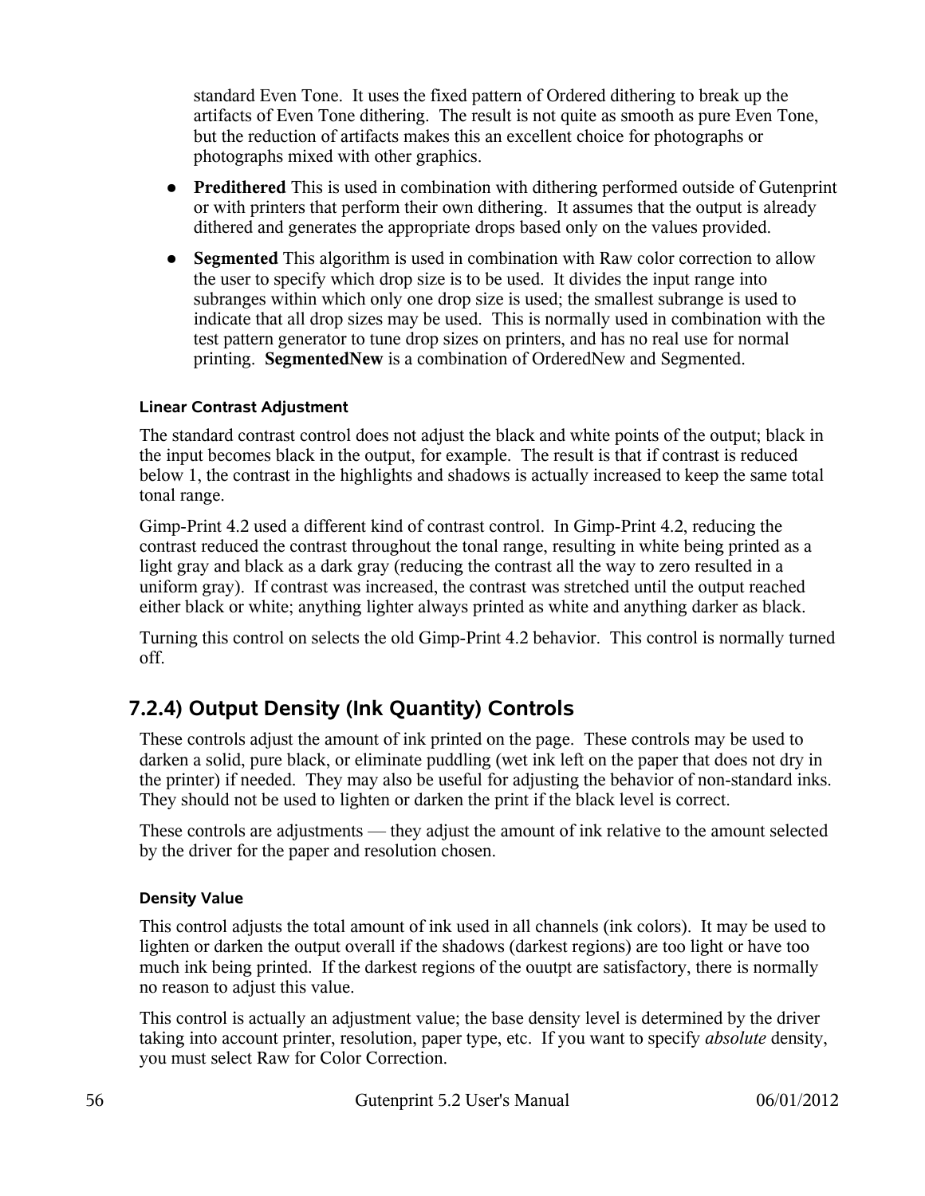standard Even Tone. It uses the fixed pattern of Ordered dithering to break up the artifacts of Even Tone dithering. The result is not quite as smooth as pure Even Tone, but the reduction of artifacts makes this an excellent choice for photographs or photographs mixed with other graphics.

- **Predithered** This is used in combination with dithering performed outside of Gutenprint or with printers that perform their own dithering. It assumes that the output is already dithered and generates the appropriate drops based only on the values provided.
- **Segmented** This algorithm is used in combination with Raw color correction to allow the user to specify which drop size is to be used. It divides the input range into subranges within which only one drop size is used; the smallest subrange is used to indicate that all drop sizes may be used. This is normally used in combination with the test pattern generator to tune drop sizes on printers, and has no real use for normal printing. **SegmentedNew** is a combination of OrderedNew and Segmented.

#### Linear Contrast Adjustment

The standard contrast control does not adjust the black and white points of the output; black in the input becomes black in the output, for example. The result is that if contrast is reduced below 1, the contrast in the highlights and shadows is actually increased to keep the same total tonal range.

Gimp-Print 4.2 used a different kind of contrast control. In Gimp-Print 4.2, reducing the contrast reduced the contrast throughout the tonal range, resulting in white being printed as a light gray and black as a dark gray (reducing the contrast all the way to zero resulted in a uniform gray). If contrast was increased, the contrast was stretched until the output reached either black or white; anything lighter always printed as white and anything darker as black.

Turning this control on selects the old Gimp-Print 4.2 behavior. This control is normally turned off.

### 7.2.4) Output Density (Ink Quantity) Controls

These controls adjust the amount of ink printed on the page. These controls may be used to darken a solid, pure black, or eliminate puddling (wet ink left on the paper that does not dry in the printer) if needed. They may also be useful for adjusting the behavior of non-standard inks. They should not be used to lighten or darken the print if the black level is correct.

These controls are adjustments — they adjust the amount of ink relative to the amount selected by the driver for the paper and resolution chosen.

#### Density Value

This control adjusts the total amount of ink used in all channels (ink colors). It may be used to lighten or darken the output overall if the shadows (darkest regions) are too light or have too much ink being printed. If the darkest regions of the ouutpt are satisfactory, there is normally no reason to adjust this value.

This control is actually an adjustment value; the base density level is determined by the driver taking into account printer, resolution, paper type, etc. If you want to specify *absolute* density, you must select Raw for Color Correction.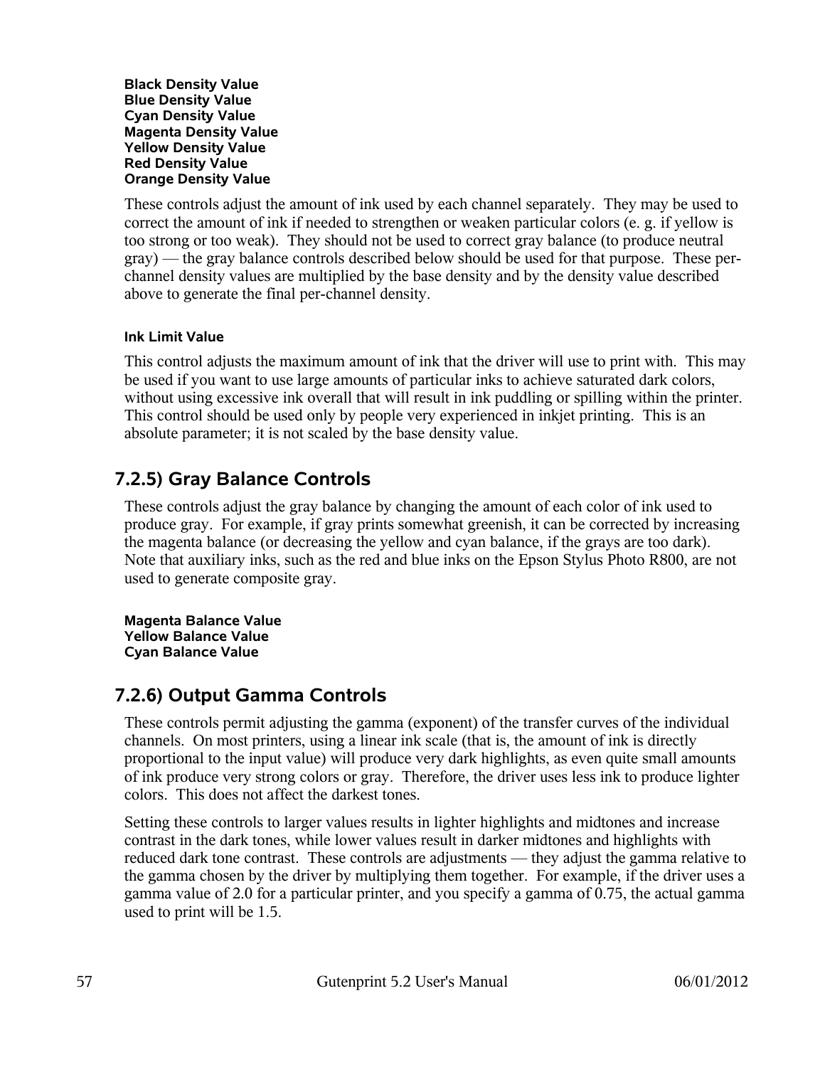**Black Density Value**
**Blue Density Value**
**Cyan Density Value**
**Magenta Density Value**
**Yellow Density Value**
**Red Density Value**
**Orange Density Value**

These controls adjust the amount of ink used by each channel separately. They may be used to correct the amount of ink if needed to strengthen or weaken particular colors (e. g. if yellow is too strong or too weak). They should not be used to correct gray balance (to produce neutral gray) — the gray balance controls described below should be used for that purpose. These per-channel density values are multiplied by the base density and by the density value described above to generate the final per-channel density.

**Ink Limit Value**

This control adjusts the maximum amount of ink that the driver will use to print with. This may be used if you want to use large amounts of particular inks to achieve saturated dark colors, without using excessive ink overall that will result in ink puddling or spilling within the printer. This control should be used only by people very experienced in inkjet printing. This is an absolute parameter; it is not scaled by the base density value.

### 7.2.5) Gray Balance Controls

These controls adjust the gray balance by changing the amount of each color of ink used to produce gray. For example, if gray prints somewhat greenish, it can be corrected by increasing the magenta balance (or decreasing the yellow and cyan balance, if the grays are too dark). Note that auxiliary inks, such as the red and blue inks on the Epson Stylus Photo R800, are not used to generate composite gray.

**Magenta Balance Value**
**Yellow Balance Value**
**Cyan Balance Value**

### 7.2.6) Output Gamma Controls

These controls permit adjusting the gamma (exponent) of the transfer curves of the individual channels. On most printers, using a linear ink scale (that is, the amount of ink is directly proportional to the input value) will produce very dark highlights, as even quite small amounts of ink produce very strong colors or gray. Therefore, the driver uses less ink to produce lighter colors. This does not affect the darkest tones.

Setting these controls to larger values results in lighter highlights and midtones and increase contrast in the dark tones, while lower values result in darker midtones and highlights with reduced dark tone contrast. These controls are adjustments — they adjust the gamma relative to the gamma chosen by the driver by multiplying them together. For example, if the driver uses a gamma value of 2.0 for a particular printer, and you specify a gamma of 0.75, the actual gamma used to print will be 1.5.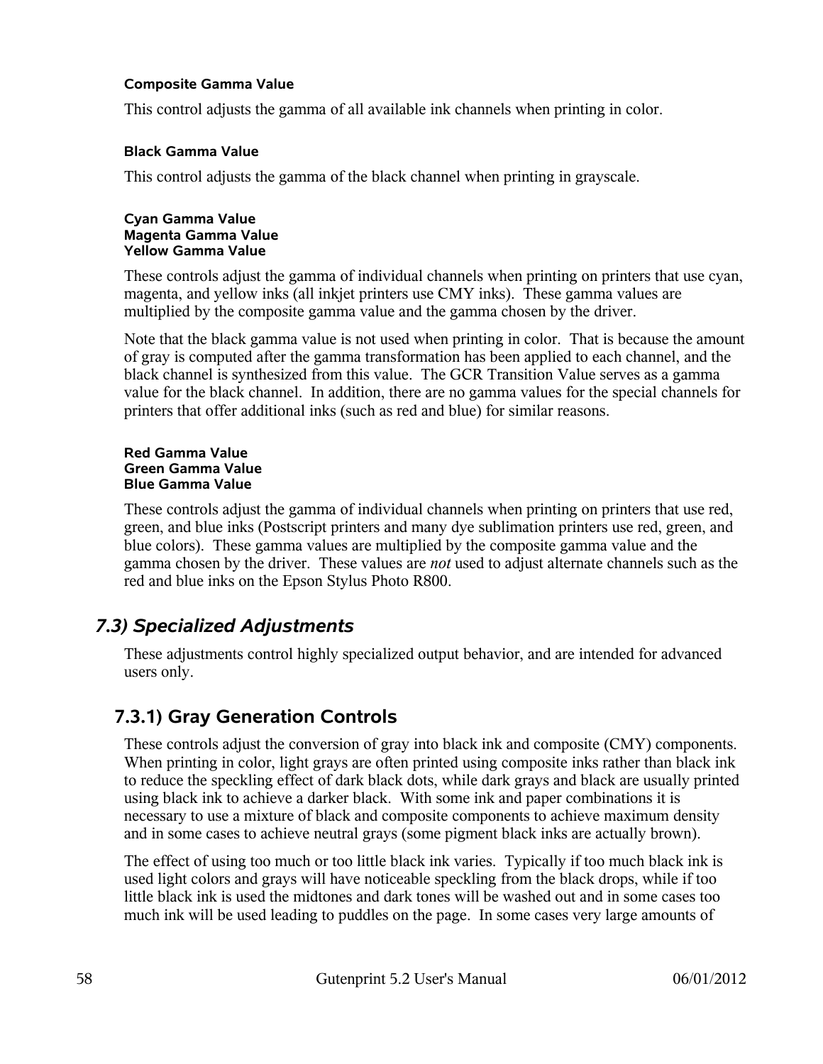#### Composite Gamma Value

This control adjusts the gamma of all available ink channels when printing in color.

#### Black Gamma Value

This control adjusts the gamma of the black channel when printing in grayscale.

#### Cyan Gamma Value
#### Magenta Gamma Value
#### Yellow Gamma Value

These controls adjust the gamma of individual channels when printing on printers that use cyan, magenta, and yellow inks (all inkjet printers use CMY inks). These gamma values are multiplied by the composite gamma value and the gamma chosen by the driver.

Note that the black gamma value is not used when printing in color. That is because the amount of gray is computed after the gamma transformation has been applied to each channel, and the black channel is synthesized from this value. The GCR Transition Value serves as a gamma value for the black channel. In addition, there are no gamma values for the special channels for printers that offer additional inks (such as red and blue) for similar reasons.

#### Red Gamma Value
#### Green Gamma Value
#### Blue Gamma Value

These controls adjust the gamma of individual channels when printing on printers that use red, green, and blue inks (Postscript printers and many dye sublimation printers use red, green, and blue colors). These gamma values are multiplied by the composite gamma value and the gamma chosen by the driver. These values are *not* used to adjust alternate channels such as the red and blue inks on the Epson Stylus Photo R800.

## 7.3) Specialized Adjustments

These adjustments control highly specialized output behavior, and are intended for advanced users only.

### 7.3.1) Gray Generation Controls

These controls adjust the conversion of gray into black ink and composite (CMY) components. When printing in color, light grays are often printed using composite inks rather than black ink to reduce the speckling effect of dark black dots, while dark grays and black are usually printed using black ink to achieve a darker black. With some ink and paper combinations it is necessary to use a mixture of black and composite components to achieve maximum density and in some cases to achieve neutral grays (some pigment black inks are actually brown).

The effect of using too much or too little black ink varies. Typically if too much black ink is used light colors and grays will have noticeable speckling from the black drops, while if too little black ink is used the midtones and dark tones will be washed out and in some cases too much ink will be used leading to puddles on the page. In some cases very large amounts of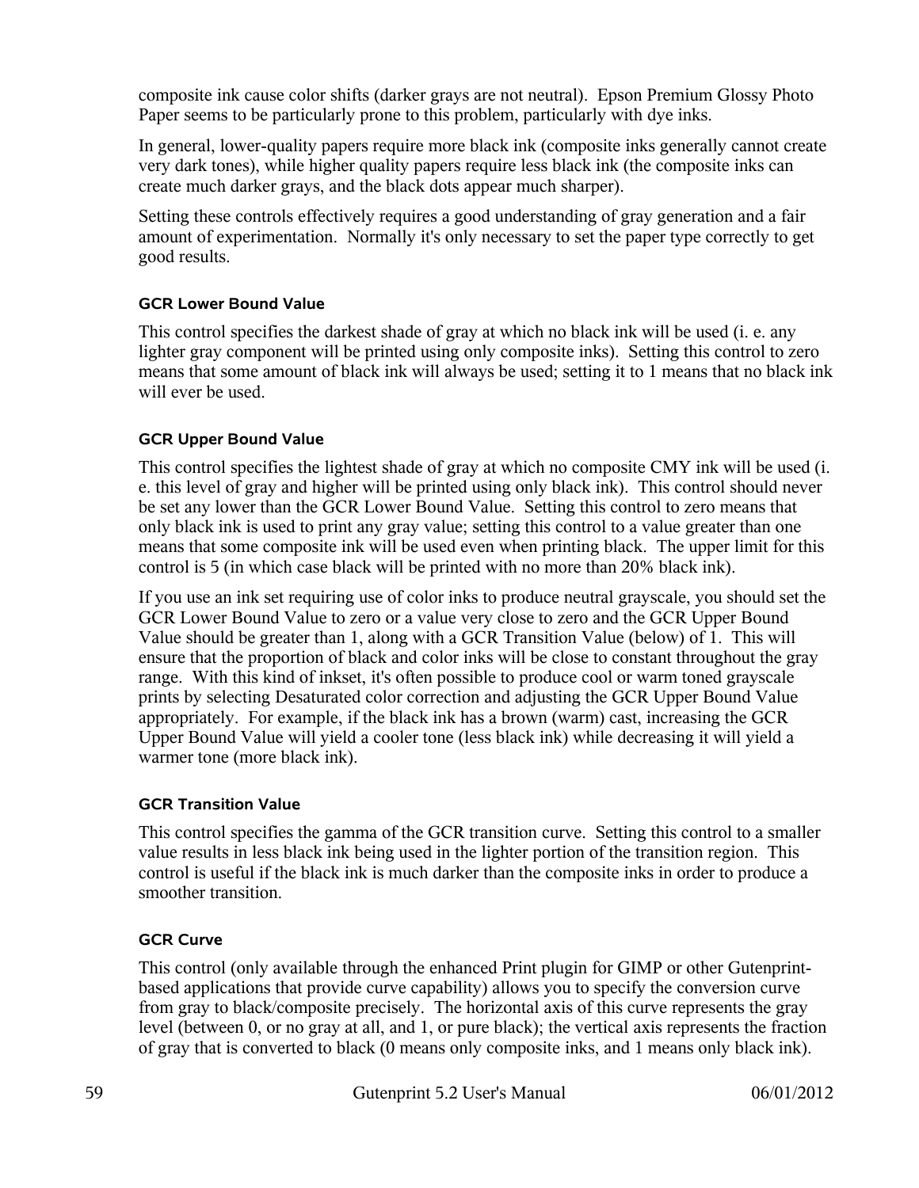composite ink cause color shifts (darker grays are not neutral). Epson Premium Glossy Photo Paper seems to be particularly prone to this problem, particularly with dye inks.

In general, lower-quality papers require more black ink (composite inks generally cannot create very dark tones), while higher quality papers require less black ink (the composite inks can create much darker grays, and the black dots appear much sharper).

Setting these controls effectively requires a good understanding of gray generation and a fair amount of experimentation. Normally it's only necessary to set the paper type correctly to get good results.

#### GCR Lower Bound Value

This control specifies the darkest shade of gray at which no black ink will be used (i. e. any lighter gray component will be printed using only composite inks). Setting this control to zero means that some amount of black ink will always be used; setting it to 1 means that no black ink will ever be used.

#### GCR Upper Bound Value

This control specifies the lightest shade of gray at which no composite CMY ink will be used (i. e. this level of gray and higher will be printed using only black ink). This control should never be set any lower than the GCR Lower Bound Value. Setting this control to zero means that only black ink is used to print any gray value; setting this control to a value greater than one means that some composite ink will be used even when printing black. The upper limit for this control is 5 (in which case black will be printed with no more than 20% black ink).

If you use an ink set requiring use of color inks to produce neutral grayscale, you should set the GCR Lower Bound Value to zero or a value very close to zero and the GCR Upper Bound Value should be greater than 1, along with a GCR Transition Value (below) of 1. This will ensure that the proportion of black and color inks will be close to constant throughout the gray range. With this kind of inkset, it's often possible to produce cool or warm toned grayscale prints by selecting Desaturated color correction and adjusting the GCR Upper Bound Value appropriately. For example, if the black ink has a brown (warm) cast, increasing the GCR Upper Bound Value will yield a cooler tone (less black ink) while decreasing it will yield a warmer tone (more black ink).

#### GCR Transition Value

This control specifies the gamma of the GCR transition curve. Setting this control to a smaller value results in less black ink being used in the lighter portion of the transition region. This control is useful if the black ink is much darker than the composite inks in order to produce a smoother transition.

#### GCR Curve

This control (only available through the enhanced Print plugin for GIMP or other Gutenprint-based applications that provide curve capability) allows you to specify the conversion curve from gray to black/composite precisely. The horizontal axis of this curve represents the gray level (between 0, or no gray at all, and 1, or pure black); the vertical axis represents the fraction of gray that is converted to black (0 means only composite inks, and 1 means only black ink).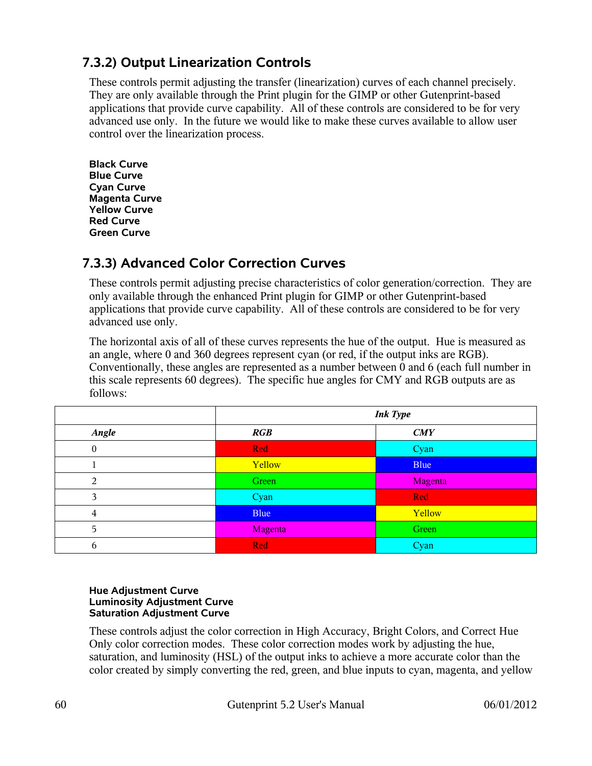### 7.3.2) Output Linearization Controls

These controls permit adjusting the transfer (linearization) curves of each channel precisely. They are only available through the Print plugin for the GIMP or other Gutenprint-based applications that provide curve capability. All of these controls are considered to be for very advanced use only. In the future we would like to make these curves available to allow user control over the linearization process.

**Black Curve**
**Blue Curve**
**Cyan Curve**
**Magenta Curve**
**Yellow Curve**
**Red Curve**
**Green Curve**

### 7.3.3) Advanced Color Correction Curves

These controls permit adjusting precise characteristics of color generation/correction. They are only available through the enhanced Print plugin for GIMP or other Gutenprint-based applications that provide curve capability. All of these controls are considered to be for very advanced use only.

The horizontal axis of all of these curves represents the hue of the output. Hue is measured as an angle, where 0 and 360 degrees represent cyan (or red, if the output inks are RGB). Conventionally, these angles are represented as a number between 0 and 6 (each full number in this scale represents 60 degrees). The specific hue angles for CMY and RGB outputs are as follows:

| | ***Ink Type*** | |
|---|---|---|
| ***Angle*** | ***RGB*** | ***CMY*** |
| 0 | Red | Cyan |
| 1 | Yellow | Blue |
| 2 | Green | Magenta |
| 3 | Cyan | Red |
| 4 | Blue | Yellow |
| 5 | Magenta | Green |
| 6 | Red | Cyan |

**Hue Adjustment Curve**
**Luminosity Adjustment Curve**
**Saturation Adjustment Curve**

These controls adjust the color correction in High Accuracy, Bright Colors, and Correct Hue Only color correction modes. These color correction modes work by adjusting the hue, saturation, and luminosity (HSL) of the output inks to achieve a more accurate color than the color created by simply converting the red, green, and blue inputs to cyan, magenta, and yellow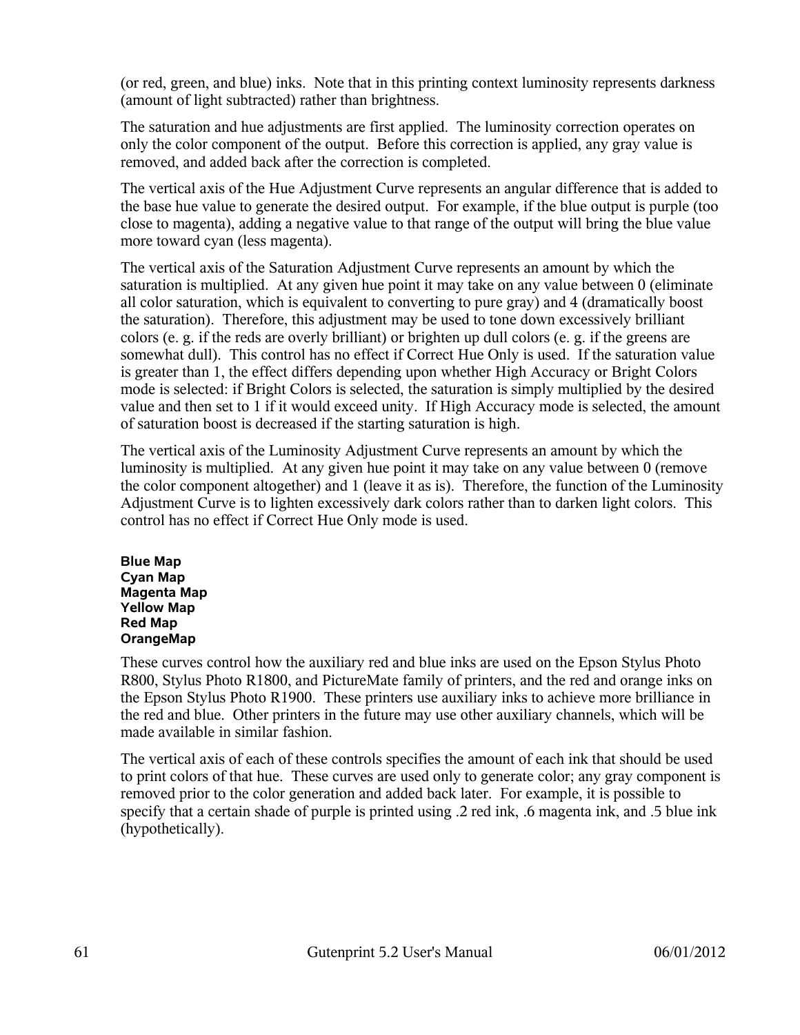(or red, green, and blue) inks. Note that in this printing context luminosity represents darkness (amount of light subtracted) rather than brightness.

The saturation and hue adjustments are first applied. The luminosity correction operates on only the color component of the output. Before this correction is applied, any gray value is removed, and added back after the correction is completed.

The vertical axis of the Hue Adjustment Curve represents an angular difference that is added to the base hue value to generate the desired output. For example, if the blue output is purple (too close to magenta), adding a negative value to that range of the output will bring the blue value more toward cyan (less magenta).

The vertical axis of the Saturation Adjustment Curve represents an amount by which the saturation is multiplied. At any given hue point it may take on any value between 0 (eliminate all color saturation, which is equivalent to converting to pure gray) and 4 (dramatically boost the saturation). Therefore, this adjustment may be used to tone down excessively brilliant colors (e. g. if the reds are overly brilliant) or brighten up dull colors (e. g. if the greens are somewhat dull). This control has no effect if Correct Hue Only is used. If the saturation value is greater than 1, the effect differs depending upon whether High Accuracy or Bright Colors mode is selected: if Bright Colors is selected, the saturation is simply multiplied by the desired value and then set to 1 if it would exceed unity. If High Accuracy mode is selected, the amount of saturation boost is decreased if the starting saturation is high.

The vertical axis of the Luminosity Adjustment Curve represents an amount by which the luminosity is multiplied. At any given hue point it may take on any value between 0 (remove the color component altogether) and 1 (leave it as is). Therefore, the function of the Luminosity Adjustment Curve is to lighten excessively dark colors rather than to darken light colors. This control has no effect if Correct Hue Only mode is used.

**Blue Map**
**Cyan Map**
**Magenta Map**
**Yellow Map**
**Red Map**
**OrangeMap**

These curves control how the auxiliary red and blue inks are used on the Epson Stylus Photo R800, Stylus Photo R1800, and PictureMate family of printers, and the red and orange inks on the Epson Stylus Photo R1900. These printers use auxiliary inks to achieve more brilliance in the red and blue. Other printers in the future may use other auxiliary channels, which will be made available in similar fashion.

The vertical axis of each of these controls specifies the amount of each ink that should be used to print colors of that hue. These curves are used only to generate color; any gray component is removed prior to the color generation and added back later. For example, it is possible to specify that a certain shade of purple is printed using .2 red ink, .6 magenta ink, and .5 blue ink (hypothetically).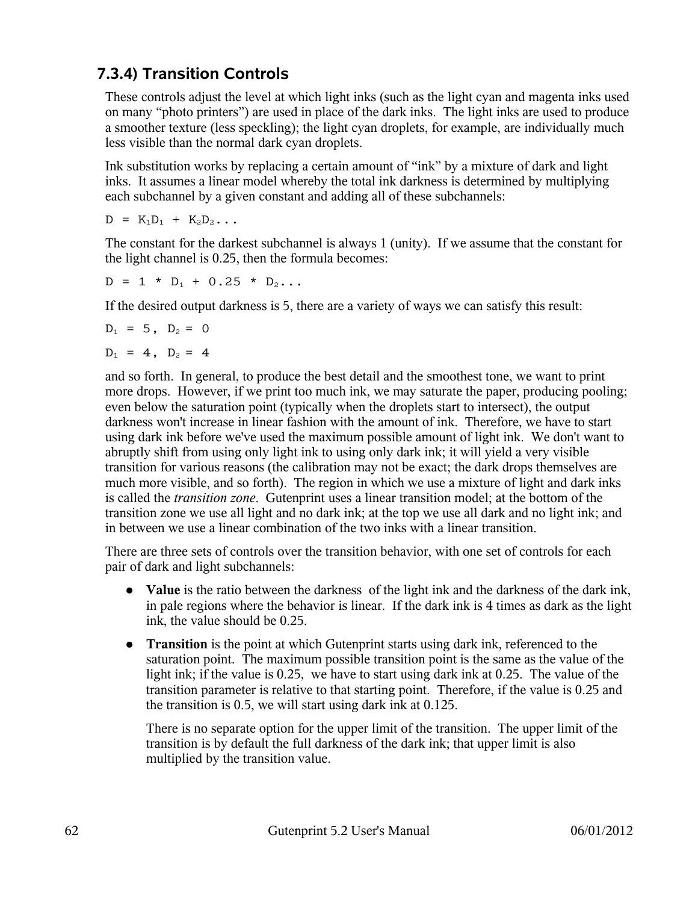### 7.3.4) Transition Controls

These controls adjust the level at which light inks (such as the light cyan and magenta inks used on many "photo printers") are used in place of the dark inks. The light inks are used to produce a smoother texture (less speckling); the light cyan droplets, for example, are individually much less visible than the normal dark cyan droplets.

Ink substitution works by replacing a certain amount of "ink" by a mixture of dark and light inks. It assumes a linear model whereby the total ink darkness is determined by multiplying each subchannel by a given constant and adding all of these subchannels:

$D = K_1 D_1 + K_2 D_2 ...$

The constant for the darkest subchannel is always 1 (unity). If we assume that the constant for the light channel is 0.25, then the formula becomes:

$D = 1 * D_1 + 0.25 * D_2 ...$

If the desired output darkness is 5, there are a variety of ways we can satisfy this result:

$D_1 = 5, D_2 = 0$

$D_1 = 4, D_2 = 4$

and so forth. In general, to produce the best detail and the smoothest tone, we want to print more drops. However, if we print too much ink, we may saturate the paper, producing pooling; even below the saturation point (typically when the droplets start to intersect), the output darkness won't increase in linear fashion with the amount of ink. Therefore, we have to start using dark ink before we've used the maximum possible amount of light ink. We don't want to abruptly shift from using only light ink to using only dark ink; it will yield a very visible transition for various reasons (the calibration may not be exact; the dark drops themselves are much more visible, and so forth). The region in which we use a mixture of light and dark inks is called the *transition zone*. Gutenprint uses a linear transition model; at the bottom of the transition zone we use all light and no dark ink; at the top we use all dark and no light ink; and in between we use a linear combination of the two inks with a linear transition.

There are three sets of controls over the transition behavior, with one set of controls for each pair of dark and light subchannels:

- **Value** is the ratio between the darkness of the light ink and the darkness of the dark ink, in pale regions where the behavior is linear. If the dark ink is 4 times as dark as the light ink, the value should be 0.25.
- **Transition** is the point at which Gutenprint starts using dark ink, referenced to the saturation point. The maximum possible transition point is the same as the value of the light ink; if the value is 0.25, we have to start using dark ink at 0.25. The value of the transition parameter is relative to that starting point. Therefore, if the value is 0.25 and the transition is 0.5, we will start using dark ink at 0.125.

  There is no separate option for the upper limit of the transition. The upper limit of the transition is by default the full darkness of the dark ink; that upper limit is also multiplied by the transition value.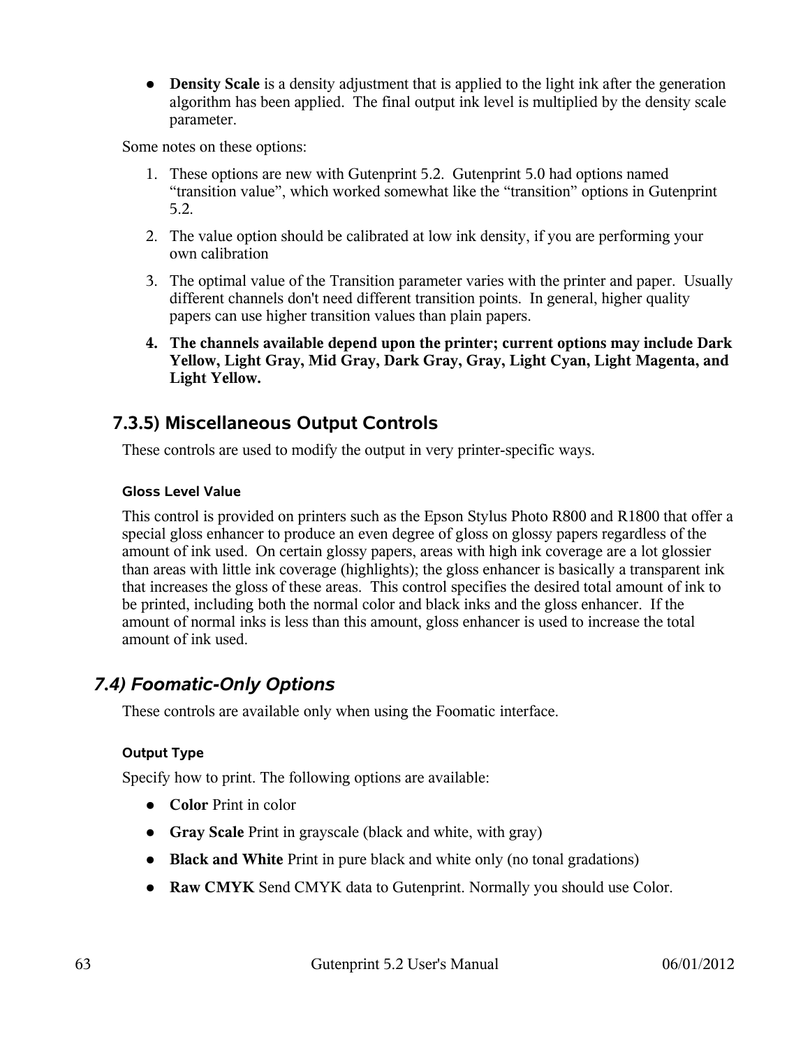- **Density Scale** is a density adjustment that is applied to the light ink after the generation algorithm has been applied. The final output ink level is multiplied by the density scale parameter.

Some notes on these options:

1. These options are new with Gutenprint 5.2. Gutenprint 5.0 had options named "transition value", which worked somewhat like the "transition" options in Gutenprint 5.2.
2. The value option should be calibrated at low ink density, if you are performing your own calibration
3. The optimal value of the Transition parameter varies with the printer and paper. Usually different channels don't need different transition points. In general, higher quality papers can use higher transition values than plain papers.
4. **The channels available depend upon the printer; current options may include Dark Yellow, Light Gray, Mid Gray, Dark Gray, Gray, Light Cyan, Light Magenta, and Light Yellow.**

### 7.3.5) Miscellaneous Output Controls

These controls are used to modify the output in very printer-specific ways.

#### Gloss Level Value

This control is provided on printers such as the Epson Stylus Photo R800 and R1800 that offer a special gloss enhancer to produce an even degree of gloss on glossy papers regardless of the amount of ink used. On certain glossy papers, areas with high ink coverage are a lot glossier than areas with little ink coverage (highlights); the gloss enhancer is basically a transparent ink that increases the gloss of these areas. This control specifies the desired total amount of ink to be printed, including both the normal color and black inks and the gloss enhancer. If the amount of normal inks is less than this amount, gloss enhancer is used to increase the total amount of ink used.

## *7.4) Foomatic-Only Options*

These controls are available only when using the Foomatic interface.

#### Output Type

Specify how to print. The following options are available:

- **Color** Print in color
- **Gray Scale** Print in grayscale (black and white, with gray)
- **Black and White** Print in pure black and white only (no tonal gradations)
- **Raw CMYK** Send CMYK data to Gutenprint. Normally you should use Color.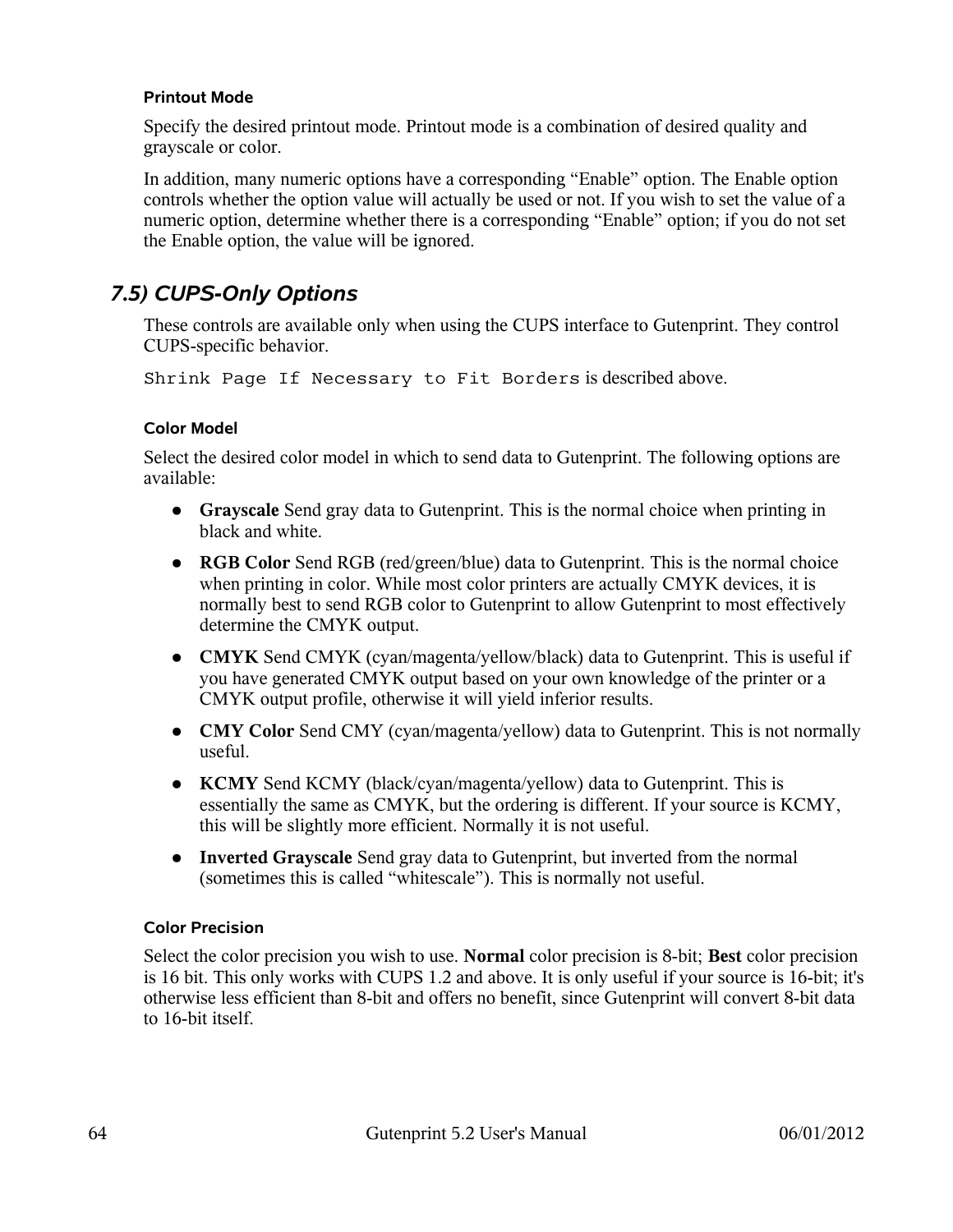#### Printout Mode

Specify the desired printout mode. Printout mode is a combination of desired quality and grayscale or color.

In addition, many numeric options have a corresponding “Enable” option. The Enable option controls whether the option value will actually be used or not. If you wish to set the value of a numeric option, determine whether there is a corresponding “Enable” option; if you do not set the Enable option, the value will be ignored.

## 7.5) CUPS-Only Options

These controls are available only when using the CUPS interface to Gutenprint. They control CUPS-specific behavior.

`Shrink Page If Necessary to Fit Borders` is described above.

#### Color Model

Select the desired color model in which to send data to Gutenprint. The following options are available:

- **Grayscale** Send gray data to Gutenprint. This is the normal choice when printing in black and white.
- **RGB Color** Send RGB (red/green/blue) data to Gutenprint. This is the normal choice when printing in color. While most color printers are actually CMYK devices, it is normally best to send RGB color to Gutenprint to allow Gutenprint to most effectively determine the CMYK output.
- **CMYK** Send CMYK (cyan/magenta/yellow/black) data to Gutenprint. This is useful if you have generated CMYK output based on your own knowledge of the printer or a CMYK output profile, otherwise it will yield inferior results.
- **CMY Color** Send CMY (cyan/magenta/yellow) data to Gutenprint. This is not normally useful.
- **KCMY** Send KCMY (black/cyan/magenta/yellow) data to Gutenprint. This is essentially the same as CMYK, but the ordering is different. If your source is KCMY, this will be slightly more efficient. Normally it is not useful.
- **Inverted Grayscale** Send gray data to Gutenprint, but inverted from the normal (sometimes this is called “whitescale”). This is normally not useful.

#### Color Precision

Select the color precision you wish to use. **Normal** color precision is 8-bit; **Best** color precision is 16 bit. This only works with CUPS 1.2 and above. It is only useful if your source is 16-bit; it's otherwise less efficient than 8-bit and offers no benefit, since Gutenprint will convert 8-bit data to 16-bit itself.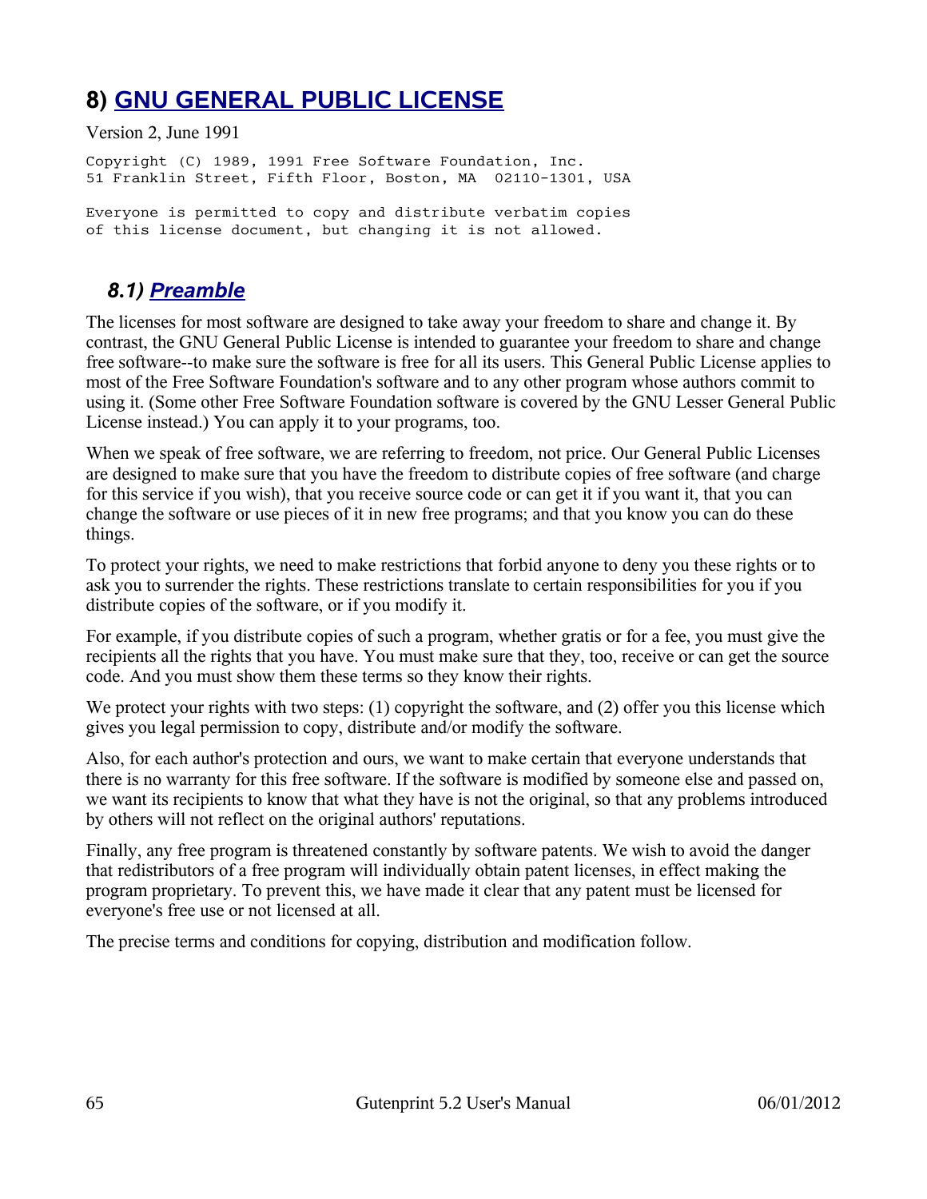# 8) GNU GENERAL PUBLIC LICENSE

Version 2, June 1991

```
Copyright (C) 1989, 1991 Free Software Foundation, Inc.
51 Franklin Street, Fifth Floor, Boston, MA  02110-1301, USA

Everyone is permitted to copy and distribute verbatim copies
of this license document, but changing it is not allowed.
```

## 8.1) Preamble

The licenses for most software are designed to take away your freedom to share and change it. By contrast, the GNU General Public License is intended to guarantee your freedom to share and change free software--to make sure the software is free for all its users. This General Public License applies to most of the Free Software Foundation's software and to any other program whose authors commit to using it. (Some other Free Software Foundation software is covered by the GNU Lesser General Public License instead.) You can apply it to your programs, too.

When we speak of free software, we are referring to freedom, not price. Our General Public Licenses are designed to make sure that you have the freedom to distribute copies of free software (and charge for this service if you wish), that you receive source code or can get it if you want it, that you can change the software or use pieces of it in new free programs; and that you know you can do these things.

To protect your rights, we need to make restrictions that forbid anyone to deny you these rights or to ask you to surrender the rights. These restrictions translate to certain responsibilities for you if you distribute copies of the software, or if you modify it.

For example, if you distribute copies of such a program, whether gratis or for a fee, you must give the recipients all the rights that you have. You must make sure that they, too, receive or can get the source code. And you must show them these terms so they know their rights.

We protect your rights with two steps: (1) copyright the software, and (2) offer you this license which gives you legal permission to copy, distribute and/or modify the software.

Also, for each author's protection and ours, we want to make certain that everyone understands that there is no warranty for this free software. If the software is modified by someone else and passed on, we want its recipients to know that what they have is not the original, so that any problems introduced by others will not reflect on the original authors' reputations.

Finally, any free program is threatened constantly by software patents. We wish to avoid the danger that redistributors of a free program will individually obtain patent licenses, in effect making the program proprietary. To prevent this, we have made it clear that any patent must be licensed for everyone's free use or not licensed at all.

The precise terms and conditions for copying, distribution and modification follow.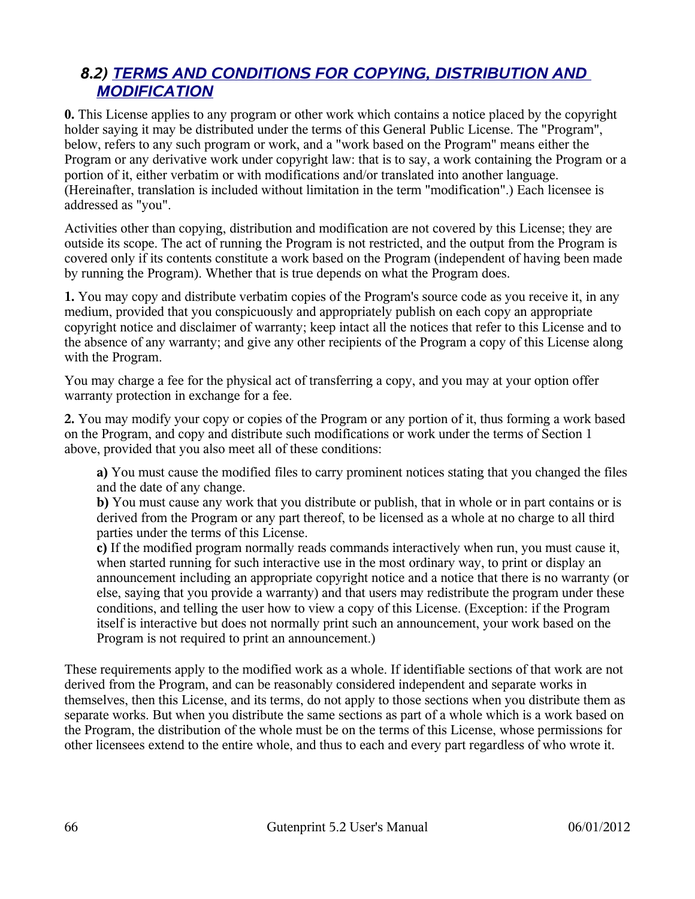## 8.2) TERMS AND CONDITIONS FOR COPYING, DISTRIBUTION AND MODIFICATION

**0.** This License applies to any program or other work which contains a notice placed by the copyright holder saying it may be distributed under the terms of this General Public License. The "Program", below, refers to any such program or work, and a "work based on the Program" means either the Program or any derivative work under copyright law: that is to say, a work containing the Program or a portion of it, either verbatim or with modifications and/or translated into another language. (Hereinafter, translation is included without limitation in the term "modification".) Each licensee is addressed as "you".

Activities other than copying, distribution and modification are not covered by this License; they are outside its scope. The act of running the Program is not restricted, and the output from the Program is covered only if its contents constitute a work based on the Program (independent of having been made by running the Program). Whether that is true depends on what the Program does.

**1.** You may copy and distribute verbatim copies of the Program's source code as you receive it, in any medium, provided that you conspicuously and appropriately publish on each copy an appropriate copyright notice and disclaimer of warranty; keep intact all the notices that refer to this License and to the absence of any warranty; and give any other recipients of the Program a copy of this License along with the Program.

You may charge a fee for the physical act of transferring a copy, and you may at your option offer warranty protection in exchange for a fee.

**2.** You may modify your copy or copies of the Program or any portion of it, thus forming a work based on the Program, and copy and distribute such modifications or work under the terms of Section 1 above, provided that you also meet all of these conditions:

> **a)** You must cause the modified files to carry prominent notices stating that you changed the files and the date of any change.
> **b)** You must cause any work that you distribute or publish, that in whole or in part contains or is derived from the Program or any part thereof, to be licensed as a whole at no charge to all third parties under the terms of this License.
> **c)** If the modified program normally reads commands interactively when run, you must cause it, when started running for such interactive use in the most ordinary way, to print or display an announcement including an appropriate copyright notice and a notice that there is no warranty (or else, saying that you provide a warranty) and that users may redistribute the program under these conditions, and telling the user how to view a copy of this License. (Exception: if the Program itself is interactive but does not normally print such an announcement, your work based on the Program is not required to print an announcement.)

These requirements apply to the modified work as a whole. If identifiable sections of that work are not derived from the Program, and can be reasonably considered independent and separate works in themselves, then this License, and its terms, do not apply to those sections when you distribute them as separate works. But when you distribute the same sections as part of a whole which is a work based on the Program, the distribution of the whole must be on the terms of this License, whose permissions for other licensees extend to the entire whole, and thus to each and every part regardless of who wrote it.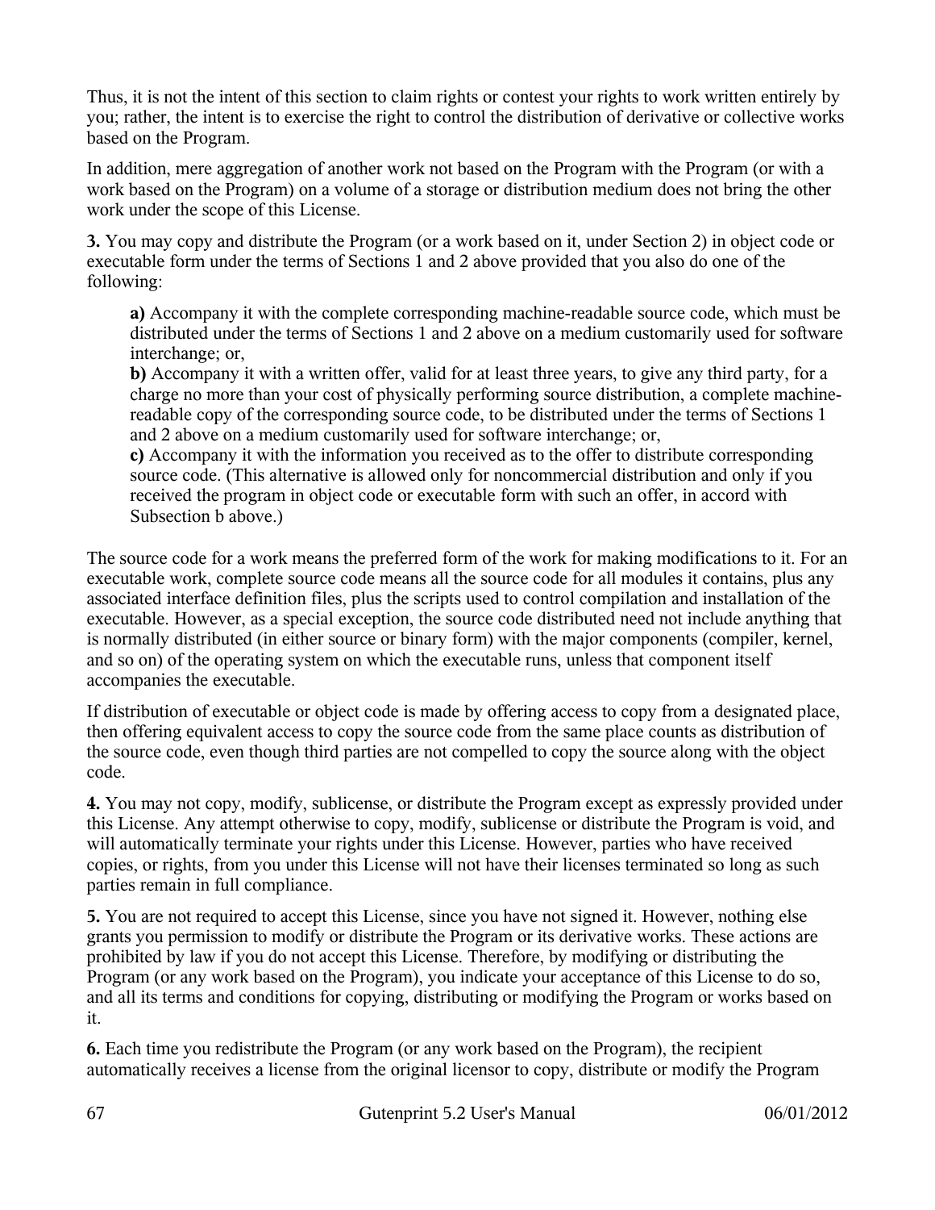Thus, it is not the intent of this section to claim rights or contest your rights to work written entirely by you; rather, the intent is to exercise the right to control the distribution of derivative or collective works based on the Program.

In addition, mere aggregation of another work not based on the Program with the Program (or with a work based on the Program) on a volume of a storage or distribution medium does not bring the other work under the scope of this License.

**3.** You may copy and distribute the Program (or a work based on it, under Section 2) in object code or executable form under the terms of Sections 1 and 2 above provided that you also do one of the following:

> **a)** Accompany it with the complete corresponding machine-readable source code, which must be distributed under the terms of Sections 1 and 2 above on a medium customarily used for software interchange; or,
> **b)** Accompany it with a written offer, valid for at least three years, to give any third party, for a charge no more than your cost of physically performing source distribution, a complete machine-readable copy of the corresponding source code, to be distributed under the terms of Sections 1 and 2 above on a medium customarily used for software interchange; or,
> **c)** Accompany it with the information you received as to the offer to distribute corresponding source code. (This alternative is allowed only for noncommercial distribution and only if you received the program in object code or executable form with such an offer, in accord with Subsection b above.)

The source code for a work means the preferred form of the work for making modifications to it. For an executable work, complete source code means all the source code for all modules it contains, plus any associated interface definition files, plus the scripts used to control compilation and installation of the executable. However, as a special exception, the source code distributed need not include anything that is normally distributed (in either source or binary form) with the major components (compiler, kernel, and so on) of the operating system on which the executable runs, unless that component itself accompanies the executable.

If distribution of executable or object code is made by offering access to copy from a designated place, then offering equivalent access to copy the source code from the same place counts as distribution of the source code, even though third parties are not compelled to copy the source along with the object code.

**4.** You may not copy, modify, sublicense, or distribute the Program except as expressly provided under this License. Any attempt otherwise to copy, modify, sublicense or distribute the Program is void, and will automatically terminate your rights under this License. However, parties who have received copies, or rights, from you under this License will not have their licenses terminated so long as such parties remain in full compliance.

**5.** You are not required to accept this License, since you have not signed it. However, nothing else grants you permission to modify or distribute the Program or its derivative works. These actions are prohibited by law if you do not accept this License. Therefore, by modifying or distributing the Program (or any work based on the Program), you indicate your acceptance of this License to do so, and all its terms and conditions for copying, distributing or modifying the Program or works based on it.

**6.** Each time you redistribute the Program (or any work based on the Program), the recipient automatically receives a license from the original licensor to copy, distribute or modify the Program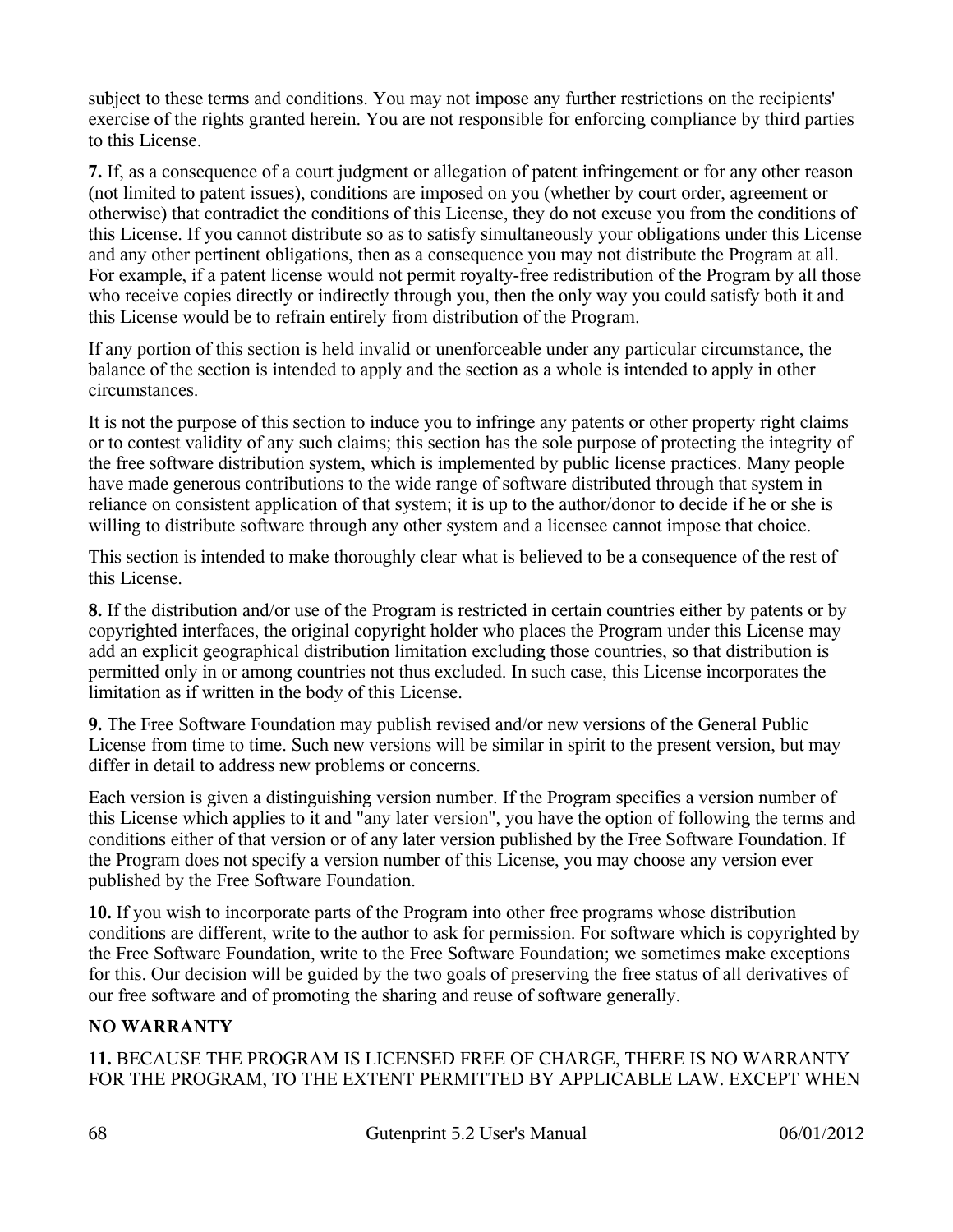subject to these terms and conditions. You may not impose any further restrictions on the recipients' exercise of the rights granted herein. You are not responsible for enforcing compliance by third parties to this License.

**7.** If, as a consequence of a court judgment or allegation of patent infringement or for any other reason (not limited to patent issues), conditions are imposed on you (whether by court order, agreement or otherwise) that contradict the conditions of this License, they do not excuse you from the conditions of this License. If you cannot distribute so as to satisfy simultaneously your obligations under this License and any other pertinent obligations, then as a consequence you may not distribute the Program at all. For example, if a patent license would not permit royalty-free redistribution of the Program by all those who receive copies directly or indirectly through you, then the only way you could satisfy both it and this License would be to refrain entirely from distribution of the Program.

If any portion of this section is held invalid or unenforceable under any particular circumstance, the balance of the section is intended to apply and the section as a whole is intended to apply in other circumstances.

It is not the purpose of this section to induce you to infringe any patents or other property right claims or to contest validity of any such claims; this section has the sole purpose of protecting the integrity of the free software distribution system, which is implemented by public license practices. Many people have made generous contributions to the wide range of software distributed through that system in reliance on consistent application of that system; it is up to the author/donor to decide if he or she is willing to distribute software through any other system and a licensee cannot impose that choice.

This section is intended to make thoroughly clear what is believed to be a consequence of the rest of this License.

**8.** If the distribution and/or use of the Program is restricted in certain countries either by patents or by copyrighted interfaces, the original copyright holder who places the Program under this License may add an explicit geographical distribution limitation excluding those countries, so that distribution is permitted only in or among countries not thus excluded. In such case, this License incorporates the limitation as if written in the body of this License.

**9.** The Free Software Foundation may publish revised and/or new versions of the General Public License from time to time. Such new versions will be similar in spirit to the present version, but may differ in detail to address new problems or concerns.

Each version is given a distinguishing version number. If the Program specifies a version number of this License which applies to it and "any later version", you have the option of following the terms and conditions either of that version or of any later version published by the Free Software Foundation. If the Program does not specify a version number of this License, you may choose any version ever published by the Free Software Foundation.

**10.** If you wish to incorporate parts of the Program into other free programs whose distribution conditions are different, write to the author to ask for permission. For software which is copyrighted by the Free Software Foundation, write to the Free Software Foundation; we sometimes make exceptions for this. Our decision will be guided by the two goals of preserving the free status of all derivatives of our free software and of promoting the sharing and reuse of software generally.

**NO WARRANTY**

**11.** BECAUSE THE PROGRAM IS LICENSED FREE OF CHARGE, THERE IS NO WARRANTY FOR THE PROGRAM, TO THE EXTENT PERMITTED BY APPLICABLE LAW. EXCEPT WHEN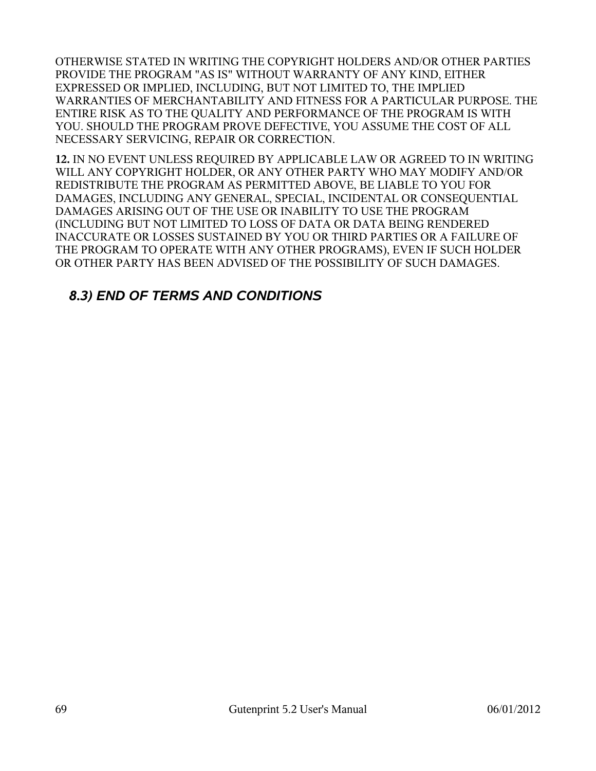OTHERWISE STATED IN WRITING THE COPYRIGHT HOLDERS AND/OR OTHER PARTIES PROVIDE THE PROGRAM "AS IS" WITHOUT WARRANTY OF ANY KIND, EITHER EXPRESSED OR IMPLIED, INCLUDING, BUT NOT LIMITED TO, THE IMPLIED WARRANTIES OF MERCHANTABILITY AND FITNESS FOR A PARTICULAR PURPOSE. THE ENTIRE RISK AS TO THE QUALITY AND PERFORMANCE OF THE PROGRAM IS WITH YOU. SHOULD THE PROGRAM PROVE DEFECTIVE, YOU ASSUME THE COST OF ALL NECESSARY SERVICING, REPAIR OR CORRECTION.

**12.** IN NO EVENT UNLESS REQUIRED BY APPLICABLE LAW OR AGREED TO IN WRITING WILL ANY COPYRIGHT HOLDER, OR ANY OTHER PARTY WHO MAY MODIFY AND/OR REDISTRIBUTE THE PROGRAM AS PERMITTED ABOVE, BE LIABLE TO YOU FOR DAMAGES, INCLUDING ANY GENERAL, SPECIAL, INCIDENTAL OR CONSEQUENTIAL DAMAGES ARISING OUT OF THE USE OR INABILITY TO USE THE PROGRAM (INCLUDING BUT NOT LIMITED TO LOSS OF DATA OR DATA BEING RENDERED INACCURATE OR LOSSES SUSTAINED BY YOU OR THIRD PARTIES OR A FAILURE OF THE PROGRAM TO OPERATE WITH ANY OTHER PROGRAMS), EVEN IF SUCH HOLDER OR OTHER PARTY HAS BEEN ADVISED OF THE POSSIBILITY OF SUCH DAMAGES.

### *8.3) END OF TERMS AND CONDITIONS*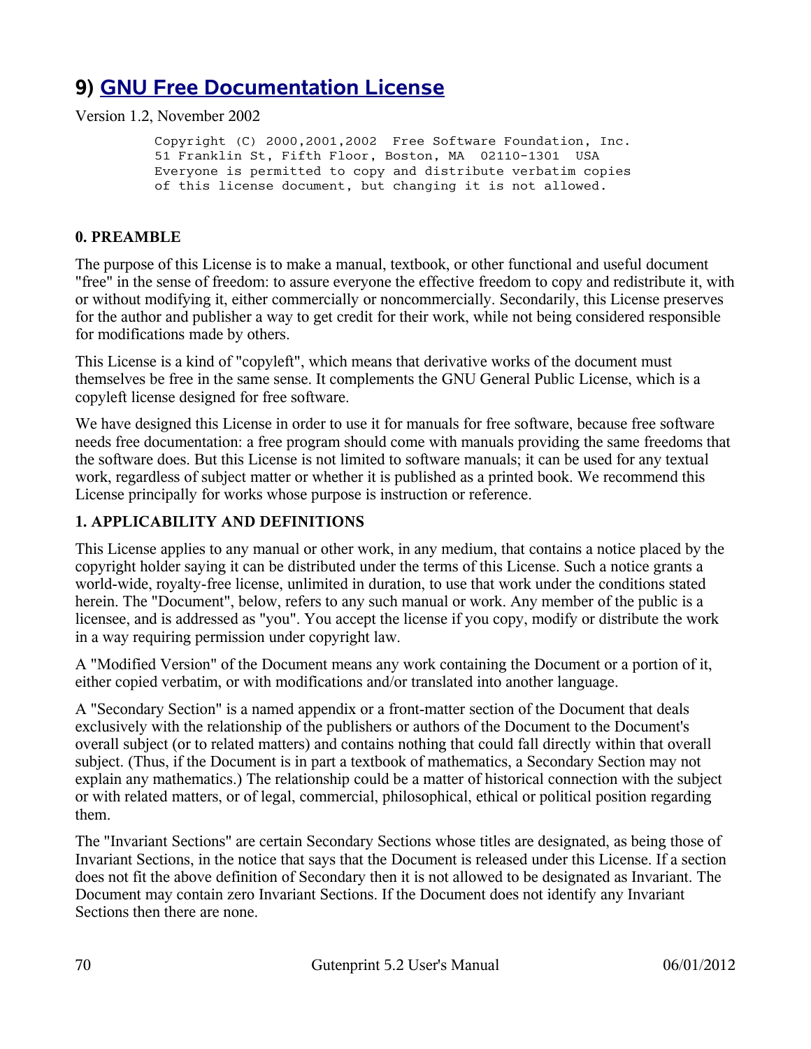## 9) GNU Free Documentation License

Version 1.2, November 2002

```
Copyright (C) 2000,2001,2002  Free Software Foundation, Inc.
51 Franklin St, Fifth Floor, Boston, MA  02110-1301  USA
Everyone is permitted to copy and distribute verbatim copies
of this license document, but changing it is not allowed.
```

**0. PREAMBLE**

The purpose of this License is to make a manual, textbook, or other functional and useful document "free" in the sense of freedom: to assure everyone the effective freedom to copy and redistribute it, with or without modifying it, either commercially or noncommercially. Secondarily, this License preserves for the author and publisher a way to get credit for their work, while not being considered responsible for modifications made by others.

This License is a kind of "copyleft", which means that derivative works of the document must themselves be free in the same sense. It complements the GNU General Public License, which is a copyleft license designed for free software.

We have designed this License in order to use it for manuals for free software, because free software needs free documentation: a free program should come with manuals providing the same freedoms that the software does. But this License is not limited to software manuals; it can be used for any textual work, regardless of subject matter or whether it is published as a printed book. We recommend this License principally for works whose purpose is instruction or reference.

**1. APPLICABILITY AND DEFINITIONS**

This License applies to any manual or other work, in any medium, that contains a notice placed by the copyright holder saying it can be distributed under the terms of this License. Such a notice grants a world-wide, royalty-free license, unlimited in duration, to use that work under the conditions stated herein. The "Document", below, refers to any such manual or work. Any member of the public is a licensee, and is addressed as "you". You accept the license if you copy, modify or distribute the work in a way requiring permission under copyright law.

A "Modified Version" of the Document means any work containing the Document or a portion of it, either copied verbatim, or with modifications and/or translated into another language.

A "Secondary Section" is a named appendix or a front-matter section of the Document that deals exclusively with the relationship of the publishers or authors of the Document to the Document's overall subject (or to related matters) and contains nothing that could fall directly within that overall subject. (Thus, if the Document is in part a textbook of mathematics, a Secondary Section may not explain any mathematics.) The relationship could be a matter of historical connection with the subject or with related matters, or of legal, commercial, philosophical, ethical or political position regarding them.

The "Invariant Sections" are certain Secondary Sections whose titles are designated, as being those of Invariant Sections, in the notice that says that the Document is released under this License. If a section does not fit the above definition of Secondary then it is not allowed to be designated as Invariant. The Document may contain zero Invariant Sections. If the Document does not identify any Invariant Sections then there are none.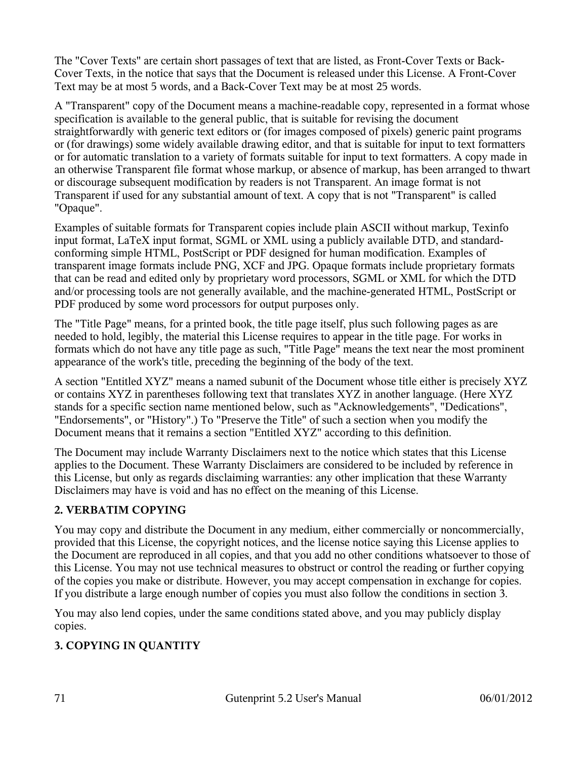The "Cover Texts" are certain short passages of text that are listed, as Front-Cover Texts or Back-Cover Texts, in the notice that says that the Document is released under this License. A Front-Cover Text may be at most 5 words, and a Back-Cover Text may be at most 25 words.

A "Transparent" copy of the Document means a machine-readable copy, represented in a format whose specification is available to the general public, that is suitable for revising the document straightforwardly with generic text editors or (for images composed of pixels) generic paint programs or (for drawings) some widely available drawing editor, and that is suitable for input to text formatters or for automatic translation to a variety of formats suitable for input to text formatters. A copy made in an otherwise Transparent file format whose markup, or absence of markup, has been arranged to thwart or discourage subsequent modification by readers is not Transparent. An image format is not Transparent if used for any substantial amount of text. A copy that is not "Transparent" is called "Opaque".

Examples of suitable formats for Transparent copies include plain ASCII without markup, Texinfo input format, LaTeX input format, SGML or XML using a publicly available DTD, and standard-conforming simple HTML, PostScript or PDF designed for human modification. Examples of transparent image formats include PNG, XCF and JPG. Opaque formats include proprietary formats that can be read and edited only by proprietary word processors, SGML or XML for which the DTD and/or processing tools are not generally available, and the machine-generated HTML, PostScript or PDF produced by some word processors for output purposes only.

The "Title Page" means, for a printed book, the title page itself, plus such following pages as are needed to hold, legibly, the material this License requires to appear in the title page. For works in formats which do not have any title page as such, "Title Page" means the text near the most prominent appearance of the work's title, preceding the beginning of the body of the text.

A section "Entitled XYZ" means a named subunit of the Document whose title either is precisely XYZ or contains XYZ in parentheses following text that translates XYZ in another language. (Here XYZ stands for a specific section name mentioned below, such as "Acknowledgements", "Dedications", "Endorsements", or "History".) To "Preserve the Title" of such a section when you modify the Document means that it remains a section "Entitled XYZ" according to this definition.

The Document may include Warranty Disclaimers next to the notice which states that this License applies to the Document. These Warranty Disclaimers are considered to be included by reference in this License, but only as regards disclaiming warranties: any other implication that these Warranty Disclaimers may have is void and has no effect on the meaning of this License.

### 2. VERBATIM COPYING

You may copy and distribute the Document in any medium, either commercially or noncommercially, provided that this License, the copyright notices, and the license notice saying this License applies to the Document are reproduced in all copies, and that you add no other conditions whatsoever to those of this License. You may not use technical measures to obstruct or control the reading or further copying of the copies you make or distribute. However, you may accept compensation in exchange for copies. If you distribute a large enough number of copies you must also follow the conditions in section 3.

You may also lend copies, under the same conditions stated above, and you may publicly display copies.

### 3. COPYING IN QUANTITY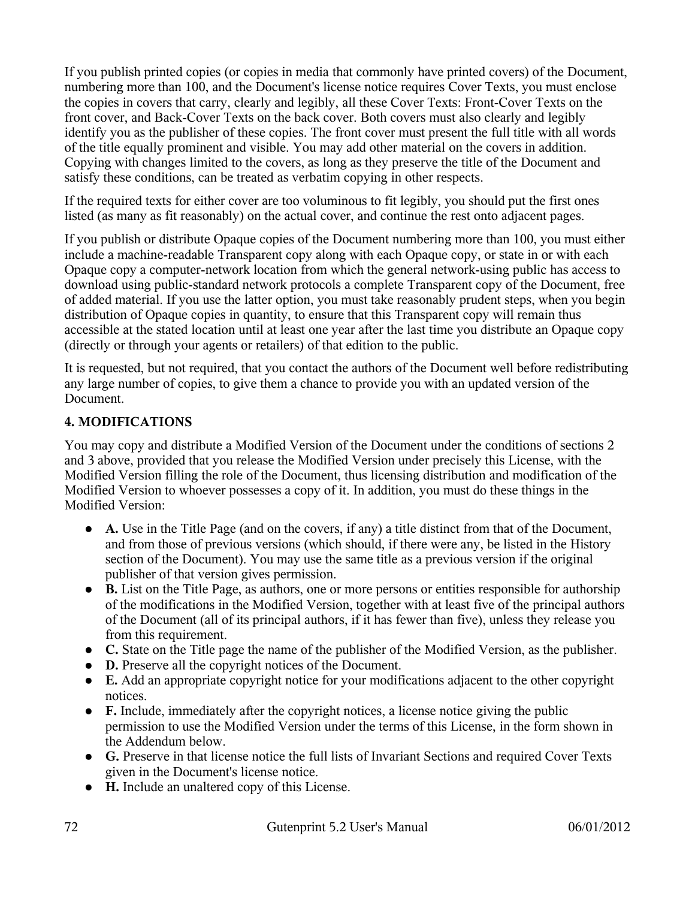If you publish printed copies (or copies in media that commonly have printed covers) of the Document, numbering more than 100, and the Document's license notice requires Cover Texts, you must enclose the copies in covers that carry, clearly and legibly, all these Cover Texts: Front-Cover Texts on the front cover, and Back-Cover Texts on the back cover. Both covers must also clearly and legibly identify you as the publisher of these copies. The front cover must present the full title with all words of the title equally prominent and visible. You may add other material on the covers in addition. Copying with changes limited to the covers, as long as they preserve the title of the Document and satisfy these conditions, can be treated as verbatim copying in other respects.

If the required texts for either cover are too voluminous to fit legibly, you should put the first ones listed (as many as fit reasonably) on the actual cover, and continue the rest onto adjacent pages.

If you publish or distribute Opaque copies of the Document numbering more than 100, you must either include a machine-readable Transparent copy along with each Opaque copy, or state in or with each Opaque copy a computer-network location from which the general network-using public has access to download using public-standard network protocols a complete Transparent copy of the Document, free of added material. If you use the latter option, you must take reasonably prudent steps, when you begin distribution of Opaque copies in quantity, to ensure that this Transparent copy will remain thus accessible at the stated location until at least one year after the last time you distribute an Opaque copy (directly or through your agents or retailers) of that edition to the public.

It is requested, but not required, that you contact the authors of the Document well before redistributing any large number of copies, to give them a chance to provide you with an updated version of the Document.

**4. MODIFICATIONS**

You may copy and distribute a Modified Version of the Document under the conditions of sections 2 and 3 above, provided that you release the Modified Version under precisely this License, with the Modified Version filling the role of the Document, thus licensing distribution and modification of the Modified Version to whoever possesses a copy of it. In addition, you must do these things in the Modified Version:

- **A.** Use in the Title Page (and on the covers, if any) a title distinct from that of the Document, and from those of previous versions (which should, if there were any, be listed in the History section of the Document). You may use the same title as a previous version if the original publisher of that version gives permission.
- **B.** List on the Title Page, as authors, one or more persons or entities responsible for authorship of the modifications in the Modified Version, together with at least five of the principal authors of the Document (all of its principal authors, if it has fewer than five), unless they release you from this requirement.
- **C.** State on the Title page the name of the publisher of the Modified Version, as the publisher.
- **D.** Preserve all the copyright notices of the Document.
- **E.** Add an appropriate copyright notice for your modifications adjacent to the other copyright notices.
- **F.** Include, immediately after the copyright notices, a license notice giving the public permission to use the Modified Version under the terms of this License, in the form shown in the Addendum below.
- **G.** Preserve in that license notice the full lists of Invariant Sections and required Cover Texts given in the Document's license notice.
- **H.** Include an unaltered copy of this License.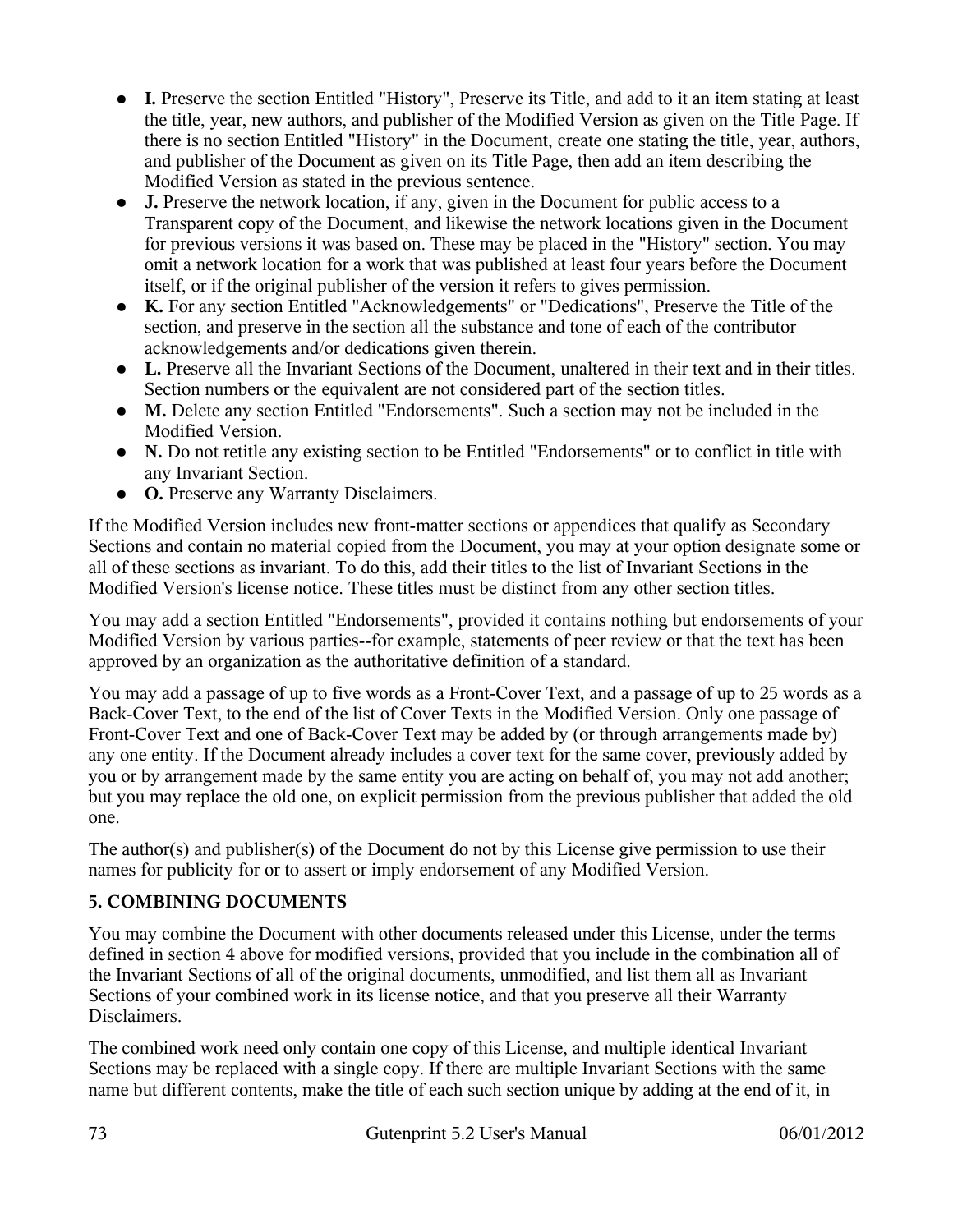- **I.** Preserve the section Entitled "History", Preserve its Title, and add to it an item stating at least the title, year, new authors, and publisher of the Modified Version as given on the Title Page. If there is no section Entitled "History" in the Document, create one stating the title, year, authors, and publisher of the Document as given on its Title Page, then add an item describing the Modified Version as stated in the previous sentence.
- **J.** Preserve the network location, if any, given in the Document for public access to a Transparent copy of the Document, and likewise the network locations given in the Document for previous versions it was based on. These may be placed in the "History" section. You may omit a network location for a work that was published at least four years before the Document itself, or if the original publisher of the version it refers to gives permission.
- **K.** For any section Entitled "Acknowledgements" or "Dedications", Preserve the Title of the section, and preserve in the section all the substance and tone of each of the contributor acknowledgements and/or dedications given therein.
- **L.** Preserve all the Invariant Sections of the Document, unaltered in their text and in their titles. Section numbers or the equivalent are not considered part of the section titles.
- **M.** Delete any section Entitled "Endorsements". Such a section may not be included in the Modified Version.
- **N.** Do not retitle any existing section to be Entitled "Endorsements" or to conflict in title with any Invariant Section.
- **O.** Preserve any Warranty Disclaimers.

If the Modified Version includes new front-matter sections or appendices that qualify as Secondary Sections and contain no material copied from the Document, you may at your option designate some or all of these sections as invariant. To do this, add their titles to the list of Invariant Sections in the Modified Version's license notice. These titles must be distinct from any other section titles.

You may add a section Entitled "Endorsements", provided it contains nothing but endorsements of your Modified Version by various parties--for example, statements of peer review or that the text has been approved by an organization as the authoritative definition of a standard.

You may add a passage of up to five words as a Front-Cover Text, and a passage of up to 25 words as a Back-Cover Text, to the end of the list of Cover Texts in the Modified Version. Only one passage of Front-Cover Text and one of Back-Cover Text may be added by (or through arrangements made by) any one entity. If the Document already includes a cover text for the same cover, previously added by you or by arrangement made by the same entity you are acting on behalf of, you may not add another; but you may replace the old one, on explicit permission from the previous publisher that added the old one.

The author(s) and publisher(s) of the Document do not by this License give permission to use their names for publicity for or to assert or imply endorsement of any Modified Version.

**5. COMBINING DOCUMENTS**

You may combine the Document with other documents released under this License, under the terms defined in section 4 above for modified versions, provided that you include in the combination all of the Invariant Sections of all of the original documents, unmodified, and list them all as Invariant Sections of your combined work in its license notice, and that you preserve all their Warranty Disclaimers.

The combined work need only contain one copy of this License, and multiple identical Invariant Sections may be replaced with a single copy. If there are multiple Invariant Sections with the same name but different contents, make the title of each such section unique by adding at the end of it, in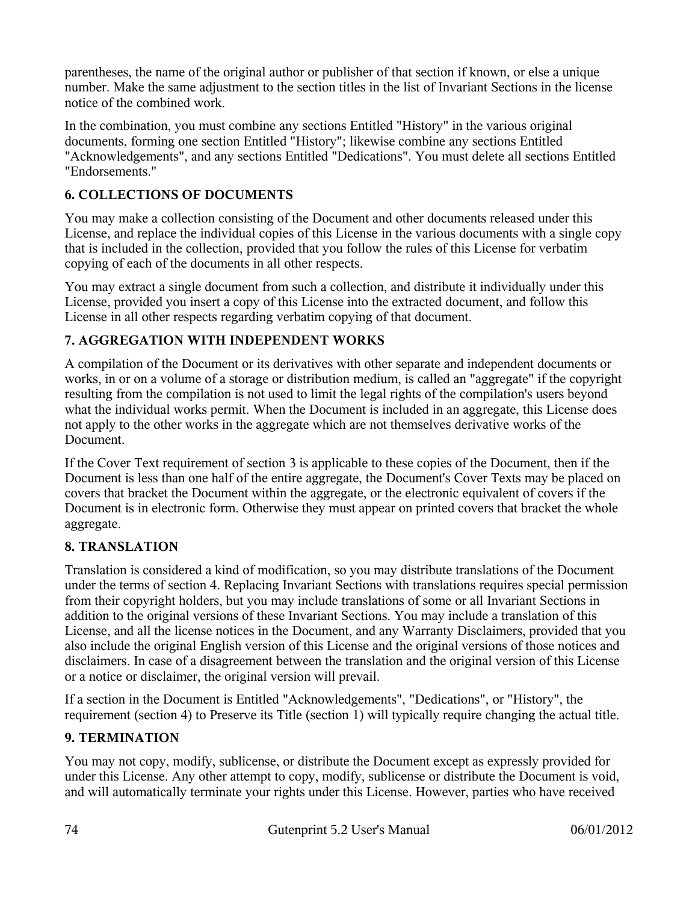parentheses, the name of the original author or publisher of that section if known, or else a unique number. Make the same adjustment to the section titles in the list of Invariant Sections in the license notice of the combined work.

In the combination, you must combine any sections Entitled "History" in the various original documents, forming one section Entitled "History"; likewise combine any sections Entitled "Acknowledgements", and any sections Entitled "Dedications". You must delete all sections Entitled "Endorsements."

### 6. COLLECTIONS OF DOCUMENTS

You may make a collection consisting of the Document and other documents released under this License, and replace the individual copies of this License in the various documents with a single copy that is included in the collection, provided that you follow the rules of this License for verbatim copying of each of the documents in all other respects.

You may extract a single document from such a collection, and distribute it individually under this License, provided you insert a copy of this License into the extracted document, and follow this License in all other respects regarding verbatim copying of that document.

### 7. AGGREGATION WITH INDEPENDENT WORKS

A compilation of the Document or its derivatives with other separate and independent documents or works, in or on a volume of a storage or distribution medium, is called an "aggregate" if the copyright resulting from the compilation is not used to limit the legal rights of the compilation's users beyond what the individual works permit. When the Document is included in an aggregate, this License does not apply to the other works in the aggregate which are not themselves derivative works of the Document.

If the Cover Text requirement of section 3 is applicable to these copies of the Document, then if the Document is less than one half of the entire aggregate, the Document's Cover Texts may be placed on covers that bracket the Document within the aggregate, or the electronic equivalent of covers if the Document is in electronic form. Otherwise they must appear on printed covers that bracket the whole aggregate.

### 8. TRANSLATION

Translation is considered a kind of modification, so you may distribute translations of the Document under the terms of section 4. Replacing Invariant Sections with translations requires special permission from their copyright holders, but you may include translations of some or all Invariant Sections in addition to the original versions of these Invariant Sections. You may include a translation of this License, and all the license notices in the Document, and any Warranty Disclaimers, provided that you also include the original English version of this License and the original versions of those notices and disclaimers. In case of a disagreement between the translation and the original version of this License or a notice or disclaimer, the original version will prevail.

If a section in the Document is Entitled "Acknowledgements", "Dedications", or "History", the requirement (section 4) to Preserve its Title (section 1) will typically require changing the actual title.

### 9. TERMINATION

You may not copy, modify, sublicense, or distribute the Document except as expressly provided for under this License. Any other attempt to copy, modify, sublicense or distribute the Document is void, and will automatically terminate your rights under this License. However, parties who have received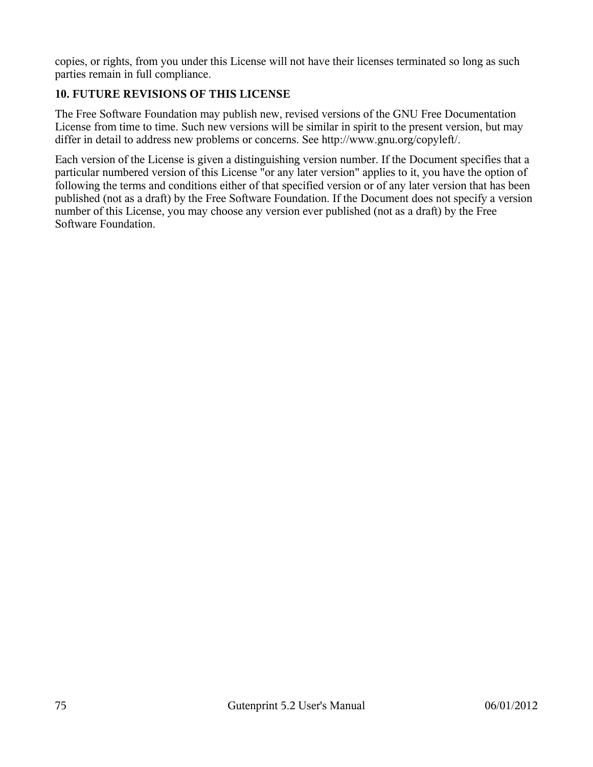copies, or rights, from you under this License will not have their licenses terminated so long as such parties remain in full compliance.

### 10. FUTURE REVISIONS OF THIS LICENSE

The Free Software Foundation may publish new, revised versions of the GNU Free Documentation License from time to time. Such new versions will be similar in spirit to the present version, but may differ in detail to address new problems or concerns. See http://www.gnu.org/copyleft/.

Each version of the License is given a distinguishing version number. If the Document specifies that a particular numbered version of this License "or any later version" applies to it, you have the option of following the terms and conditions either of that specified version or of any later version that has been published (not as a draft) by the Free Software Foundation. If the Document does not specify a version number of this License, you may choose any version ever published (not as a draft) by the Free Software Foundation.